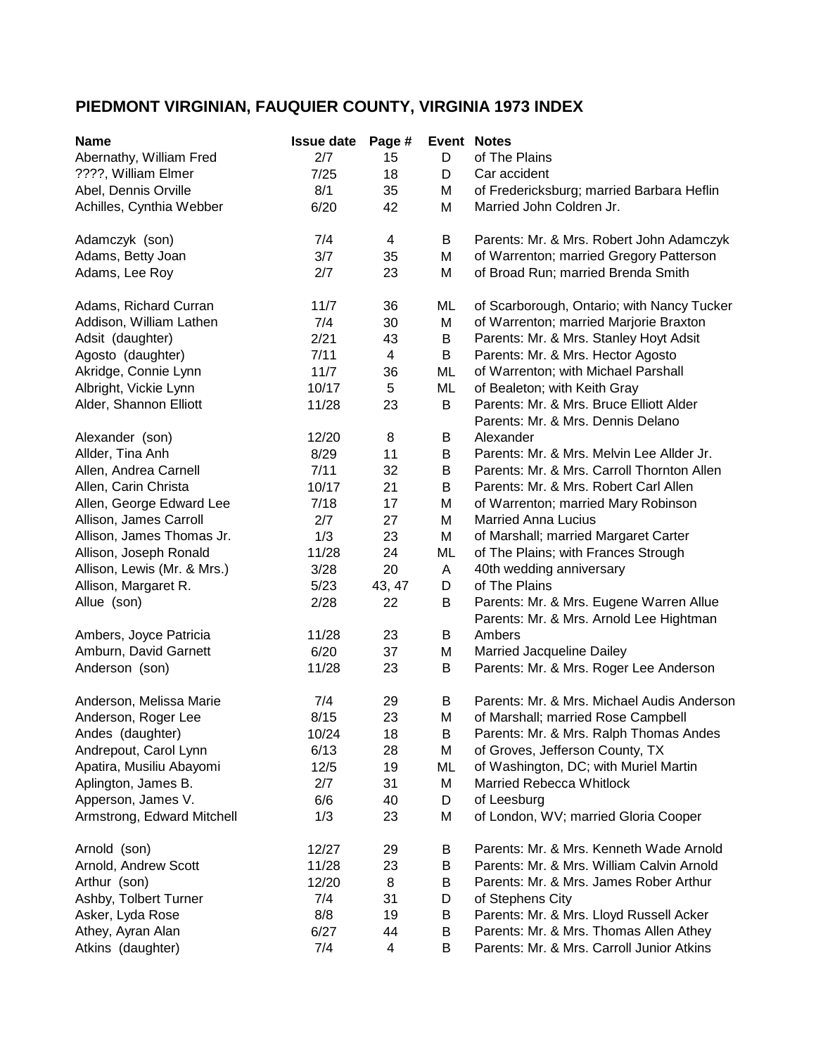# PIEDMONT VIRGINIAN, FAUQUIER COUNTY, VIRGINIA 1973 INDEX

| Name | Issue date | Page # | Event | Notes |
|---|---|---|---|---|
| Abernathy, William Fred | 2/7 | 15 | D | of The Plains |
| ????, William Elmer | 7/25 | 18 | D | Car accident |
| Abel, Dennis Orville | 8/1 | 35 | M | of Fredericksburg; married Barbara Heflin |
| Achilles, Cynthia Webber | 6/20 | 42 | M | Married John Coldren Jr. |
| Adamczyk (son) | 7/4 | 4 | B | Parents: Mr. & Mrs. Robert John Adamczyk |
| Adams, Betty Joan | 3/7 | 35 | M | of Warrenton; married Gregory Patterson |
| Adams, Lee Roy | 2/7 | 23 | M | of Broad Run; married Brenda Smith |
| Adams, Richard Curran | 11/7 | 36 | ML | of Scarborough, Ontario; with Nancy Tucker |
| Addison, William Lathen | 7/4 | 30 | M | of Warrenton; married Marjorie Braxton |
| Adsit (daughter) | 2/21 | 43 | B | Parents: Mr. & Mrs. Stanley Hoyt Adsit |
| Agosto (daughter) | 7/11 | 4 | B | Parents: Mr. & Mrs. Hector Agosto |
| Akridge, Connie Lynn | 11/7 | 36 | ML | of Warrenton; with Michael Parshall |
| Albright, Vickie Lynn | 10/17 | 5 | ML | of Bealeton; with Keith Gray |
| Alder, Shannon Elliott | 11/28 | 23 | B | Parents: Mr. & Mrs. Bruce Elliott Alder |
| Alexander (son) | 12/20 | 8 | B | Parents: Mr. & Mrs. Dennis Delano Alexander |
| Allder, Tina Anh | 8/29 | 11 | B | Parents: Mr. & Mrs. Melvin Lee Allder Jr. |
| Allen, Andrea Carnell | 7/11 | 32 | B | Parents: Mr. & Mrs. Carroll Thornton Allen |
| Allen, Carin Christa | 10/17 | 21 | B | Parents: Mr. & Mrs. Robert Carl Allen |
| Allen, George Edward Lee | 7/18 | 17 | M | of Warrenton; married Mary Robinson |
| Allison, James Carroll | 2/7 | 27 | M | Married Anna Lucius |
| Allison, James Thomas Jr. | 1/3 | 23 | M | of Marshall; married Margaret Carter |
| Allison, Joseph Ronald | 11/28 | 24 | ML | of The Plains; with Frances Strough |
| Allison, Lewis (Mr. & Mrs.) | 3/28 | 20 | A | 40th wedding anniversary |
| Allison, Margaret R. | 5/23 | 43, 47 | D | of The Plains |
| Allue (son) | 2/28 | 22 | B | Parents: Mr. & Mrs. Eugene Warren Allue |
| Ambers, Joyce Patricia | 11/28 | 23 | B | Parents: Mr. & Mrs. Arnold Lee Hightman Ambers |
| Amburn, David Garnett | 6/20 | 37 | M | Married Jacqueline Dailey |
| Anderson (son) | 11/28 | 23 | B | Parents: Mr. & Mrs. Roger Lee Anderson |
| Anderson, Melissa Marie | 7/4 | 29 | B | Parents: Mr. & Mrs. Michael Audis Anderson |
| Anderson, Roger Lee | 8/15 | 23 | M | of Marshall; married Rose Campbell |
| Andes (daughter) | 10/24 | 18 | B | Parents: Mr. & Mrs. Ralph Thomas Andes |
| Andrepout, Carol Lynn | 6/13 | 28 | M | of Groves, Jefferson County, TX |
| Apatira, Musiliu Abayomi | 12/5 | 19 | ML | of Washington, DC; with Muriel Martin |
| Aplington, James B. | 2/7 | 31 | M | Married Rebecca Whitlock |
| Apperson, James V. | 6/6 | 40 | D | of Leesburg |
| Armstrong, Edward Mitchell | 1/3 | 23 | M | of London, WV; married Gloria Cooper |
| Arnold (son) | 12/27 | 29 | B | Parents: Mr. & Mrs. Kenneth Wade Arnold |
| Arnold, Andrew Scott | 11/28 | 23 | B | Parents: Mr. & Mrs. William Calvin Arnold |
| Arthur (son) | 12/20 | 8 | B | Parents: Mr. & Mrs. James Rober Arthur |
| Ashby, Tolbert Turner | 7/4 | 31 | D | of Stephens City |
| Asker, Lyda Rose | 8/8 | 19 | B | Parents: Mr. & Mrs. Lloyd Russell Acker |
| Athey, Ayran Alan | 6/27 | 44 | B | Parents: Mr. & Mrs. Thomas Allen Athey |
| Atkins (daughter) | 7/4 | 4 | B | Parents: Mr. & Mrs. Carroll Junior Atkins |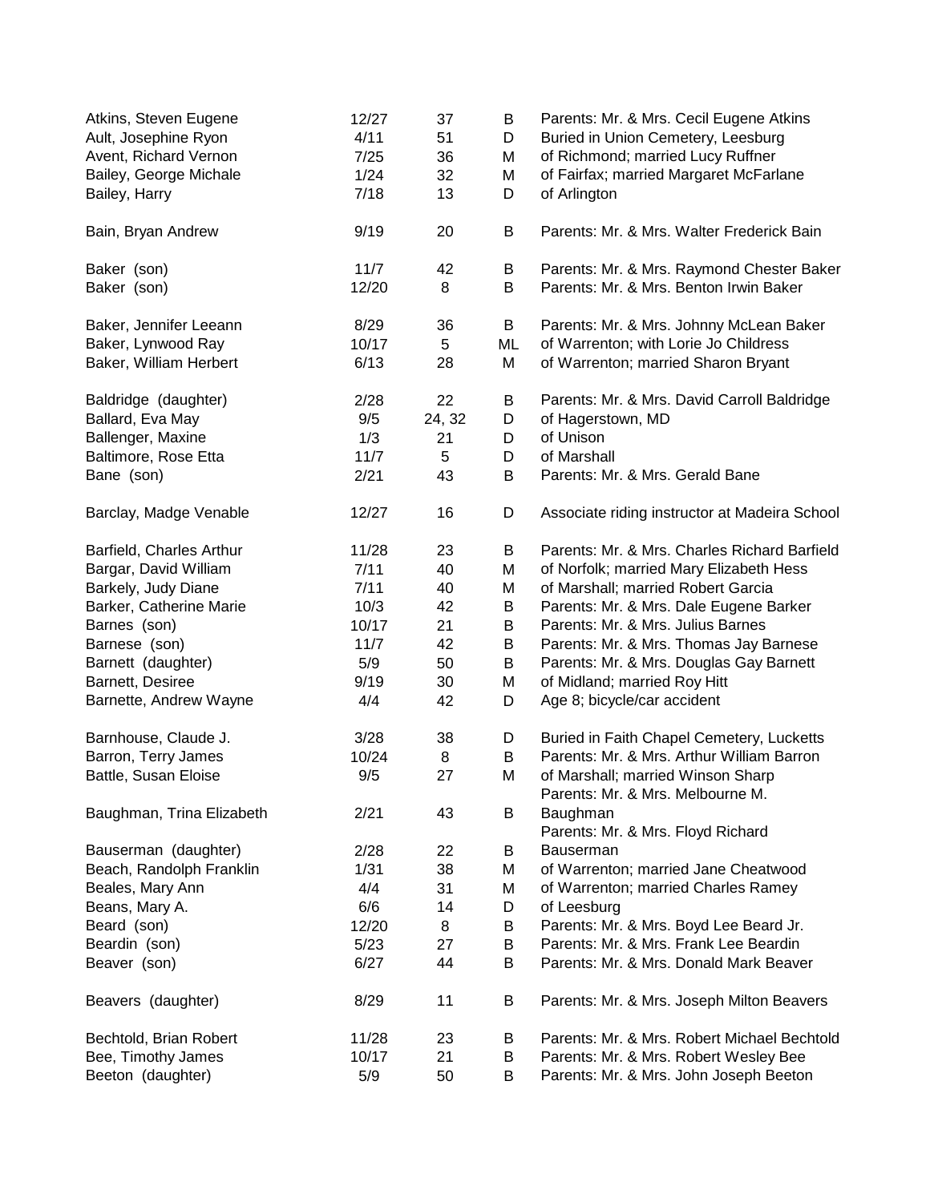| | | | | |
|---|---|---|---|---|
| Atkins, Steven Eugene | 12/27 | 37 | B | Parents: Mr. & Mrs. Cecil Eugene Atkins |
| Ault, Josephine Ryon | 4/11 | 51 | D | Buried in Union Cemetery, Leesburg |
| Avent, Richard Vernon | 7/25 | 36 | M | of Richmond; married Lucy Ruffner |
| Bailey, George Michale | 1/24 | 32 | M | of Fairfax; married Margaret McFarlane |
| Bailey, Harry | 7/18 | 13 | D | of Arlington |
| Bain, Bryan Andrew | 9/19 | 20 | B | Parents: Mr. & Mrs. Walter Frederick Bain |
| Baker (son) | 11/7 | 42 | B | Parents: Mr. & Mrs. Raymond Chester Baker |
| Baker (son) | 12/20 | 8 | B | Parents: Mr. & Mrs. Benton Irwin Baker |
| Baker, Jennifer Leeann | 8/29 | 36 | B | Parents: Mr. & Mrs. Johnny McLean Baker |
| Baker, Lynwood Ray | 10/17 | 5 | ML | of Warrenton; with Lorie Jo Childress |
| Baker, William Herbert | 6/13 | 28 | M | of Warrenton; married Sharon Bryant |
| Baldridge (daughter) | 2/28 | 22 | B | Parents: Mr. & Mrs. David Carroll Baldridge |
| Ballard, Eva May | 9/5 | 24, 32 | D | of Hagerstown, MD |
| Ballenger, Maxine | 1/3 | 21 | D | of Unison |
| Baltimore, Rose Etta | 11/7 | 5 | D | of Marshall |
| Bane (son) | 2/21 | 43 | B | Parents: Mr. & Mrs. Gerald Bane |
| Barclay, Madge Venable | 12/27 | 16 | D | Associate riding instructor at Madeira School |
| Barfield, Charles Arthur | 11/28 | 23 | B | Parents: Mr. & Mrs. Charles Richard Barfield |
| Bargar, David William | 7/11 | 40 | M | of Norfolk; married Mary Elizabeth Hess |
| Barkely, Judy Diane | 7/11 | 40 | M | of Marshall; married Robert Garcia |
| Barker, Catherine Marie | 10/3 | 42 | B | Parents: Mr. & Mrs. Dale Eugene Barker |
| Barnes (son) | 10/17 | 21 | B | Parents: Mr. & Mrs. Julius Barnes |
| Barnese (son) | 11/7 | 42 | B | Parents: Mr. & Mrs. Thomas Jay Barnese |
| Barnett (daughter) | 5/9 | 50 | B | Parents: Mr. & Mrs. Douglas Gay Barnett |
| Barnett, Desiree | 9/19 | 30 | M | of Midland; married Roy Hitt |
| Barnette, Andrew Wayne | 4/4 | 42 | D | Age 8; bicycle/car accident |
| Barnhouse, Claude J. | 3/28 | 38 | D | Buried in Faith Chapel Cemetery, Lucketts |
| Barron, Terry James | 10/24 | 8 | B | Parents: Mr. & Mrs. Arthur William Barron |
| Battle, Susan Eloise | 9/5 | 27 | M | of Marshall; married Winson Sharp |
| Baughman, Trina Elizabeth | 2/21 | 43 | B | Parents: Mr. & Mrs. Melbourne M. Baughman |
| Bauserman (daughter) | 2/28 | 22 | B | Parents: Mr. & Mrs. Floyd Richard Bauserman |
| Beach, Randolph Franklin | 1/31 | 38 | M | of Warrenton; married Jane Cheatwood |
| Beales, Mary Ann | 4/4 | 31 | M | of Warrenton; married Charles Ramey |
| Beans, Mary A. | 6/6 | 14 | D | of Leesburg |
| Beard (son) | 12/20 | 8 | B | Parents: Mr. & Mrs. Boyd Lee Beard Jr. |
| Beardin (son) | 5/23 | 27 | B | Parents: Mr. & Mrs. Frank Lee Beardin |
| Beaver (son) | 6/27 | 44 | B | Parents: Mr. & Mrs. Donald Mark Beaver |
| Beavers (daughter) | 8/29 | 11 | B | Parents: Mr. & Mrs. Joseph Milton Beavers |
| Bechtold, Brian Robert | 11/28 | 23 | B | Parents: Mr. & Mrs. Robert Michael Bechtold |
| Bee, Timothy James | 10/17 | 21 | B | Parents: Mr. & Mrs. Robert Wesley Bee |
| Beeton (daughter) | 5/9 | 50 | B | Parents: Mr. & Mrs. John Joseph Beeton |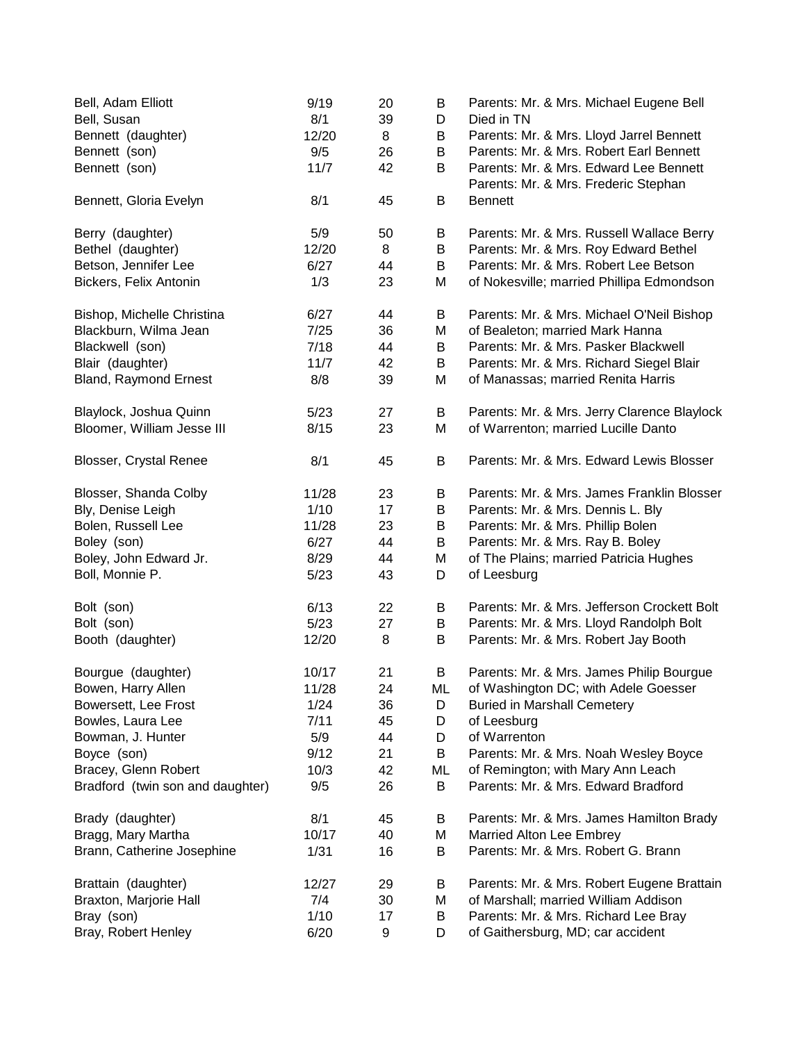| | | | | |
|---|---|---|---|---|
| Bell, Adam Elliott | 9/19 | 20 | B | Parents: Mr. & Mrs. Michael Eugene Bell |
| Bell, Susan | 8/1 | 39 | D | Died in TN |
| Bennett (daughter) | 12/20 | 8 | B | Parents: Mr. & Mrs. Lloyd Jarrel Bennett |
| Bennett (son) | 9/5 | 26 | B | Parents: Mr. & Mrs. Robert Earl Bennett |
| Bennett (son) | 11/7 | 42 | B | Parents: Mr. & Mrs. Edward Lee Bennett |
| Bennett, Gloria Evelyn | 8/1 | 45 | B | Parents: Mr. & Mrs. Frederic Stephan Bennett |
| Berry (daughter) | 5/9 | 50 | B | Parents: Mr. & Mrs. Russell Wallace Berry |
| Bethel (daughter) | 12/20 | 8 | B | Parents: Mr. & Mrs. Roy Edward Bethel |
| Betson, Jennifer Lee | 6/27 | 44 | B | Parents: Mr. & Mrs. Robert Lee Betson |
| Bickers, Felix Antonin | 1/3 | 23 | M | of Nokesville; married Phillipa Edmondson |
| Bishop, Michelle Christina | 6/27 | 44 | B | Parents: Mr. & Mrs. Michael O'Neil Bishop |
| Blackburn, Wilma Jean | 7/25 | 36 | M | of Bealeton; married Mark Hanna |
| Blackwell (son) | 7/18 | 44 | B | Parents: Mr. & Mrs. Pasker Blackwell |
| Blair (daughter) | 11/7 | 42 | B | Parents: Mr. & Mrs. Richard Siegel Blair |
| Bland, Raymond Ernest | 8/8 | 39 | M | of Manassas; married Renita Harris |
| Blaylock, Joshua Quinn | 5/23 | 27 | B | Parents: Mr. & Mrs. Jerry Clarence Blaylock |
| Bloomer, William Jesse III | 8/15 | 23 | M | of Warrenton; married Lucille Danto |
| Blosser, Crystal Renee | 8/1 | 45 | B | Parents: Mr. & Mrs. Edward Lewis Blosser |
| Blosser, Shanda Colby | 11/28 | 23 | B | Parents: Mr. & Mrs. James Franklin Blosser |
| Bly, Denise Leigh | 1/10 | 17 | B | Parents: Mr. & Mrs. Dennis L. Bly |
| Bolen, Russell Lee | 11/28 | 23 | B | Parents: Mr. & Mrs. Phillip Bolen |
| Boley (son) | 6/27 | 44 | B | Parents: Mr. & Mrs. Ray B. Boley |
| Boley, John Edward Jr. | 8/29 | 44 | M | of The Plains; married Patricia Hughes |
| Boll, Monnie P. | 5/23 | 43 | D | of Leesburg |
| Bolt (son) | 6/13 | 22 | B | Parents: Mr. & Mrs. Jefferson Crockett Bolt |
| Bolt (son) | 5/23 | 27 | B | Parents: Mr. & Mrs. Lloyd Randolph Bolt |
| Booth (daughter) | 12/20 | 8 | B | Parents: Mr. & Mrs. Robert Jay Booth |
| Bourgue (daughter) | 10/17 | 21 | B | Parents: Mr. & Mrs. James Philip Bourgue |
| Bowen, Harry Allen | 11/28 | 24 | ML | of Washington DC; with Adele Goesser |
| Bowersett, Lee Frost | 1/24 | 36 | D | Buried in Marshall Cemetery |
| Bowles, Laura Lee | 7/11 | 45 | D | of Leesburg |
| Bowman, J. Hunter | 5/9 | 44 | D | of Warrenton |
| Boyce (son) | 9/12 | 21 | B | Parents: Mr. & Mrs. Noah Wesley Boyce |
| Bracey, Glenn Robert | 10/3 | 42 | ML | of Remington; with Mary Ann Leach |
| Bradford (twin son and daughter) | 9/5 | 26 | B | Parents: Mr. & Mrs. Edward Bradford |
| Brady (daughter) | 8/1 | 45 | B | Parents: Mr. & Mrs. James Hamilton Brady |
| Bragg, Mary Martha | 10/17 | 40 | M | Married Alton Lee Embrey |
| Brann, Catherine Josephine | 1/31 | 16 | B | Parents: Mr. & Mrs. Robert G. Brann |
| Brattain (daughter) | 12/27 | 29 | B | Parents: Mr. & Mrs. Robert Eugene Brattain |
| Braxton, Marjorie Hall | 7/4 | 30 | M | of Marshall; married William Addison |
| Bray (son) | 1/10 | 17 | B | Parents: Mr. & Mrs. Richard Lee Bray |
| Bray, Robert Henley | 6/20 | 9 | D | of Gaithersburg, MD; car accident |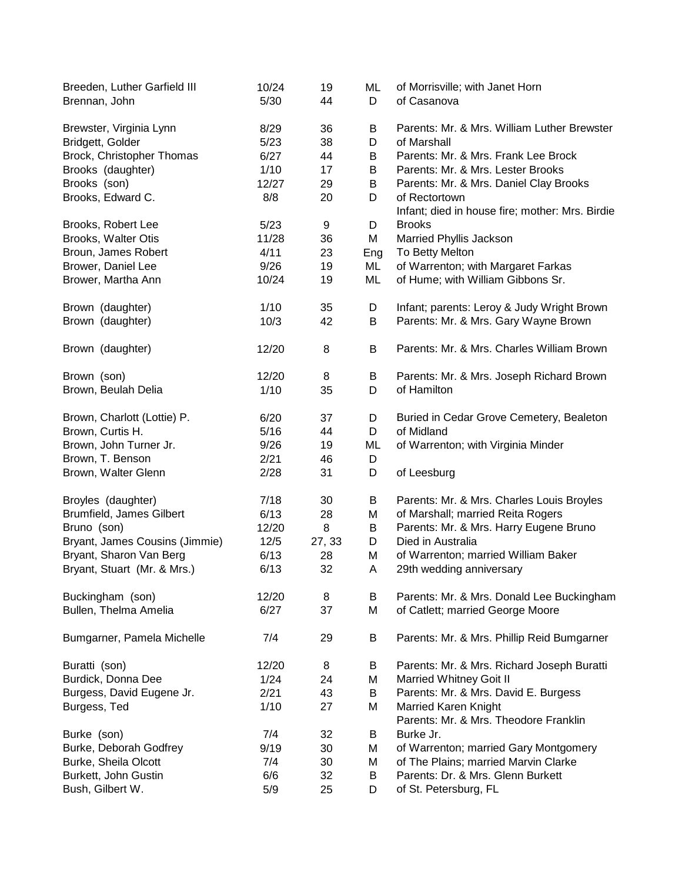| | | | | |
|---|---|---|---|---|
| Breeden, Luther Garfield III | 10/24 | 19 | ML | of Morrisville; with Janet Horn |
| Brennan, John | 5/30 | 44 | D | of Casanova |
| Brewster, Virginia Lynn | 8/29 | 36 | B | Parents: Mr. & Mrs. William Luther Brewster |
| Bridgett, Golder | 5/23 | 38 | D | of Marshall |
| Brock, Christopher Thomas | 6/27 | 44 | B | Parents: Mr. & Mrs. Frank Lee Brock |
| Brooks (daughter) | 1/10 | 17 | B | Parents: Mr. & Mrs. Lester Brooks |
| Brooks (son) | 12/27 | 29 | B | Parents: Mr. & Mrs. Daniel Clay Brooks |
| Brooks, Edward C. | 8/8 | 20 | D | of Rectortown |
| Brooks, Robert Lee | 5/23 | 9 | D | Infant; died in house fire; mother: Mrs. Birdie Brooks |
| Brooks, Walter Otis | 11/28 | 36 | M | Married Phyllis Jackson |
| Broun, James Robert | 4/11 | 23 | Eng | To Betty Melton |
| Brower, Daniel Lee | 9/26 | 19 | ML | of Warrenton; with Margaret Farkas |
| Brower, Martha Ann | 10/24 | 19 | ML | of Hume; with William Gibbons Sr. |
| Brown (daughter) | 1/10 | 35 | D | Infant; parents: Leroy & Judy Wright Brown |
| Brown (daughter) | 10/3 | 42 | B | Parents: Mr. & Mrs. Gary Wayne Brown |
| Brown (daughter) | 12/20 | 8 | B | Parents: Mr. & Mrs. Charles William Brown |
| Brown (son) | 12/20 | 8 | B | Parents: Mr. & Mrs. Joseph Richard Brown |
| Brown, Beulah Delia | 1/10 | 35 | D | of Hamilton |
| Brown, Charlott (Lottie) P. | 6/20 | 37 | D | Buried in Cedar Grove Cemetery, Bealeton |
| Brown, Curtis H. | 5/16 | 44 | D | of Midland |
| Brown, John Turner Jr. | 9/26 | 19 | ML | of Warrenton; with Virginia Minder |
| Brown, T. Benson | 2/21 | 46 | D | |
| Brown, Walter Glenn | 2/28 | 31 | D | of Leesburg |
| Broyles (daughter) | 7/18 | 30 | B | Parents: Mr. & Mrs. Charles Louis Broyles |
| Brumfield, James Gilbert | 6/13 | 28 | M | of Marshall; married Reita Rogers |
| Bruno (son) | 12/20 | 8 | B | Parents: Mr. & Mrs. Harry Eugene Bruno |
| Bryant, James Cousins (Jimmie) | 12/5 | 27, 33 | D | Died in Australia |
| Bryant, Sharon Van Berg | 6/13 | 28 | M | of Warrenton; married William Baker |
| Bryant, Stuart (Mr. & Mrs.) | 6/13 | 32 | A | 29th wedding anniversary |
| Buckingham (son) | 12/20 | 8 | B | Parents: Mr. & Mrs. Donald Lee Buckingham |
| Bullen, Thelma Amelia | 6/27 | 37 | M | of Catlett; married George Moore |
| Bumgarner, Pamela Michelle | 7/4 | 29 | B | Parents: Mr. & Mrs. Phillip Reid Bumgarner |
| Buratti (son) | 12/20 | 8 | B | Parents: Mr. & Mrs. Richard Joseph Buratti |
| Burdick, Donna Dee | 1/24 | 24 | M | Married Whitney Goit II |
| Burgess, David Eugene Jr. | 2/21 | 43 | B | Parents: Mr. & Mrs. David E. Burgess |
| Burgess, Ted | 1/10 | 27 | M | Married Karen Knight |
| Burke (son) | 7/4 | 32 | B | Parents: Mr. & Mrs. Theodore Franklin Burke Jr. |
| Burke, Deborah Godfrey | 9/19 | 30 | M | of Warrenton; married Gary Montgomery |
| Burke, Sheila Olcott | 7/4 | 30 | M | of The Plains; married Marvin Clarke |
| Burkett, John Gustin | 6/6 | 32 | B | Parents: Dr. & Mrs. Glenn Burkett |
| Bush, Gilbert W. | 5/9 | 25 | D | of St. Petersburg, FL |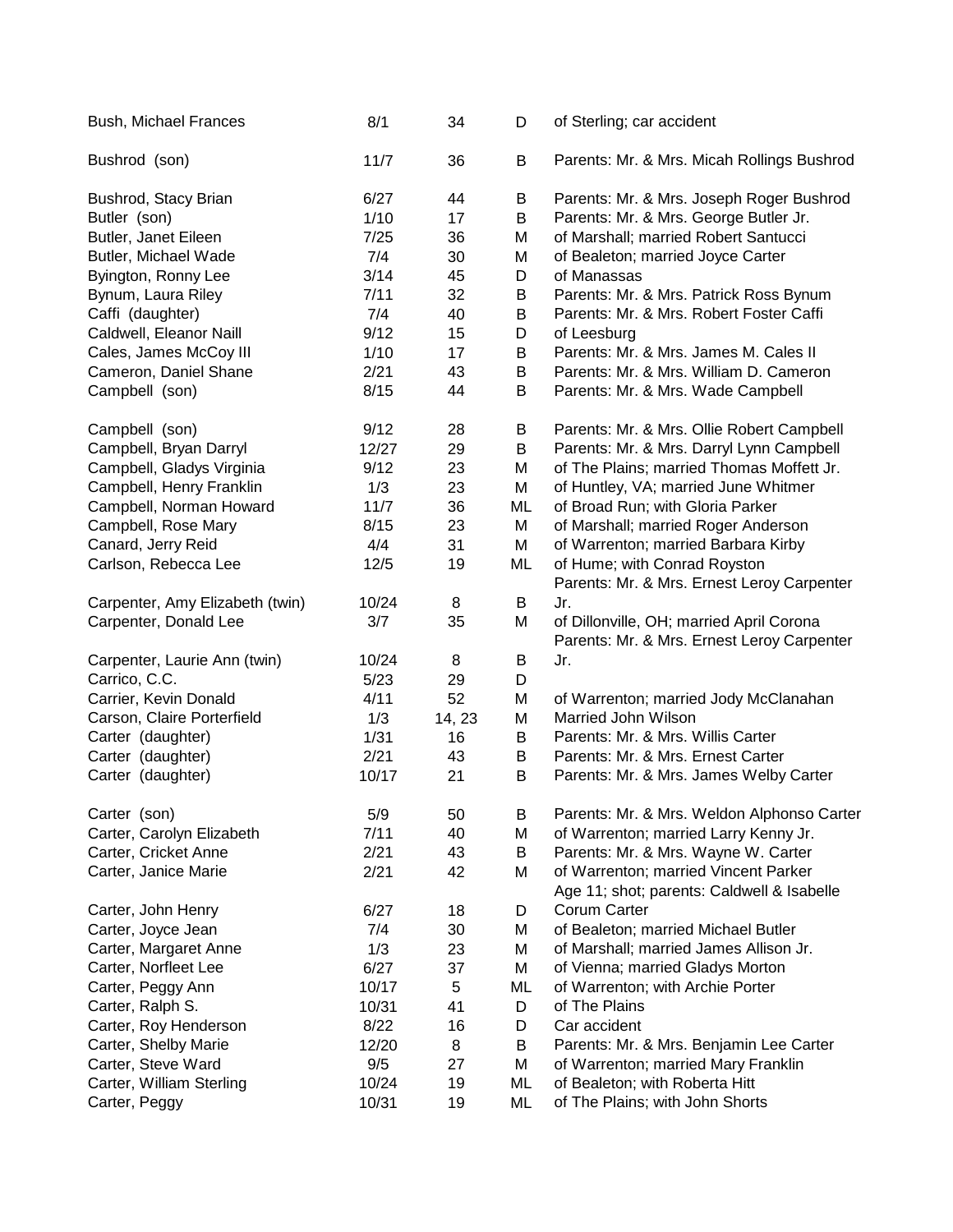| | | | | |
|---|---|---|---|---|
| Bush, Michael Frances | 8/1 | 34 | D | of Sterling; car accident |
| Bushrod (son) | 11/7 | 36 | B | Parents: Mr. & Mrs. Micah Rollings Bushrod |
| Bushrod, Stacy Brian | 6/27 | 44 | B | Parents: Mr. & Mrs. Joseph Roger Bushrod |
| Butler (son) | 1/10 | 17 | B | Parents: Mr. & Mrs. George Butler Jr. |
| Butler, Janet Eileen | 7/25 | 36 | M | of Marshall; married Robert Santucci |
| Butler, Michael Wade | 7/4 | 30 | M | of Bealeton; married Joyce Carter |
| Byington, Ronny Lee | 3/14 | 45 | D | of Manassas |
| Bynum, Laura Riley | 7/11 | 32 | B | Parents: Mr. & Mrs. Patrick Ross Bynum |
| Caffi (daughter) | 7/4 | 40 | B | Parents: Mr. & Mrs. Robert Foster Caffi |
| Caldwell, Eleanor Naill | 9/12 | 15 | D | of Leesburg |
| Cales, James McCoy III | 1/10 | 17 | B | Parents: Mr. & Mrs. James M. Cales II |
| Cameron, Daniel Shane | 2/21 | 43 | B | Parents: Mr. & Mrs. William D. Cameron |
| Campbell (son) | 8/15 | 44 | B | Parents: Mr. & Mrs. Wade Campbell |
| Campbell (son) | 9/12 | 28 | B | Parents: Mr. & Mrs. Ollie Robert Campbell |
| Campbell, Bryan Darryl | 12/27 | 29 | B | Parents: Mr. & Mrs. Darryl Lynn Campbell |
| Campbell, Gladys Virginia | 9/12 | 23 | M | of The Plains; married Thomas Moffett Jr. |
| Campbell, Henry Franklin | 1/3 | 23 | M | of Huntley, VA; married June Whitmer |
| Campbell, Norman Howard | 11/7 | 36 | ML | of Broad Run; with Gloria Parker |
| Campbell, Rose Mary | 8/15 | 23 | M | of Marshall; married Roger Anderson |
| Canard, Jerry Reid | 4/4 | 31 | M | of Warrenton; married Barbara Kirby |
| Carlson, Rebecca Lee | 12/5 | 19 | ML | of Hume; with Conrad Royston |
| Carpenter, Amy Elizabeth (twin) | 10/24 | 8 | B | Parents: Mr. & Mrs. Ernest Leroy Carpenter Jr. |
| Carpenter, Donald Lee | 3/7 | 35 | M | of Dillonville, OH; married April Corona |
| Carpenter, Laurie Ann (twin) | 10/24 | 8 | B | Parents: Mr. & Mrs. Ernest Leroy Carpenter Jr. |
| Carrico, C.C. | 5/23 | 29 | D | |
| Carrier, Kevin Donald | 4/11 | 52 | M | of Warrenton; married Jody McClanahan |
| Carson, Claire Porterfield | 1/3 | 14, 23 | M | Married John Wilson |
| Carter (daughter) | 1/31 | 16 | B | Parents: Mr. & Mrs. Willis Carter |
| Carter (daughter) | 2/21 | 43 | B | Parents: Mr. & Mrs. Ernest Carter |
| Carter (daughter) | 10/17 | 21 | B | Parents: Mr. & Mrs. James Welby Carter |
| Carter (son) | 5/9 | 50 | B | Parents: Mr. & Mrs. Weldon Alphonso Carter |
| Carter, Carolyn Elizabeth | 7/11 | 40 | M | of Warrenton; married Larry Kenny Jr. |
| Carter, Cricket Anne | 2/21 | 43 | B | Parents: Mr. & Mrs. Wayne W. Carter |
| Carter, Janice Marie | 2/21 | 42 | M | of Warrenton; married Vincent Parker |
| Carter, John Henry | 6/27 | 18 | D | Age 11; shot; parents: Caldwell & Isabelle Corum Carter |
| Carter, Joyce Jean | 7/4 | 30 | M | of Bealeton; married Michael Butler |
| Carter, Margaret Anne | 1/3 | 23 | M | of Marshall; married James Allison Jr. |
| Carter, Norfleet Lee | 6/27 | 37 | M | of Vienna; married Gladys Morton |
| Carter, Peggy Ann | 10/17 | 5 | ML | of Warrenton; with Archie Porter |
| Carter, Ralph S. | 10/31 | 41 | D | of The Plains |
| Carter, Roy Henderson | 8/22 | 16 | D | Car accident |
| Carter, Shelby Marie | 12/20 | 8 | B | Parents: Mr. & Mrs. Benjamin Lee Carter |
| Carter, Steve Ward | 9/5 | 27 | M | of Warrenton; married Mary Franklin |
| Carter, William Sterling | 10/24 | 19 | ML | of Bealeton; with Roberta Hitt |
| Carter, Peggy | 10/31 | 19 | ML | of The Plains; with John Shorts |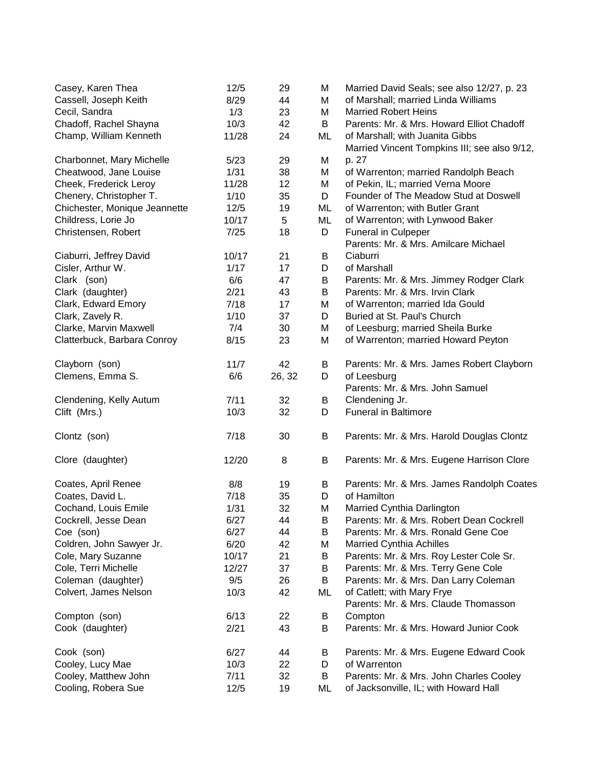| | | | | |
|---|---|---|---|---|
| Casey, Karen Thea | 12/5 | 29 | M | Married David Seals; see also 12/27, p. 23 |
| Cassell, Joseph Keith | 8/29 | 44 | M | of Marshall; married Linda Williams |
| Cecil, Sandra | 1/3 | 23 | M | Married Robert Heins |
| Chadoff, Rachel Shayna | 10/3 | 42 | B | Parents: Mr. & Mrs. Howard Elliot Chadoff |
| Champ, William Kenneth | 11/28 | 24 | ML | of Marshall; with Juanita Gibbs |
| Charbonnet, Mary Michelle | 5/23 | 29 | M | Married Vincent Tompkins III; see also 9/12, p. 27 |
| Cheatwood, Jane Louise | 1/31 | 38 | M | of Warrenton; married Randolph Beach |
| Cheek, Frederick Leroy | 11/28 | 12 | M | of Pekin, IL; married Verna Moore |
| Chenery, Christopher T. | 1/10 | 35 | D | Founder of The Meadow Stud at Doswell |
| Chichester, Monique Jeannette | 12/5 | 19 | ML | of Warrenton; with Butler Grant |
| Childress, Lorie Jo | 10/17 | 5 | ML | of Warrenton; with Lynwood Baker |
| Christensen, Robert | 7/25 | 18 | D | Funeral in Culpeper |
| Ciaburri, Jeffrey David | 10/17 | 21 | B | Parents: Mr. & Mrs. Amilcare Michael Ciaburri |
| Cisler, Arthur W. | 1/17 | 17 | D | of Marshall |
| Clark (son) | 6/6 | 47 | B | Parents: Mr. & Mrs. Jimmey Rodger Clark |
| Clark (daughter) | 2/21 | 43 | B | Parents: Mr. & Mrs. Irvin Clark |
| Clark, Edward Emory | 7/18 | 17 | M | of Warrenton; married Ida Gould |
| Clark, Zavely R. | 1/10 | 37 | D | Buried at St. Paul's Church |
| Clarke, Marvin Maxwell | 7/4 | 30 | M | of Leesburg; married Sheila Burke |
| Clatterbuck, Barbara Conroy | 8/15 | 23 | M | of Warrenton; married Howard Peyton |
| Clayborn (son) | 11/7 | 42 | B | Parents: Mr. & Mrs. James Robert Clayborn |
| Clemens, Emma S. | 6/6 | 26, 32 | D | of Leesburg |
| Clendening, Kelly Autum | 7/11 | 32 | B | Parents: Mr. & Mrs. John Samuel Clendening Jr. |
| Clift (Mrs.) | 10/3 | 32 | D | Funeral in Baltimore |
| Clontz (son) | 7/18 | 30 | B | Parents: Mr. & Mrs. Harold Douglas Clontz |
| Clore (daughter) | 12/20 | 8 | B | Parents: Mr. & Mrs. Eugene Harrison Clore |
| Coates, April Renee | 8/8 | 19 | B | Parents: Mr. & Mrs. James Randolph Coates |
| Coates, David L. | 7/18 | 35 | D | of Hamilton |
| Cochand, Louis Emile | 1/31 | 32 | M | Married Cynthia Darlington |
| Cockrell, Jesse Dean | 6/27 | 44 | B | Parents: Mr. & Mrs. Robert Dean Cockrell |
| Coe (son) | 6/27 | 44 | B | Parents: Mr. & Mrs. Ronald Gene Coe |
| Coldren, John Sawyer Jr. | 6/20 | 42 | M | Married Cynthia Achilles |
| Cole, Mary Suzanne | 10/17 | 21 | B | Parents: Mr. & Mrs. Roy Lester Cole Sr. |
| Cole, Terri Michelle | 12/27 | 37 | B | Parents: Mr. & Mrs. Terry Gene Cole |
| Coleman (daughter) | 9/5 | 26 | B | Parents: Mr. & Mrs. Dan Larry Coleman |
| Colvert, James Nelson | 10/3 | 42 | ML | of Catlett; with Mary Frye |
| Compton (son) | 6/13 | 22 | B | Parents: Mr. & Mrs. Claude Thomasson Compton |
| Cook (daughter) | 2/21 | 43 | B | Parents: Mr. & Mrs. Howard Junior Cook |
| Cook (son) | 6/27 | 44 | B | Parents: Mr. & Mrs. Eugene Edward Cook |
| Cooley, Lucy Mae | 10/3 | 22 | D | of Warrenton |
| Cooley, Matthew John | 7/11 | 32 | B | Parents: Mr. & Mrs. John Charles Cooley |
| Cooling, Robera Sue | 12/5 | 19 | ML | of Jacksonville, IL; with Howard Hall |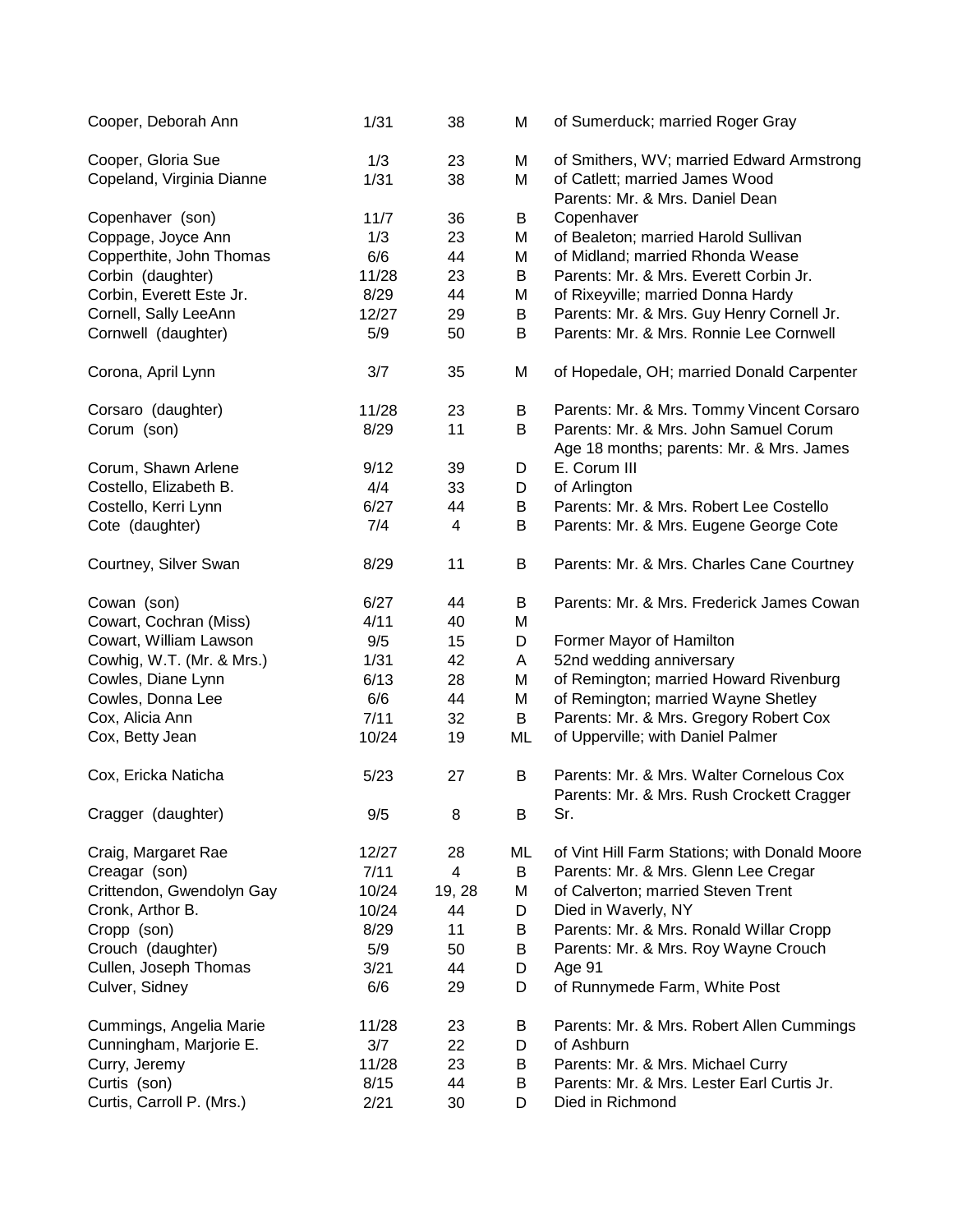| | | | | |
|---|---|---|---|---|
| Cooper, Deborah Ann | 1/31 | 38 | M | of Sumerduck; married Roger Gray |
| Cooper, Gloria Sue | 1/3 | 23 | M | of Smithers, WV; married Edward Armstrong |
| Copeland, Virginia Dianne | 1/31 | 38 | M | of Catlett; married James Wood |
| Copenhaver (son) | 11/7 | 36 | B | Parents: Mr. & Mrs. Daniel Dean Copenhaver |
| Coppage, Joyce Ann | 1/3 | 23 | M | of Bealeton; married Harold Sullivan |
| Copperthite, John Thomas | 6/6 | 44 | M | of Midland; married Rhonda Wease |
| Corbin (daughter) | 11/28 | 23 | B | Parents: Mr. & Mrs. Everett Corbin Jr. |
| Corbin, Everett Este Jr. | 8/29 | 44 | M | of Rixeyville; married Donna Hardy |
| Cornell, Sally LeeAnn | 12/27 | 29 | B | Parents: Mr. & Mrs. Guy Henry Cornell Jr. |
| Cornwell (daughter) | 5/9 | 50 | B | Parents: Mr. & Mrs. Ronnie Lee Cornwell |
| Corona, April Lynn | 3/7 | 35 | M | of Hopedale, OH; married Donald Carpenter |
| Corsaro (daughter) | 11/28 | 23 | B | Parents: Mr. & Mrs. Tommy Vincent Corsaro |
| Corum (son) | 8/29 | 11 | B | Parents: Mr. & Mrs. John Samuel Corum |
| Corum, Shawn Arlene | 9/12 | 39 | D | Age 18 months; parents: Mr. & Mrs. James E. Corum III |
| Costello, Elizabeth B. | 4/4 | 33 | D | of Arlington |
| Costello, Kerri Lynn | 6/27 | 44 | B | Parents: Mr. & Mrs. Robert Lee Costello |
| Cote (daughter) | 7/4 | 4 | B | Parents: Mr. & Mrs. Eugene George Cote |
| Courtney, Silver Swan | 8/29 | 11 | B | Parents: Mr. & Mrs. Charles Cane Courtney |
| Cowan (son) | 6/27 | 44 | B | Parents: Mr. & Mrs. Frederick James Cowan |
| Cowart, Cochran (Miss) | 4/11 | 40 | M | |
| Cowart, William Lawson | 9/5 | 15 | D | Former Mayor of Hamilton |
| Cowhig, W.T. (Mr. & Mrs.) | 1/31 | 42 | A | 52nd wedding anniversary |
| Cowles, Diane Lynn | 6/13 | 28 | M | of Remington; married Howard Rivenburg |
| Cowles, Donna Lee | 6/6 | 44 | M | of Remington; married Wayne Shetley |
| Cox, Alicia Ann | 7/11 | 32 | B | Parents: Mr. & Mrs. Gregory Robert Cox |
| Cox, Betty Jean | 10/24 | 19 | ML | of Upperville; with Daniel Palmer |
| Cox, Ericka Naticha | 5/23 | 27 | B | Parents: Mr. & Mrs. Walter Cornelous Cox |
| Cragger (daughter) | 9/5 | 8 | B | Parents: Mr. & Mrs. Rush Crockett Cragger Sr. |
| Craig, Margaret Rae | 12/27 | 28 | ML | of Vint Hill Farm Stations; with Donald Moore |
| Creagar (son) | 7/11 | 4 | B | Parents: Mr. & Mrs. Glenn Lee Cregar |
| Crittendon, Gwendolyn Gay | 10/24 | 19, 28 | M | of Calverton; married Steven Trent |
| Cronk, Arthor B. | 10/24 | 44 | D | Died in Waverly, NY |
| Cropp (son) | 8/29 | 11 | B | Parents: Mr. & Mrs. Ronald Willar Cropp |
| Crouch (daughter) | 5/9 | 50 | B | Parents: Mr. & Mrs. Roy Wayne Crouch |
| Cullen, Joseph Thomas | 3/21 | 44 | D | Age 91 |
| Culver, Sidney | 6/6 | 29 | D | of Runnymede Farm, White Post |
| Cummings, Angelia Marie | 11/28 | 23 | B | Parents: Mr. & Mrs. Robert Allen Cummings |
| Cunningham, Marjorie E. | 3/7 | 22 | D | of Ashburn |
| Curry, Jeremy | 11/28 | 23 | B | Parents: Mr. & Mrs. Michael Curry |
| Curtis (son) | 8/15 | 44 | B | Parents: Mr. & Mrs. Lester Earl Curtis Jr. |
| Curtis, Carroll P. (Mrs.) | 2/21 | 30 | D | Died in Richmond |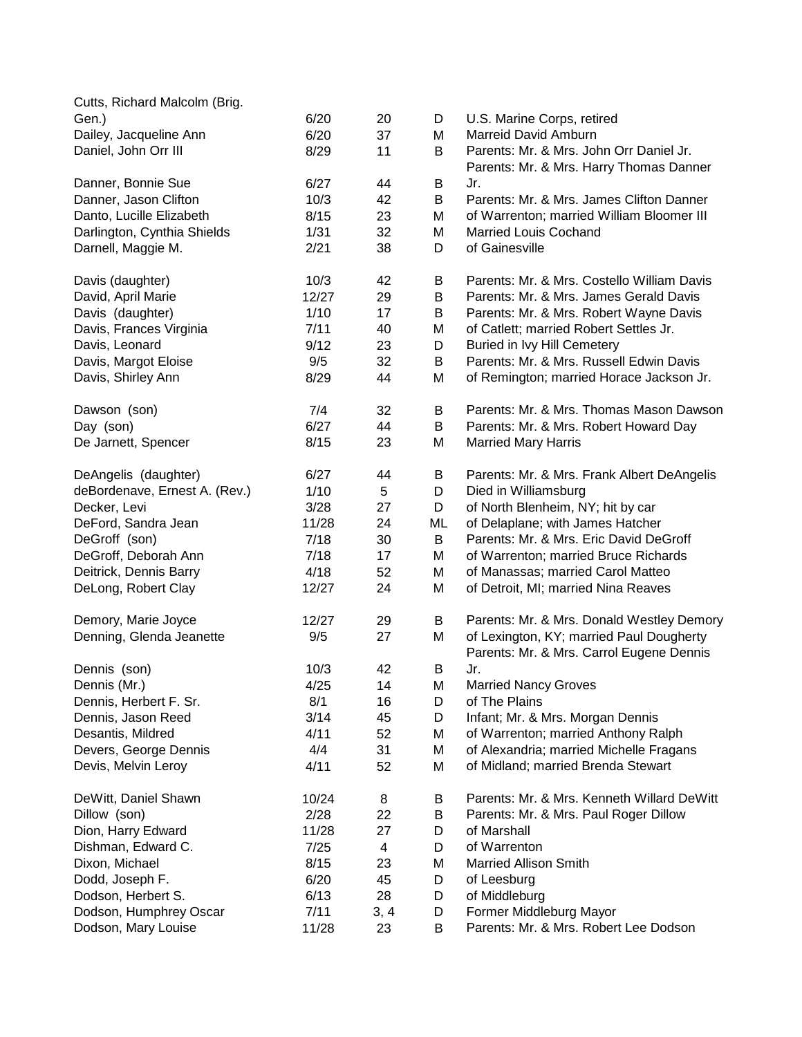| | | | | |
|---|---|---|---|---|
| Cutts, Richard Malcolm (Brig. Gen.) | 6/20 | 20 | D | U.S. Marine Corps, retired |
| Dailey, Jacqueline Ann | 6/20 | 37 | M | Marreid David Amburn |
| Daniel, John Orr III | 8/29 | 11 | B | Parents: Mr. & Mrs. John Orr Daniel Jr. |
| Danner, Bonnie Sue | 6/27 | 44 | B | Parents: Mr. & Mrs. Harry Thomas Danner Jr. |
| Danner, Jason Clifton | 10/3 | 42 | B | Parents: Mr. & Mrs. James Clifton Danner |
| Danto, Lucille Elizabeth | 8/15 | 23 | M | of Warrenton; married William Bloomer III |
| Darlington, Cynthia Shields | 1/31 | 32 | M | Married Louis Cochand |
| Darnell, Maggie M. | 2/21 | 38 | D | of Gainesville |
| Davis (daughter) | 10/3 | 42 | B | Parents: Mr. & Mrs. Costello William Davis |
| David, April Marie | 12/27 | 29 | B | Parents: Mr. & Mrs. James Gerald Davis |
| Davis (daughter) | 1/10 | 17 | B | Parents: Mr. & Mrs. Robert Wayne Davis |
| Davis, Frances Virginia | 7/11 | 40 | M | of Catlett; married Robert Settles Jr. |
| Davis, Leonard | 9/12 | 23 | D | Buried in Ivy Hill Cemetery |
| Davis, Margot Eloise | 9/5 | 32 | B | Parents: Mr. & Mrs. Russell Edwin Davis |
| Davis, Shirley Ann | 8/29 | 44 | M | of Remington; married Horace Jackson Jr. |
| Dawson (son) | 7/4 | 32 | B | Parents: Mr. & Mrs. Thomas Mason Dawson |
| Day (son) | 6/27 | 44 | B | Parents: Mr. & Mrs. Robert Howard Day |
| De Jarnett, Spencer | 8/15 | 23 | M | Married Mary Harris |
| DeAngelis (daughter) | 6/27 | 44 | B | Parents: Mr. & Mrs. Frank Albert DeAngelis |
| deBordenave, Ernest A. (Rev.) | 1/10 | 5 | D | Died in Williamsburg |
| Decker, Levi | 3/28 | 27 | D | of North Blenheim, NY; hit by car |
| DeFord, Sandra Jean | 11/28 | 24 | ML | of Delaplane; with James Hatcher |
| DeGroff (son) | 7/18 | 30 | B | Parents: Mr. & Mrs. Eric David DeGroff |
| DeGroff, Deborah Ann | 7/18 | 17 | M | of Warrenton; married Bruce Richards |
| Deitrick, Dennis Barry | 4/18 | 52 | M | of Manassas; married Carol Matteo |
| DeLong, Robert Clay | 12/27 | 24 | M | of Detroit, MI; married Nina Reaves |
| Demory, Marie Joyce | 12/27 | 29 | B | Parents: Mr. & Mrs. Donald Westley Demory |
| Denning, Glenda Jeanette | 9/5 | 27 | M | of Lexington, KY; married Paul Dougherty |
| Dennis (son) | 10/3 | 42 | B | Parents: Mr. & Mrs. Carrol Eugene Dennis Jr. |
| Dennis (Mr.) | 4/25 | 14 | M | Married Nancy Groves |
| Dennis, Herbert F. Sr. | 8/1 | 16 | D | of The Plains |
| Dennis, Jason Reed | 3/14 | 45 | D | Infant; Mr. & Mrs. Morgan Dennis |
| Desantis, Mildred | 4/11 | 52 | M | of Warrenton; married Anthony Ralph |
| Devers, George Dennis | 4/4 | 31 | M | of Alexandria; married Michelle Fragans |
| Devis, Melvin Leroy | 4/11 | 52 | M | of Midland; married Brenda Stewart |
| DeWitt, Daniel Shawn | 10/24 | 8 | B | Parents: Mr. & Mrs. Kenneth Willard DeWitt |
| Dillow (son) | 2/28 | 22 | B | Parents: Mr. & Mrs. Paul Roger Dillow |
| Dion, Harry Edward | 11/28 | 27 | D | of Marshall |
| Dishman, Edward C. | 7/25 | 4 | D | of Warrenton |
| Dixon, Michael | 8/15 | 23 | M | Married Allison Smith |
| Dodd, Joseph F. | 6/20 | 45 | D | of Leesburg |
| Dodson, Herbert S. | 6/13 | 28 | D | of Middleburg |
| Dodson, Humphrey Oscar | 7/11 | 3, 4 | D | Former Middleburg Mayor |
| Dodson, Mary Louise | 11/28 | 23 | B | Parents: Mr. & Mrs. Robert Lee Dodson |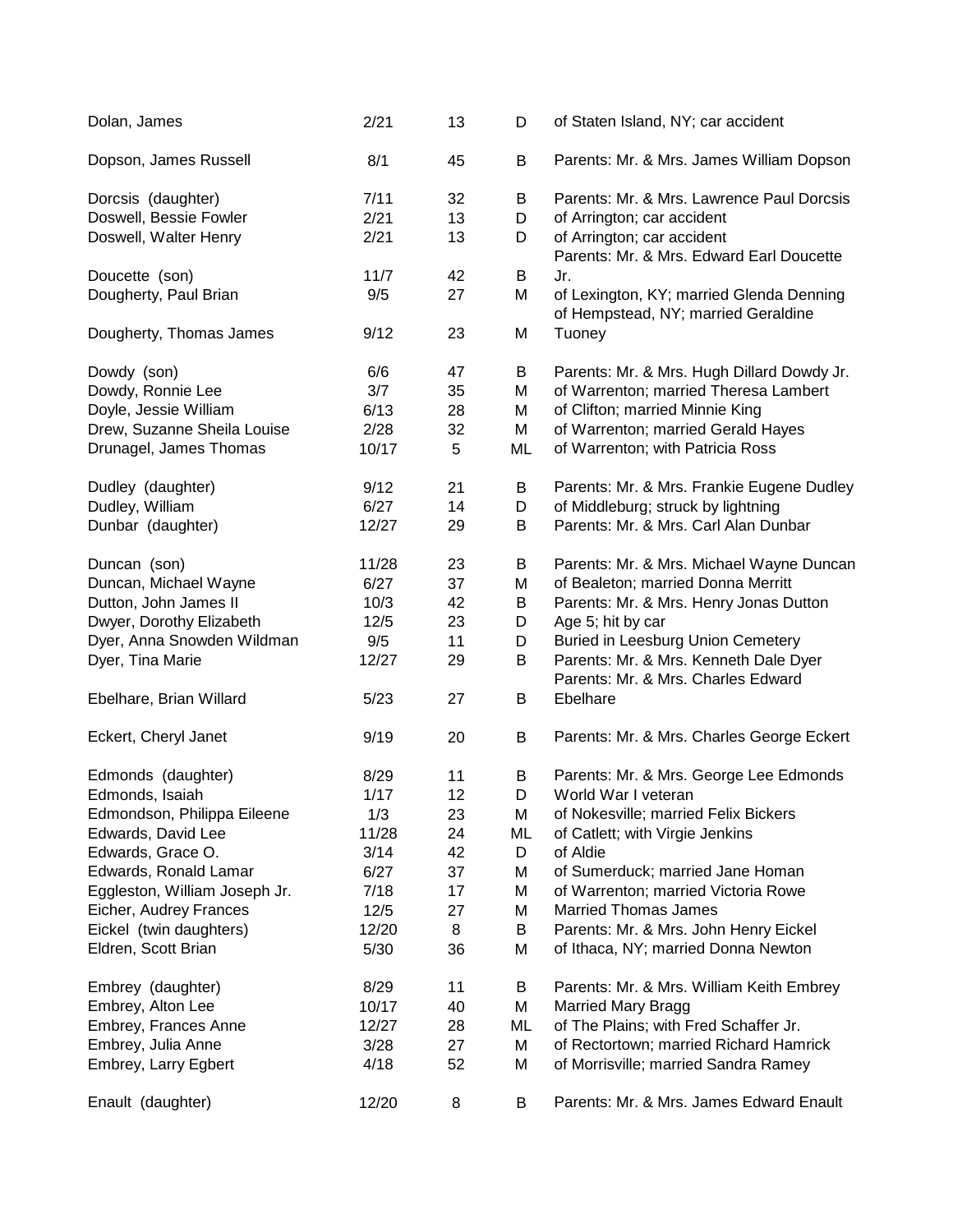| | | | | |
|---|---|---|---|---|
| Dolan, James | 2/21 | 13 | D | of Staten Island, NY; car accident |
| Dopson, James Russell | 8/1 | 45 | B | Parents: Mr. & Mrs. James William Dopson |
| Dorcsis (daughter) | 7/11 | 32 | B | Parents: Mr. & Mrs. Lawrence Paul Dorcsis |
| Doswell, Bessie Fowler | 2/21 | 13 | D | of Arrington; car accident |
| Doswell, Walter Henry | 2/21 | 13 | D | of Arrington; car accident |
| Doucette (son) | 11/7 | 42 | B | Parents: Mr. & Mrs. Edward Earl Doucette Jr. |
| Dougherty, Paul Brian | 9/5 | 27 | M | of Lexington, KY; married Glenda Denning |
| Dougherty, Thomas James | 9/12 | 23 | M | of Hempstead, NY; married Geraldine Tuoney |
| Dowdy (son) | 6/6 | 47 | B | Parents: Mr. & Mrs. Hugh Dillard Dowdy Jr. |
| Dowdy, Ronnie Lee | 3/7 | 35 | M | of Warrenton; married Theresa Lambert |
| Doyle, Jessie William | 6/13 | 28 | M | of Clifton; married Minnie King |
| Drew, Suzanne Sheila Louise | 2/28 | 32 | M | of Warrenton; married Gerald Hayes |
| Drunagel, James Thomas | 10/17 | 5 | ML | of Warrenton; with Patricia Ross |
| Dudley (daughter) | 9/12 | 21 | B | Parents: Mr. & Mrs. Frankie Eugene Dudley |
| Dudley, William | 6/27 | 14 | D | of Middleburg; struck by lightning |
| Dunbar (daughter) | 12/27 | 29 | B | Parents: Mr. & Mrs. Carl Alan Dunbar |
| Duncan (son) | 11/28 | 23 | B | Parents: Mr. & Mrs. Michael Wayne Duncan |
| Duncan, Michael Wayne | 6/27 | 37 | M | of Bealeton; married Donna Merritt |
| Dutton, John James II | 10/3 | 42 | B | Parents: Mr. & Mrs. Henry Jonas Dutton |
| Dwyer, Dorothy Elizabeth | 12/5 | 23 | D | Age 5; hit by car |
| Dyer, Anna Snowden Wildman | 9/5 | 11 | D | Buried in Leesburg Union Cemetery |
| Dyer, Tina Marie | 12/27 | 29 | B | Parents: Mr. & Mrs. Kenneth Dale Dyer |
| Ebelhare, Brian Willard | 5/23 | 27 | B | Parents: Mr. & Mrs. Charles Edward Ebelhare |
| Eckert, Cheryl Janet | 9/19 | 20 | B | Parents: Mr. & Mrs. Charles George Eckert |
| Edmonds (daughter) | 8/29 | 11 | B | Parents: Mr. & Mrs. George Lee Edmonds |
| Edmonds, Isaiah | 1/17 | 12 | D | World War I veteran |
| Edmondson, Philippa Eileene | 1/3 | 23 | M | of Nokesville; married Felix Bickers |
| Edwards, David Lee | 11/28 | 24 | ML | of Catlett; with Virgie Jenkins |
| Edwards, Grace O. | 3/14 | 42 | D | of Aldie |
| Edwards, Ronald Lamar | 6/27 | 37 | M | of Sumerduck; married Jane Homan |
| Eggleston, William Joseph Jr. | 7/18 | 17 | M | of Warrenton; married Victoria Rowe |
| Eicher, Audrey Frances | 12/5 | 27 | M | Married Thomas James |
| Eickel (twin daughters) | 12/20 | 8 | B | Parents: Mr. & Mrs. John Henry Eickel |
| Eldren, Scott Brian | 5/30 | 36 | M | of Ithaca, NY; married Donna Newton |
| Embrey (daughter) | 8/29 | 11 | B | Parents: Mr. & Mrs. William Keith Embrey |
| Embrey, Alton Lee | 10/17 | 40 | M | Married Mary Bragg |
| Embrey, Frances Anne | 12/27 | 28 | ML | of The Plains; with Fred Schaffer Jr. |
| Embrey, Julia Anne | 3/28 | 27 | M | of Rectortown; married Richard Hamrick |
| Embrey, Larry Egbert | 4/18 | 52 | M | of Morrisville; married Sandra Ramey |
| Enault (daughter) | 12/20 | 8 | B | Parents: Mr. & Mrs. James Edward Enault |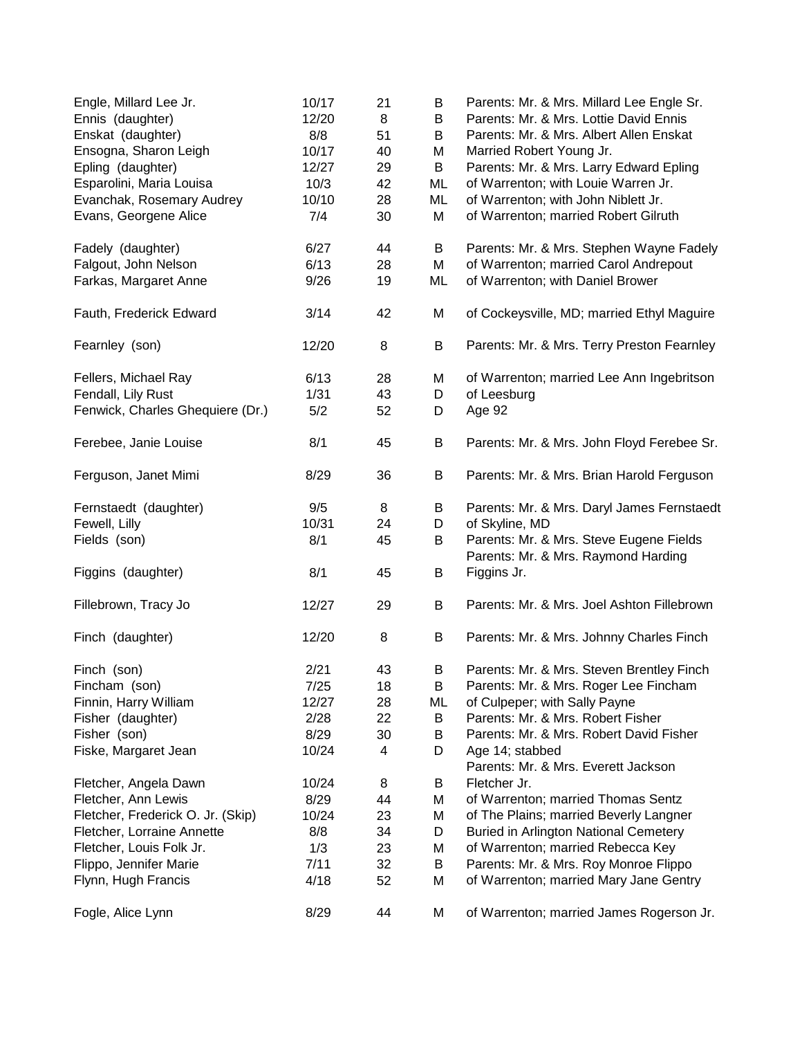| | | | | |
|---|---|---|---|---|
| Engle, Millard Lee Jr. | 10/17 | 21 | B | Parents: Mr. & Mrs. Millard Lee Engle Sr. |
| Ennis (daughter) | 12/20 | 8 | B | Parents: Mr. & Mrs. Lottie David Ennis |
| Enskat (daughter) | 8/8 | 51 | B | Parents: Mr. & Mrs. Albert Allen Enskat |
| Ensogna, Sharon Leigh | 10/17 | 40 | M | Married Robert Young Jr. |
| Epling (daughter) | 12/27 | 29 | B | Parents: Mr. & Mrs. Larry Edward Epling |
| Esparolini, Maria Louisa | 10/3 | 42 | ML | of Warrenton; with Louie Warren Jr. |
| Evanchak, Rosemary Audrey | 10/10 | 28 | ML | of Warrenton; with John Niblett Jr. |
| Evans, Georgene Alice | 7/4 | 30 | M | of Warrenton; married Robert Gilruth |
| Fadely (daughter) | 6/27 | 44 | B | Parents: Mr. & Mrs. Stephen Wayne Fadely |
| Falgout, John Nelson | 6/13 | 28 | M | of Warrenton; married Carol Andrepout |
| Farkas, Margaret Anne | 9/26 | 19 | ML | of Warrenton; with Daniel Brower |
| Fauth, Frederick Edward | 3/14 | 42 | M | of Cockeysville, MD; married Ethyl Maguire |
| Fearnley (son) | 12/20 | 8 | B | Parents: Mr. & Mrs. Terry Preston Fearnley |
| Fellers, Michael Ray | 6/13 | 28 | M | of Warrenton; married Lee Ann Ingebritson |
| Fendall, Lily Rust | 1/31 | 43 | D | of Leesburg |
| Fenwick, Charles Ghequiere (Dr.) | 5/2 | 52 | D | Age 92 |
| Ferebee, Janie Louise | 8/1 | 45 | B | Parents: Mr. & Mrs. John Floyd Ferebee Sr. |
| Ferguson, Janet Mimi | 8/29 | 36 | B | Parents: Mr. & Mrs. Brian Harold Ferguson |
| Fernstaedt (daughter) | 9/5 | 8 | B | Parents: Mr. & Mrs. Daryl James Fernstaedt |
| Fewell, Lilly | 10/31 | 24 | D | of Skyline, MD |
| Fields (son) | 8/1 | 45 | B | Parents: Mr. & Mrs. Steve Eugene Fields |
| Figgins (daughter) | 8/1 | 45 | B | Parents: Mr. & Mrs. Raymond Harding Figgins Jr. |
| Fillebrown, Tracy Jo | 12/27 | 29 | B | Parents: Mr. & Mrs. Joel Ashton Fillebrown |
| Finch (daughter) | 12/20 | 8 | B | Parents: Mr. & Mrs. Johnny Charles Finch |
| Finch (son) | 2/21 | 43 | B | Parents: Mr. & Mrs. Steven Brentley Finch |
| Fincham (son) | 7/25 | 18 | B | Parents: Mr. & Mrs. Roger Lee Fincham |
| Finnin, Harry William | 12/27 | 28 | ML | of Culpeper; with Sally Payne |
| Fisher (daughter) | 2/28 | 22 | B | Parents: Mr. & Mrs. Robert Fisher |
| Fisher (son) | 8/29 | 30 | B | Parents: Mr. & Mrs. Robert David Fisher |
| Fiske, Margaret Jean | 10/24 | 4 | D | Age 14; stabbed |
| Fletcher, Angela Dawn | 10/24 | 8 | B | Parents: Mr. & Mrs. Everett Jackson Fletcher Jr. |
| Fletcher, Ann Lewis | 8/29 | 44 | M | of Warrenton; married Thomas Sentz |
| Fletcher, Frederick O. Jr. (Skip) | 10/24 | 23 | M | of The Plains; married Beverly Langner |
| Fletcher, Lorraine Annette | 8/8 | 34 | D | Buried in Arlington National Cemetery |
| Fletcher, Louis Folk Jr. | 1/3 | 23 | M | of Warrenton; married Rebecca Key |
| Flippo, Jennifer Marie | 7/11 | 32 | B | Parents: Mr. & Mrs. Roy Monroe Flippo |
| Flynn, Hugh Francis | 4/18 | 52 | M | of Warrenton; married Mary Jane Gentry |
| Fogle, Alice Lynn | 8/29 | 44 | M | of Warrenton; married James Rogerson Jr. |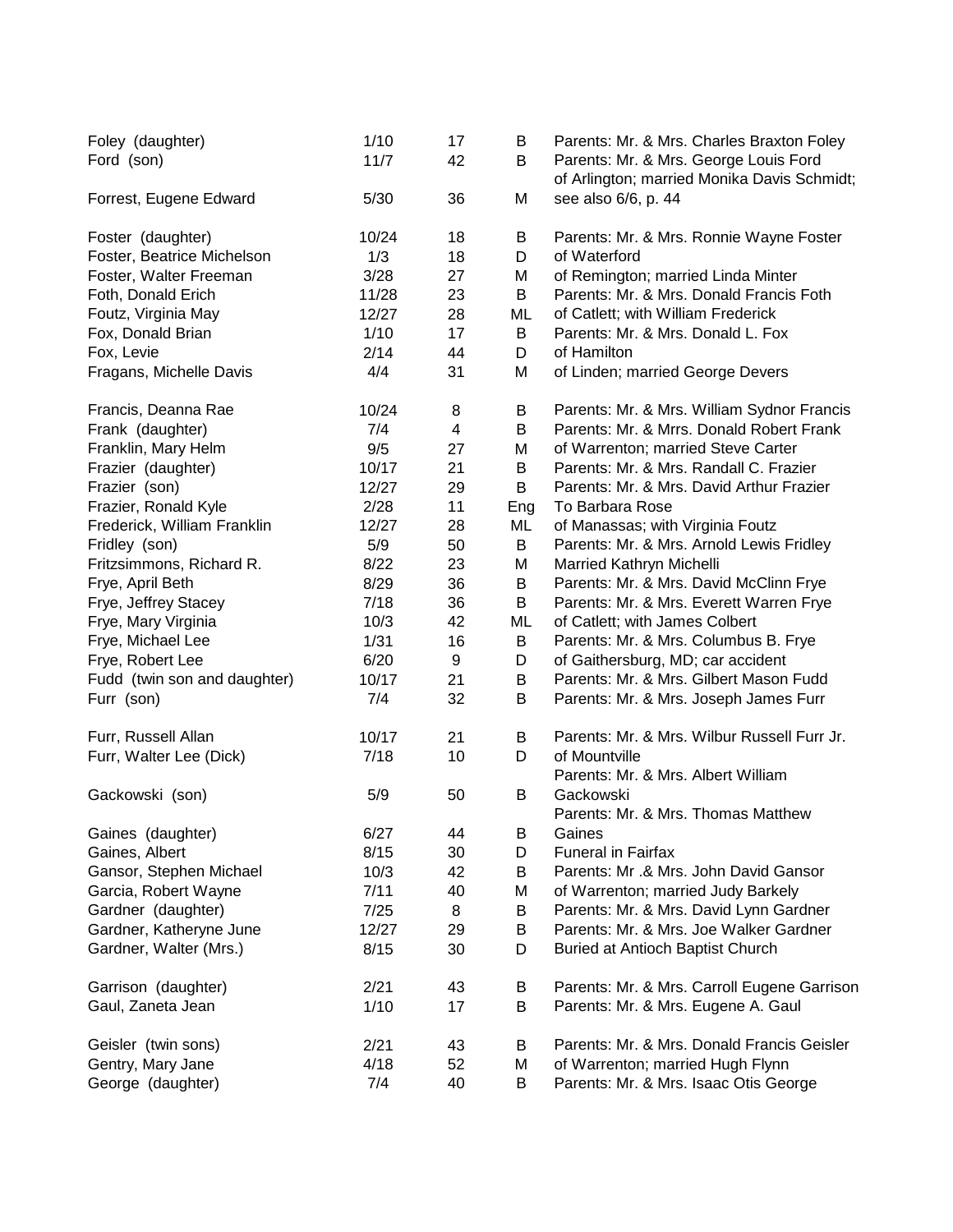| | | | | |
|---|---|---|---|---|
| Foley (daughter) | 1/10 | 17 | B | Parents: Mr. & Mrs. Charles Braxton Foley |
| Ford (son) | 11/7 | 42 | B | Parents: Mr. & Mrs. George Louis Ford |
| Forrest, Eugene Edward | 5/30 | 36 | M | of Arlington; married Monika Davis Schmidt; see also 6/6, p. 44 |
| Foster (daughter) | 10/24 | 18 | B | Parents: Mr. & Mrs. Ronnie Wayne Foster |
| Foster, Beatrice Michelson | 1/3 | 18 | D | of Waterford |
| Foster, Walter Freeman | 3/28 | 27 | M | of Remington; married Linda Minter |
| Foth, Donald Erich | 11/28 | 23 | B | Parents: Mr. & Mrs. Donald Francis Foth |
| Foutz, Virginia May | 12/27 | 28 | ML | of Catlett; with William Frederick |
| Fox, Donald Brian | 1/10 | 17 | B | Parents: Mr. & Mrs. Donald L. Fox |
| Fox, Levie | 2/14 | 44 | D | of Hamilton |
| Fragans, Michelle Davis | 4/4 | 31 | M | of Linden; married George Devers |
| Francis, Deanna Rae | 10/24 | 8 | B | Parents: Mr. & Mrs. William Sydnor Francis |
| Frank (daughter) | 7/4 | 4 | B | Parents: Mr. & Mrrs. Donald Robert Frank |
| Franklin, Mary Helm | 9/5 | 27 | M | of Warrenton; married Steve Carter |
| Frazier (daughter) | 10/17 | 21 | B | Parents: Mr. & Mrs. Randall C. Frazier |
| Frazier (son) | 12/27 | 29 | B | Parents: Mr. & Mrs. David Arthur Frazier |
| Frazier, Ronald Kyle | 2/28 | 11 | Eng | To Barbara Rose |
| Frederick, William Franklin | 12/27 | 28 | ML | of Manassas; with Virginia Foutz |
| Fridley (son) | 5/9 | 50 | B | Parents: Mr. & Mrs. Arnold Lewis Fridley |
| Fritzsimmons, Richard R. | 8/22 | 23 | M | Married Kathryn Michelli |
| Frye, April Beth | 8/29 | 36 | B | Parents: Mr. & Mrs. David McClinn Frye |
| Frye, Jeffrey Stacey | 7/18 | 36 | B | Parents: Mr. & Mrs. Everett Warren Frye |
| Frye, Mary Virginia | 10/3 | 42 | ML | of Catlett; with James Colbert |
| Frye, Michael Lee | 1/31 | 16 | B | Parents: Mr. & Mrs. Columbus B. Frye |
| Frye, Robert Lee | 6/20 | 9 | D | of Gaithersburg, MD; car accident |
| Fudd (twin son and daughter) | 10/17 | 21 | B | Parents: Mr. & Mrs. Gilbert Mason Fudd |
| Furr (son) | 7/4 | 32 | B | Parents: Mr. & Mrs. Joseph James Furr |
| Furr, Russell Allan | 10/17 | 21 | B | Parents: Mr. & Mrs. Wilbur Russell Furr Jr. |
| Furr, Walter Lee (Dick) | 7/18 | 10 | D | of Mountville |
| Gackowski (son) | 5/9 | 50 | B | Parents: Mr. & Mrs. Albert William Gackowski |
| Gaines (daughter) | 6/27 | 44 | B | Parents: Mr. & Mrs. Thomas Matthew Gaines |
| Gaines, Albert | 8/15 | 30 | D | Funeral in Fairfax |
| Gansor, Stephen Michael | 10/3 | 42 | B | Parents: Mr .& Mrs. John David Gansor |
| Garcia, Robert Wayne | 7/11 | 40 | M | of Warrenton; married Judy Barkely |
| Gardner (daughter) | 7/25 | 8 | B | Parents: Mr. & Mrs. David Lynn Gardner |
| Gardner, Katheryne June | 12/27 | 29 | B | Parents: Mr. & Mrs. Joe Walker Gardner |
| Gardner, Walter (Mrs.) | 8/15 | 30 | D | Buried at Antioch Baptist Church |
| Garrison (daughter) | 2/21 | 43 | B | Parents: Mr. & Mrs. Carroll Eugene Garrison |
| Gaul, Zaneta Jean | 1/10 | 17 | B | Parents: Mr. & Mrs. Eugene A. Gaul |
| Geisler (twin sons) | 2/21 | 43 | B | Parents: Mr. & Mrs. Donald Francis Geisler |
| Gentry, Mary Jane | 4/18 | 52 | M | of Warrenton; married Hugh Flynn |
| George (daughter) | 7/4 | 40 | B | Parents: Mr. & Mrs. Isaac Otis George |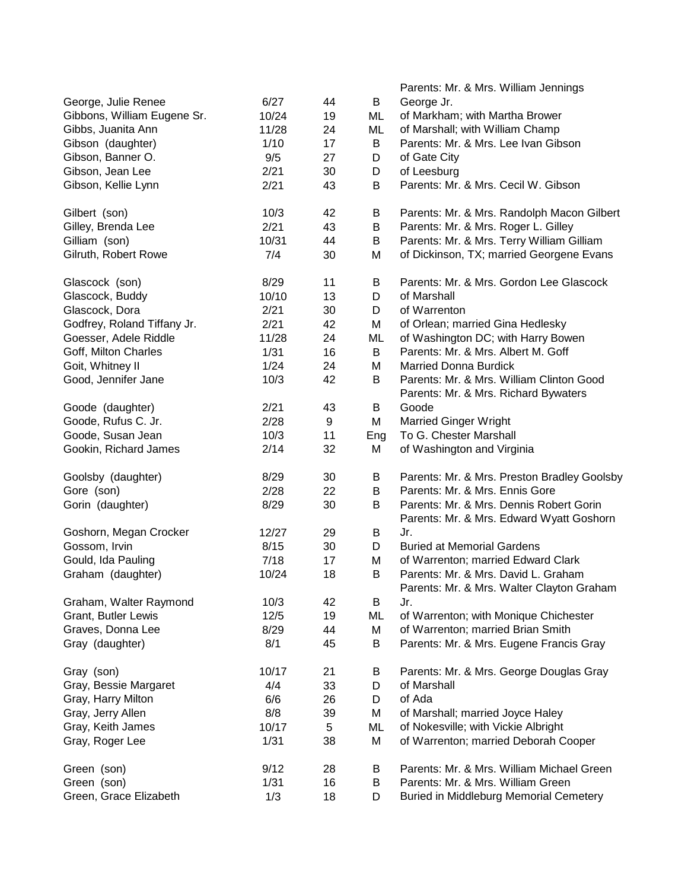| | | | | |
|---|---|---|---|---|
| George, Julie Renee | 6/27 | 44 | B | Parents: Mr. & Mrs. William Jennings George Jr. |
| Gibbons, William Eugene Sr. | 10/24 | 19 | ML | of Markham; with Martha Brower |
| Gibbs, Juanita Ann | 11/28 | 24 | ML | of Marshall; with William Champ |
| Gibson (daughter) | 1/10 | 17 | B | Parents: Mr. & Mrs. Lee Ivan Gibson |
| Gibson, Banner O. | 9/5 | 27 | D | of Gate City |
| Gibson, Jean Lee | 2/21 | 30 | D | of Leesburg |
| Gibson, Kellie Lynn | 2/21 | 43 | B | Parents: Mr. & Mrs. Cecil W. Gibson |
| Gilbert (son) | 10/3 | 42 | B | Parents: Mr. & Mrs. Randolph Macon Gilbert |
| Gilley, Brenda Lee | 2/21 | 43 | B | Parents: Mr. & Mrs. Roger L. Gilley |
| Gilliam (son) | 10/31 | 44 | B | Parents: Mr. & Mrs. Terry William Gilliam |
| Gilruth, Robert Rowe | 7/4 | 30 | M | of Dickinson, TX; married Georgene Evans |
| Glascock (son) | 8/29 | 11 | B | Parents: Mr. & Mrs. Gordon Lee Glascock |
| Glascock, Buddy | 10/10 | 13 | D | of Marshall |
| Glascock, Dora | 2/21 | 30 | D | of Warrenton |
| Godfrey, Roland Tiffany Jr. | 2/21 | 42 | M | of Orlean; married Gina Hedlesky |
| Goesser, Adele Riddle | 11/28 | 24 | ML | of Washington DC; with Harry Bowen |
| Goff, Milton Charles | 1/31 | 16 | B | Parents: Mr. & Mrs. Albert M. Goff |
| Goit, Whitney II | 1/24 | 24 | M | Married Donna Burdick |
| Good, Jennifer Jane | 10/3 | 42 | B | Parents: Mr. & Mrs. William Clinton Good |
| Goode (daughter) | 2/21 | 43 | B | Parents: Mr. & Mrs. Richard Bywaters Goode |
| Goode, Rufus C. Jr. | 2/28 | 9 | M | Married Ginger Wright |
| Goode, Susan Jean | 10/3 | 11 | Eng | To G. Chester Marshall |
| Gookin, Richard James | 2/14 | 32 | M | of Washington and Virginia |
| Goolsby (daughter) | 8/29 | 30 | B | Parents: Mr. & Mrs. Preston Bradley Goolsby |
| Gore (son) | 2/28 | 22 | B | Parents: Mr. & Mrs. Ennis Gore |
| Gorin (daughter) | 8/29 | 30 | B | Parents: Mr. & Mrs. Dennis Robert Gorin |
| Goshorn, Megan Crocker | 12/27 | 29 | B | Parents: Mr. & Mrs. Edward Wyatt Goshorn Jr. |
| Gossom, Irvin | 8/15 | 30 | D | Buried at Memorial Gardens |
| Gould, Ida Pauling | 7/18 | 17 | M | of Warrenton; married Edward Clark |
| Graham (daughter) | 10/24 | 18 | B | Parents: Mr. & Mrs. David L. Graham |
| Graham, Walter Raymond | 10/3 | 42 | B | Parents: Mr. & Mrs. Walter Clayton Graham Jr. |
| Grant, Butler Lewis | 12/5 | 19 | ML | of Warrenton; with Monique Chichester |
| Graves, Donna Lee | 8/29 | 44 | M | of Warrenton; married Brian Smith |
| Gray (daughter) | 8/1 | 45 | B | Parents: Mr. & Mrs. Eugene Francis Gray |
| Gray (son) | 10/17 | 21 | B | Parents: Mr. & Mrs. George Douglas Gray |
| Gray, Bessie Margaret | 4/4 | 33 | D | of Marshall |
| Gray, Harry Milton | 6/6 | 26 | D | of Ada |
| Gray, Jerry Allen | 8/8 | 39 | M | of Marshall; married Joyce Haley |
| Gray, Keith James | 10/17 | 5 | ML | of Nokesville; with Vickie Albright |
| Gray, Roger Lee | 1/31 | 38 | M | of Warrenton; married Deborah Cooper |
| Green (son) | 9/12 | 28 | B | Parents: Mr. & Mrs. William Michael Green |
| Green (son) | 1/31 | 16 | B | Parents: Mr. & Mrs. William Green |
| Green, Grace Elizabeth | 1/3 | 18 | D | Buried in Middleburg Memorial Cemetery |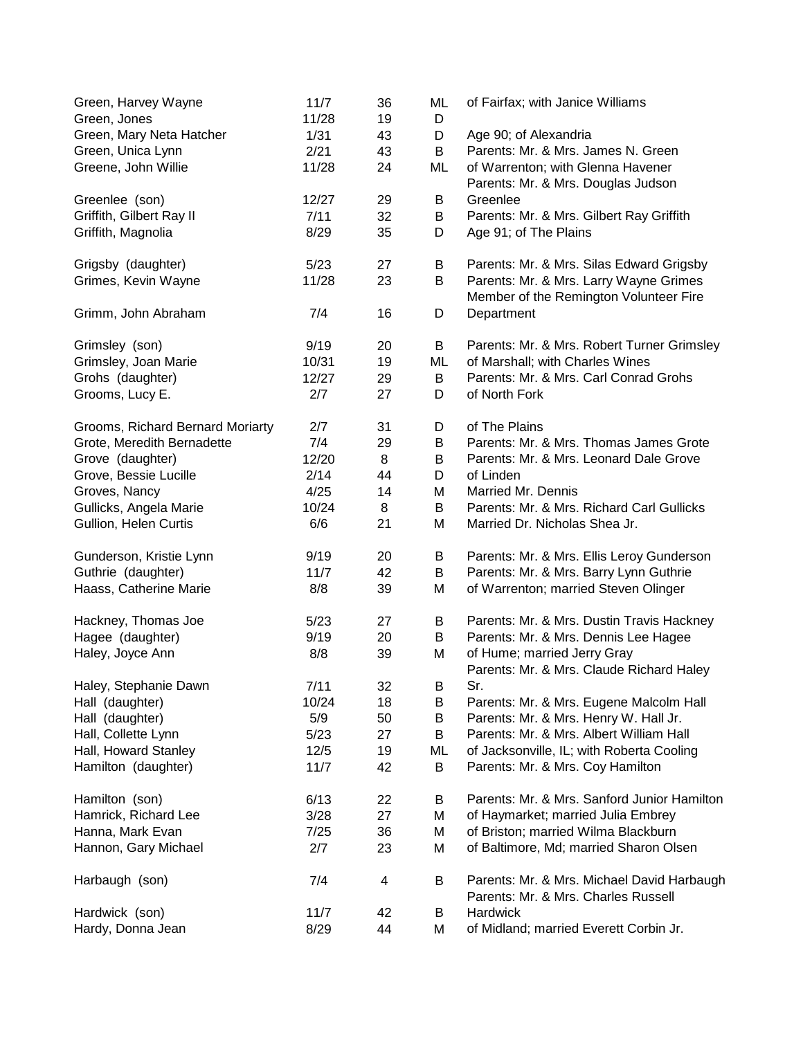| | | | | |
|---|---|---|---|---|
| Green, Harvey Wayne | 11/7 | 36 | ML | of Fairfax; with Janice Williams |
| Green, Jones | 11/28 | 19 | D | |
| Green, Mary Neta Hatcher | 1/31 | 43 | D | Age 90; of Alexandria |
| Green, Unica Lynn | 2/21 | 43 | B | Parents: Mr. & Mrs. James N. Green |
| Greene, John Willie | 11/28 | 24 | ML | of Warrenton; with Glenna Havener |
| Greenlee (son) | 12/27 | 29 | B | Parents: Mr. & Mrs. Douglas Judson Greenlee |
| Griffith, Gilbert Ray II | 7/11 | 32 | B | Parents: Mr. & Mrs. Gilbert Ray Griffith |
| Griffith, Magnolia | 8/29 | 35 | D | Age 91; of The Plains |
| Grigsby (daughter) | 5/23 | 27 | B | Parents: Mr. & Mrs. Silas Edward Grigsby |
| Grimes, Kevin Wayne | 11/28 | 23 | B | Parents: Mr. & Mrs. Larry Wayne Grimes |
| Grimm, John Abraham | 7/4 | 16 | D | Member of the Remington Volunteer Fire Department |
| Grimsley (son) | 9/19 | 20 | B | Parents: Mr. & Mrs. Robert Turner Grimsley |
| Grimsley, Joan Marie | 10/31 | 19 | ML | of Marshall; with Charles Wines |
| Grohs (daughter) | 12/27 | 29 | B | Parents: Mr. & Mrs. Carl Conrad Grohs |
| Grooms, Lucy E. | 2/7 | 27 | D | of North Fork |
| Grooms, Richard Bernard Moriarty | 2/7 | 31 | D | of The Plains |
| Grote, Meredith Bernadette | 7/4 | 29 | B | Parents: Mr. & Mrs. Thomas James Grote |
| Grove (daughter) | 12/20 | 8 | B | Parents: Mr. & Mrs. Leonard Dale Grove |
| Grove, Bessie Lucille | 2/14 | 44 | D | of Linden |
| Groves, Nancy | 4/25 | 14 | M | Married Mr. Dennis |
| Gullicks, Angela Marie | 10/24 | 8 | B | Parents: Mr. & Mrs. Richard Carl Gullicks |
| Gullion, Helen Curtis | 6/6 | 21 | M | Married Dr. Nicholas Shea Jr. |
| Gunderson, Kristie Lynn | 9/19 | 20 | B | Parents: Mr. & Mrs. Ellis Leroy Gunderson |
| Guthrie (daughter) | 11/7 | 42 | B | Parents: Mr. & Mrs. Barry Lynn Guthrie |
| Haass, Catherine Marie | 8/8 | 39 | M | of Warrenton; married Steven Olinger |
| Hackney, Thomas Joe | 5/23 | 27 | B | Parents: Mr. & Mrs. Dustin Travis Hackney |
| Hagee (daughter) | 9/19 | 20 | B | Parents: Mr. & Mrs. Dennis Lee Hagee |
| Haley, Joyce Ann | 8/8 | 39 | M | of Hume; married Jerry Gray |
| Haley, Stephanie Dawn | 7/11 | 32 | B | Parents: Mr. & Mrs. Claude Richard Haley Sr. |
| Hall (daughter) | 10/24 | 18 | B | Parents: Mr. & Mrs. Eugene Malcolm Hall |
| Hall (daughter) | 5/9 | 50 | B | Parents: Mr. & Mrs. Henry W. Hall Jr. |
| Hall, Collette Lynn | 5/23 | 27 | B | Parents: Mr. & Mrs. Albert William Hall |
| Hall, Howard Stanley | 12/5 | 19 | ML | of Jacksonville, IL; with Roberta Cooling |
| Hamilton (daughter) | 11/7 | 42 | B | Parents: Mr. & Mrs. Coy Hamilton |
| Hamilton (son) | 6/13 | 22 | B | Parents: Mr. & Mrs. Sanford Junior Hamilton |
| Hamrick, Richard Lee | 3/28 | 27 | M | of Haymarket; married Julia Embrey |
| Hanna, Mark Evan | 7/25 | 36 | M | of Briston; married Wilma Blackburn |
| Hannon, Gary Michael | 2/7 | 23 | M | of Baltimore, Md; married Sharon Olsen |
| Harbaugh (son) | 7/4 | 4 | B | Parents: Mr. & Mrs. Michael David Harbaugh |
| Hardwick (son) | 11/7 | 42 | B | Parents: Mr. & Mrs. Charles Russell Hardwick |
| Hardy, Donna Jean | 8/29 | 44 | M | of Midland; married Everett Corbin Jr. |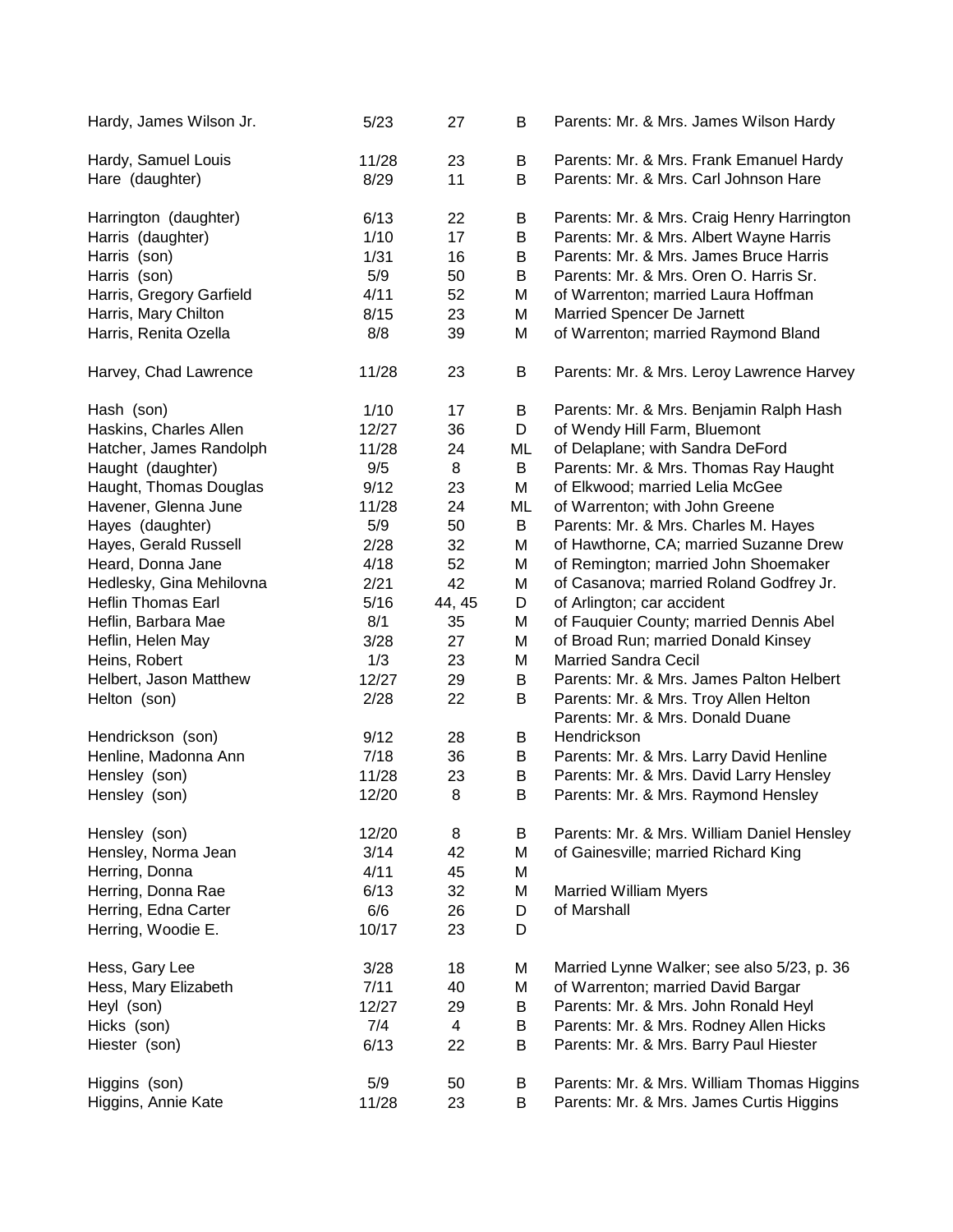| | | | | |
|---|---|---|---|---|
| Hardy, James Wilson Jr. | 5/23 | 27 | B | Parents: Mr. & Mrs. James Wilson Hardy |
| Hardy, Samuel Louis | 11/28 | 23 | B | Parents: Mr. & Mrs. Frank Emanuel Hardy |
| Hare (daughter) | 8/29 | 11 | B | Parents: Mr. & Mrs. Carl Johnson Hare |
| Harrington (daughter) | 6/13 | 22 | B | Parents: Mr. & Mrs. Craig Henry Harrington |
| Harris (daughter) | 1/10 | 17 | B | Parents: Mr. & Mrs. Albert Wayne Harris |
| Harris (son) | 1/31 | 16 | B | Parents: Mr. & Mrs. James Bruce Harris |
| Harris (son) | 5/9 | 50 | B | Parents: Mr. & Mrs. Oren O. Harris Sr. |
| Harris, Gregory Garfield | 4/11 | 52 | M | of Warrenton; married Laura Hoffman |
| Harris, Mary Chilton | 8/15 | 23 | M | Married Spencer De Jarnett |
| Harris, Renita Ozella | 8/8 | 39 | M | of Warrenton; married Raymond Bland |
| Harvey, Chad Lawrence | 11/28 | 23 | B | Parents: Mr. & Mrs. Leroy Lawrence Harvey |
| Hash (son) | 1/10 | 17 | B | Parents: Mr. & Mrs. Benjamin Ralph Hash |
| Haskins, Charles Allen | 12/27 | 36 | D | of Wendy Hill Farm, Bluemont |
| Hatcher, James Randolph | 11/28 | 24 | ML | of Delaplane; with Sandra DeFord |
| Haught (daughter) | 9/5 | 8 | B | Parents: Mr. & Mrs. Thomas Ray Haught |
| Haught, Thomas Douglas | 9/12 | 23 | M | of Elkwood; married Lelia McGee |
| Havener, Glenna June | 11/28 | 24 | ML | of Warrenton; with John Greene |
| Hayes (daughter) | 5/9 | 50 | B | Parents: Mr. & Mrs. Charles M. Hayes |
| Hayes, Gerald Russell | 2/28 | 32 | M | of Hawthorne, CA; married Suzanne Drew |
| Heard, Donna Jane | 4/18 | 52 | M | of Remington; married John Shoemaker |
| Hedlesky, Gina Mehilovna | 2/21 | 42 | M | of Casanova; married Roland Godfrey Jr. |
| Heflin Thomas Earl | 5/16 | 44, 45 | D | of Arlington; car accident |
| Heflin, Barbara Mae | 8/1 | 35 | M | of Fauquier County; married Dennis Abel |
| Heflin, Helen May | 3/28 | 27 | M | of Broad Run; married Donald Kinsey |
| Heins, Robert | 1/3 | 23 | M | Married Sandra Cecil |
| Helbert, Jason Matthew | 12/27 | 29 | B | Parents: Mr. & Mrs. James Palton Helbert |
| Helton (son) | 2/28 | 22 | B | Parents: Mr. & Mrs. Troy Allen Helton |
| Hendrickson (son) | 9/12 | 28 | B | Parents: Mr. & Mrs. Donald Duane Hendrickson |
| Henline, Madonna Ann | 7/18 | 36 | B | Parents: Mr. & Mrs. Larry David Henline |
| Hensley (son) | 11/28 | 23 | B | Parents: Mr. & Mrs. David Larry Hensley |
| Hensley (son) | 12/20 | 8 | B | Parents: Mr. & Mrs. Raymond Hensley |
| Hensley (son) | 12/20 | 8 | B | Parents: Mr. & Mrs. William Daniel Hensley |
| Hensley, Norma Jean | 3/14 | 42 | M | of Gainesville; married Richard King |
| Herring, Donna | 4/11 | 45 | M | |
| Herring, Donna Rae | 6/13 | 32 | M | Married William Myers |
| Herring, Edna Carter | 6/6 | 26 | D | of Marshall |
| Herring, Woodie E. | 10/17 | 23 | D | |
| Hess, Gary Lee | 3/28 | 18 | M | Married Lynne Walker; see also 5/23, p. 36 |
| Hess, Mary Elizabeth | 7/11 | 40 | M | of Warrenton; married David Bargar |
| Heyl (son) | 12/27 | 29 | B | Parents: Mr. & Mrs. John Ronald Heyl |
| Hicks (son) | 7/4 | 4 | B | Parents: Mr. & Mrs. Rodney Allen Hicks |
| Hiester (son) | 6/13 | 22 | B | Parents: Mr. & Mrs. Barry Paul Hiester |
| Higgins (son) | 5/9 | 50 | B | Parents: Mr. & Mrs. William Thomas Higgins |
| Higgins, Annie Kate | 11/28 | 23 | B | Parents: Mr. & Mrs. James Curtis Higgins |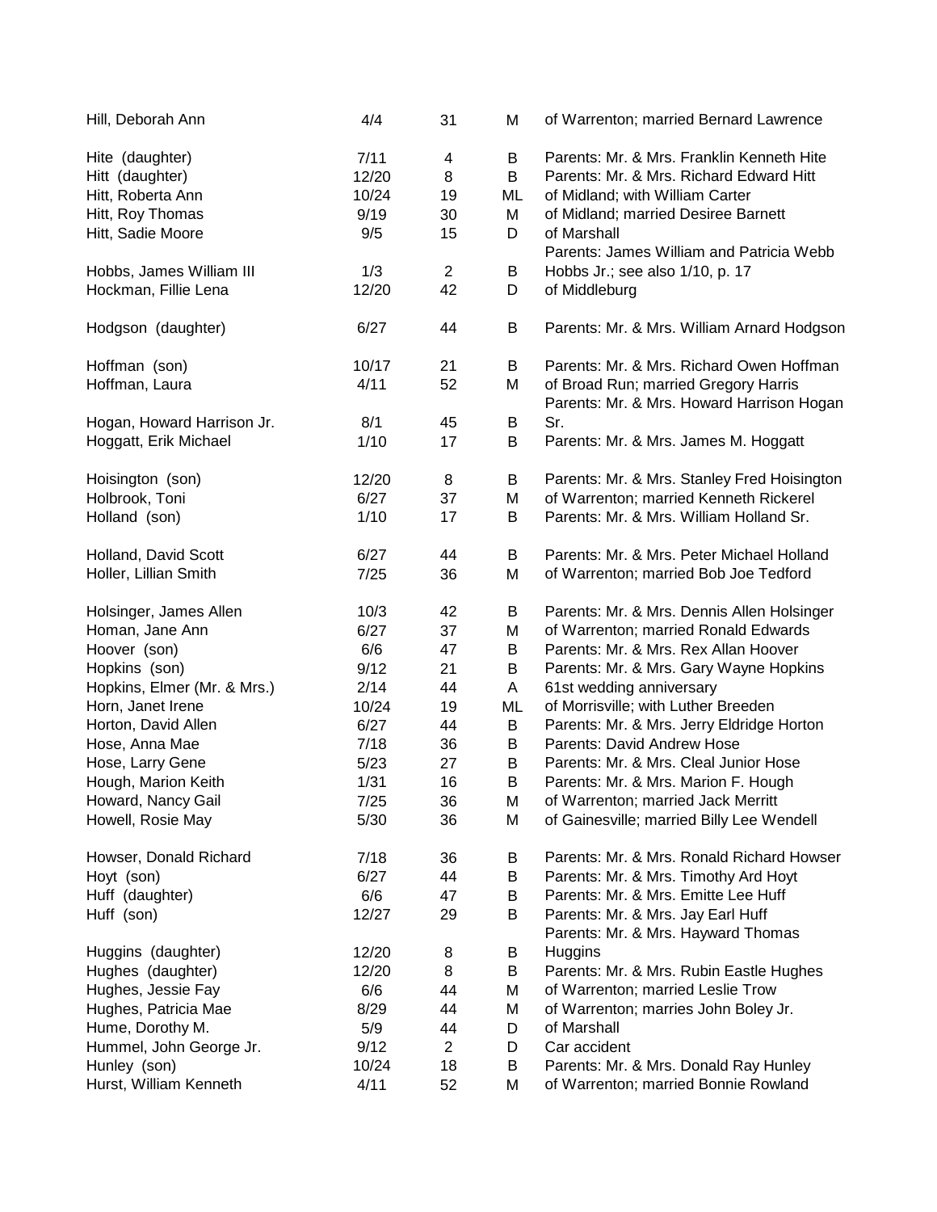| | | | | |
|---|---|---|---|---|
| Hill, Deborah Ann | 4/4 | 31 | M | of Warrenton; married Bernard Lawrence |
| Hite (daughter) | 7/11 | 4 | B | Parents: Mr. & Mrs. Franklin Kenneth Hite |
| Hitt (daughter) | 12/20 | 8 | B | Parents: Mr. & Mrs. Richard Edward Hitt |
| Hitt, Roberta Ann | 10/24 | 19 | ML | of Midland; with William Carter |
| Hitt, Roy Thomas | 9/19 | 30 | M | of Midland; married Desiree Barnett |
| Hitt, Sadie Moore | 9/5 | 15 | D | of Marshall |
| Hobbs, James William III | 1/3 | 2 | B | Parents: James William and Patricia Webb Hobbs Jr.; see also 1/10, p. 17 |
| Hockman, Fillie Lena | 12/20 | 42 | D | of Middleburg |
| Hodgson (daughter) | 6/27 | 44 | B | Parents: Mr. & Mrs. William Arnard Hodgson |
| Hoffman (son) | 10/17 | 21 | B | Parents: Mr. & Mrs. Richard Owen Hoffman |
| Hoffman, Laura | 4/11 | 52 | M | of Broad Run; married Gregory Harris |
| Hogan, Howard Harrison Jr. | 8/1 | 45 | B | Parents: Mr. & Mrs. Howard Harrison Hogan Sr. |
| Hoggatt, Erik Michael | 1/10 | 17 | B | Parents: Mr. & Mrs. James M. Hoggatt |
| Hoisington (son) | 12/20 | 8 | B | Parents: Mr. & Mrs. Stanley Fred Hoisington |
| Holbrook, Toni | 6/27 | 37 | M | of Warrenton; married Kenneth Rickerel |
| Holland (son) | 1/10 | 17 | B | Parents: Mr. & Mrs. William Holland Sr. |
| Holland, David Scott | 6/27 | 44 | B | Parents: Mr. & Mrs. Peter Michael Holland |
| Holler, Lillian Smith | 7/25 | 36 | M | of Warrenton; married Bob Joe Tedford |
| Holsinger, James Allen | 10/3 | 42 | B | Parents: Mr. & Mrs. Dennis Allen Holsinger |
| Homan, Jane Ann | 6/27 | 37 | M | of Warrenton; married Ronald Edwards |
| Hoover (son) | 6/6 | 47 | B | Parents: Mr. & Mrs. Rex Allan Hoover |
| Hopkins (son) | 9/12 | 21 | B | Parents: Mr. & Mrs. Gary Wayne Hopkins |
| Hopkins, Elmer (Mr. & Mrs.) | 2/14 | 44 | A | 61st wedding anniversary |
| Horn, Janet Irene | 10/24 | 19 | ML | of Morrisville; with Luther Breeden |
| Horton, David Allen | 6/27 | 44 | B | Parents: Mr. & Mrs. Jerry Eldridge Horton |
| Hose, Anna Mae | 7/18 | 36 | B | Parents: David Andrew Hose |
| Hose, Larry Gene | 5/23 | 27 | B | Parents: Mr. & Mrs. Cleal Junior Hose |
| Hough, Marion Keith | 1/31 | 16 | B | Parents: Mr. & Mrs. Marion F. Hough |
| Howard, Nancy Gail | 7/25 | 36 | M | of Warrenton; married Jack Merritt |
| Howell, Rosie May | 5/30 | 36 | M | of Gainesville; married Billy Lee Wendell |
| Howser, Donald Richard | 7/18 | 36 | B | Parents: Mr. & Mrs. Ronald Richard Howser |
| Hoyt (son) | 6/27 | 44 | B | Parents: Mr. & Mrs. Timothy Ard Hoyt |
| Huff (daughter) | 6/6 | 47 | B | Parents: Mr. & Mrs. Emitte Lee Huff |
| Huff (son) | 12/27 | 29 | B | Parents: Mr. & Mrs. Jay Earl Huff |
| Huggins (daughter) | 12/20 | 8 | B | Parents: Mr. & Mrs. Hayward Thomas Huggins |
| Hughes (daughter) | 12/20 | 8 | B | Parents: Mr. & Mrs. Rubin Eastle Hughes |
| Hughes, Jessie Fay | 6/6 | 44 | M | of Warrenton; married Leslie Trow |
| Hughes, Patricia Mae | 8/29 | 44 | M | of Warrenton; marries John Boley Jr. |
| Hume, Dorothy M. | 5/9 | 44 | D | of Marshall |
| Hummel, John George Jr. | 9/12 | 2 | D | Car accident |
| Hunley (son) | 10/24 | 18 | B | Parents: Mr. & Mrs. Donald Ray Hunley |
| Hurst, William Kenneth | 4/11 | 52 | M | of Warrenton; married Bonnie Rowland |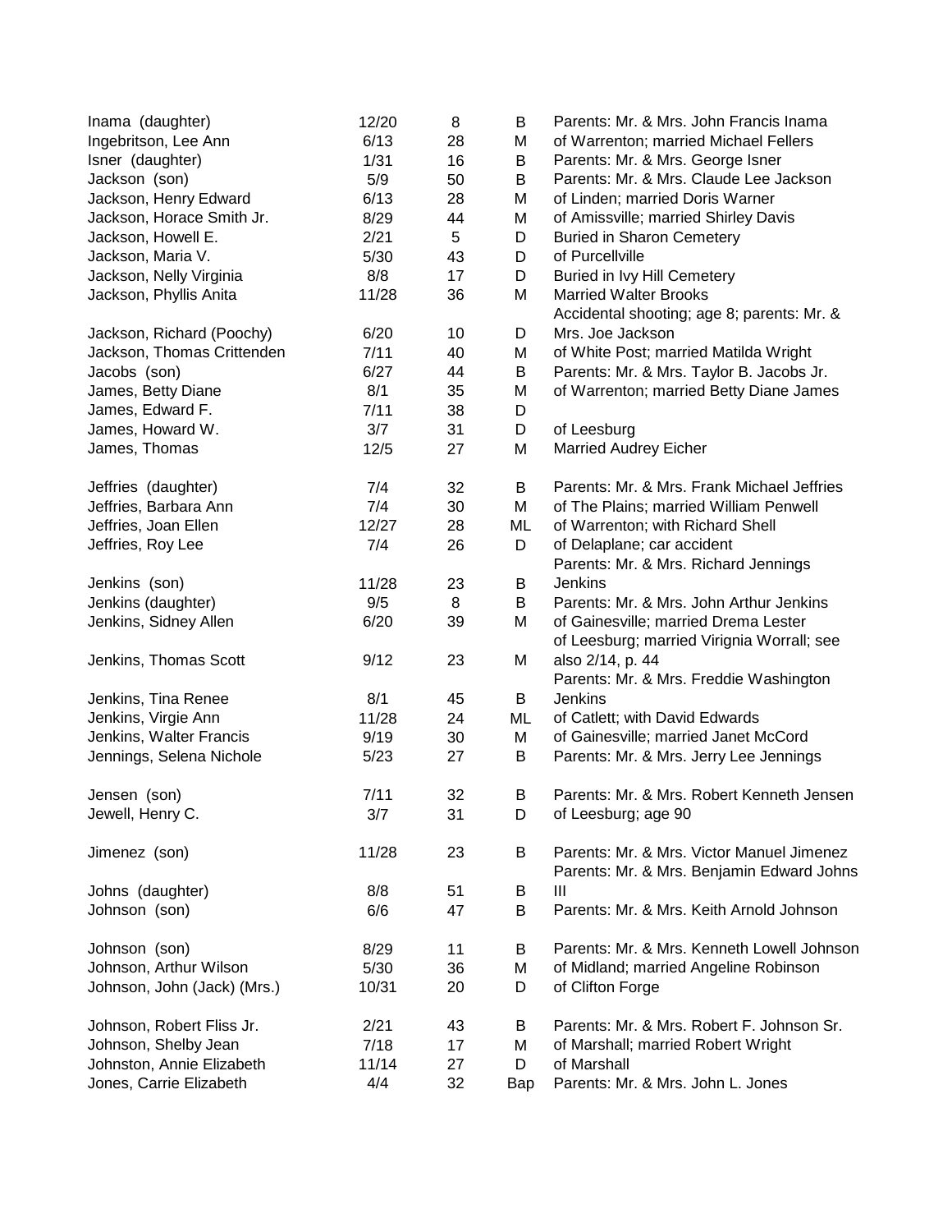| | | | | |
|---|---|---|---|---|
| Inama (daughter) | 12/20 | 8 | B | Parents: Mr. & Mrs. John Francis Inama |
| Ingebritson, Lee Ann | 6/13 | 28 | M | of Warrenton; married Michael Fellers |
| Isner (daughter) | 1/31 | 16 | B | Parents: Mr. & Mrs. George Isner |
| Jackson (son) | 5/9 | 50 | B | Parents: Mr. & Mrs. Claude Lee Jackson |
| Jackson, Henry Edward | 6/13 | 28 | M | of Linden; married Doris Warner |
| Jackson, Horace Smith Jr. | 8/29 | 44 | M | of Amissville; married Shirley Davis |
| Jackson, Howell E. | 2/21 | 5 | D | Buried in Sharon Cemetery |
| Jackson, Maria V. | 5/30 | 43 | D | of Purcellville |
| Jackson, Nelly Virginia | 8/8 | 17 | D | Buried in Ivy Hill Cemetery |
| Jackson, Phyllis Anita | 11/28 | 36 | M | Married Walter Brooks |
| Jackson, Richard (Poochy) | 6/20 | 10 | D | Accidental shooting; age 8; parents: Mr. & Mrs. Joe Jackson |
| Jackson, Thomas Crittenden | 7/11 | 40 | M | of White Post; married Matilda Wright |
| Jacobs (son) | 6/27 | 44 | B | Parents: Mr. & Mrs. Taylor B. Jacobs Jr. |
| James, Betty Diane | 8/1 | 35 | M | of Warrenton; married Betty Diane James |
| James, Edward F. | 7/11 | 38 | D | |
| James, Howard W. | 3/7 | 31 | D | of Leesburg |
| James, Thomas | 12/5 | 27 | M | Married Audrey Eicher |
| Jeffries (daughter) | 7/4 | 32 | B | Parents: Mr. & Mrs. Frank Michael Jeffries |
| Jeffries, Barbara Ann | 7/4 | 30 | M | of The Plains; married William Penwell |
| Jeffries, Joan Ellen | 12/27 | 28 | ML | of Warrenton; with Richard Shell |
| Jeffries, Roy Lee | 7/4 | 26 | D | of Delaplane; car accident |
| Jenkins (son) | 11/28 | 23 | B | Parents: Mr. & Mrs. Richard Jennings Jenkins |
| Jenkins (daughter) | 9/5 | 8 | B | Parents: Mr. & Mrs. John Arthur Jenkins |
| Jenkins, Sidney Allen | 6/20 | 39 | M | of Gainesville; married Drema Lester |
| Jenkins, Thomas Scott | 9/12 | 23 | M | of Leesburg; married Virignia Worrall; see also 2/14, p. 44 |
| Jenkins, Tina Renee | 8/1 | 45 | B | Parents: Mr. & Mrs. Freddie Washington Jenkins |
| Jenkins, Virgie Ann | 11/28 | 24 | ML | of Catlett; with David Edwards |
| Jenkins, Walter Francis | 9/19 | 30 | M | of Gainesville; married Janet McCord |
| Jennings, Selena Nichole | 5/23 | 27 | B | Parents: Mr. & Mrs. Jerry Lee Jennings |
| Jensen (son) | 7/11 | 32 | B | Parents: Mr. & Mrs. Robert Kenneth Jensen |
| Jewell, Henry C. | 3/7 | 31 | D | of Leesburg; age 90 |
| Jimenez (son) | 11/28 | 23 | B | Parents: Mr. & Mrs. Victor Manuel Jimenez |
| Johns (daughter) | 8/8 | 51 | B | Parents: Mr. & Mrs. Benjamin Edward Johns III |
| Johnson (son) | 6/6 | 47 | B | Parents: Mr. & Mrs. Keith Arnold Johnson |
| Johnson (son) | 8/29 | 11 | B | Parents: Mr. & Mrs. Kenneth Lowell Johnson |
| Johnson, Arthur Wilson | 5/30 | 36 | M | of Midland; married Angeline Robinson |
| Johnson, John (Jack) (Mrs.) | 10/31 | 20 | D | of Clifton Forge |
| Johnson, Robert Fliss Jr. | 2/21 | 43 | B | Parents: Mr. & Mrs. Robert F. Johnson Sr. |
| Johnson, Shelby Jean | 7/18 | 17 | M | of Marshall; married Robert Wright |
| Johnston, Annie Elizabeth | 11/14 | 27 | D | of Marshall |
| Jones, Carrie Elizabeth | 4/4 | 32 | Bap | Parents: Mr. & Mrs. John L. Jones |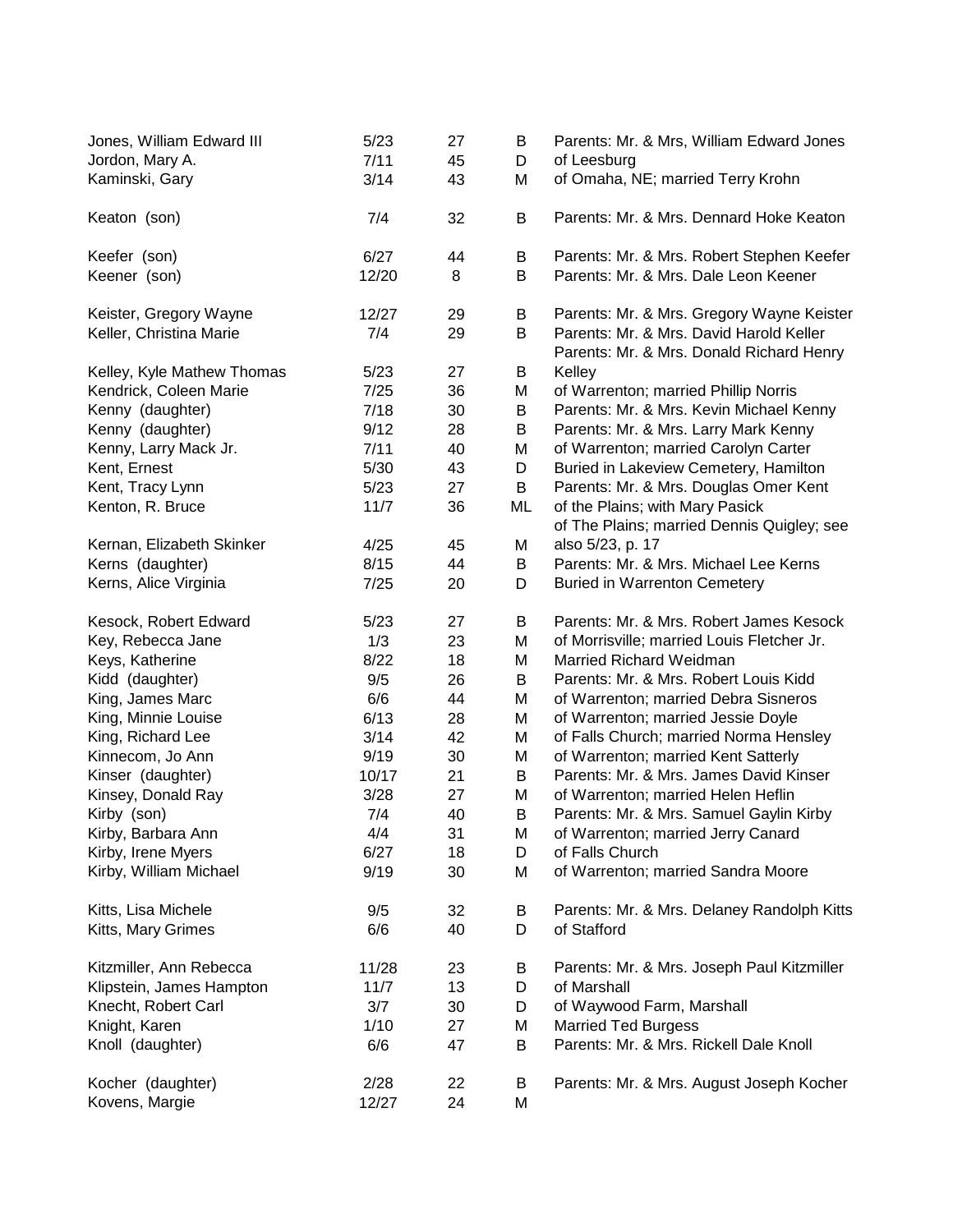| | | | | |
|---|---|---|---|---|
| Jones, William Edward III | 5/23 | 27 | B | Parents: Mr. & Mrs, William Edward Jones |
| Jordon, Mary A. | 7/11 | 45 | D | of Leesburg |
| Kaminski, Gary | 3/14 | 43 | M | of Omaha, NE; married Terry Krohn |
| Keaton (son) | 7/4 | 32 | B | Parents: Mr. & Mrs. Dennard Hoke Keaton |
| Keefer (son) | 6/27 | 44 | B | Parents: Mr. & Mrs. Robert Stephen Keefer |
| Keener (son) | 12/20 | 8 | B | Parents: Mr. & Mrs. Dale Leon Keener |
| Keister, Gregory Wayne | 12/27 | 29 | B | Parents: Mr. & Mrs. Gregory Wayne Keister |
| Keller, Christina Marie | 7/4 | 29 | B | Parents: Mr. & Mrs. David Harold Keller |
| Kelley, Kyle Mathew Thomas | 5/23 | 27 | B | Parents: Mr. & Mrs. Donald Richard Henry Kelley |
| Kendrick, Coleen Marie | 7/25 | 36 | M | of Warrenton; married Phillip Norris |
| Kenny (daughter) | 7/18 | 30 | B | Parents: Mr. & Mrs. Kevin Michael Kenny |
| Kenny (daughter) | 9/12 | 28 | B | Parents: Mr. & Mrs. Larry Mark Kenny |
| Kenny, Larry Mack Jr. | 7/11 | 40 | M | of Warrenton; married Carolyn Carter |
| Kent, Ernest | 5/30 | 43 | D | Buried in Lakeview Cemetery, Hamilton |
| Kent, Tracy Lynn | 5/23 | 27 | B | Parents: Mr. & Mrs. Douglas Omer Kent |
| Kenton, R. Bruce | 11/7 | 36 | ML | of the Plains; with Mary Pasick |
| Kernan, Elizabeth Skinker | 4/25 | 45 | M | of The Plains; married Dennis Quigley; see also 5/23, p. 17 |
| Kerns (daughter) | 8/15 | 44 | B | Parents: Mr. & Mrs. Michael Lee Kerns |
| Kerns, Alice Virginia | 7/25 | 20 | D | Buried in Warrenton Cemetery |
| Kesock, Robert Edward | 5/23 | 27 | B | Parents: Mr. & Mrs. Robert James Kesock |
| Key, Rebecca Jane | 1/3 | 23 | M | of Morrisville; married Louis Fletcher Jr. |
| Keys, Katherine | 8/22 | 18 | M | Married Richard Weidman |
| Kidd (daughter) | 9/5 | 26 | B | Parents: Mr. & Mrs. Robert Louis Kidd |
| King, James Marc | 6/6 | 44 | M | of Warrenton; married Debra Sisneros |
| King, Minnie Louise | 6/13 | 28 | M | of Warrenton; married Jessie Doyle |
| King, Richard Lee | 3/14 | 42 | M | of Falls Church; married Norma Hensley |
| Kinnecom, Jo Ann | 9/19 | 30 | M | of Warrenton; married Kent Satterly |
| Kinser (daughter) | 10/17 | 21 | B | Parents: Mr. & Mrs. James David Kinser |
| Kinsey, Donald Ray | 3/28 | 27 | M | of Warrenton; married Helen Heflin |
| Kirby (son) | 7/4 | 40 | B | Parents: Mr. & Mrs. Samuel Gaylin Kirby |
| Kirby, Barbara Ann | 4/4 | 31 | M | of Warrenton; married Jerry Canard |
| Kirby, Irene Myers | 6/27 | 18 | D | of Falls Church |
| Kirby, William Michael | 9/19 | 30 | M | of Warrenton; married Sandra Moore |
| Kitts, Lisa Michele | 9/5 | 32 | B | Parents: Mr. & Mrs. Delaney Randolph Kitts |
| Kitts, Mary Grimes | 6/6 | 40 | D | of Stafford |
| Kitzmiller, Ann Rebecca | 11/28 | 23 | B | Parents: Mr. & Mrs. Joseph Paul Kitzmiller |
| Klipstein, James Hampton | 11/7 | 13 | D | of Marshall |
| Knecht, Robert Carl | 3/7 | 30 | D | of Waywood Farm, Marshall |
| Knight, Karen | 1/10 | 27 | M | Married Ted Burgess |
| Knoll (daughter) | 6/6 | 47 | B | Parents: Mr. & Mrs. Rickell Dale Knoll |
| Kocher (daughter) | 2/28 | 22 | B | Parents: Mr. & Mrs. August Joseph Kocher |
| Kovens, Margie | 12/27 | 24 | M | |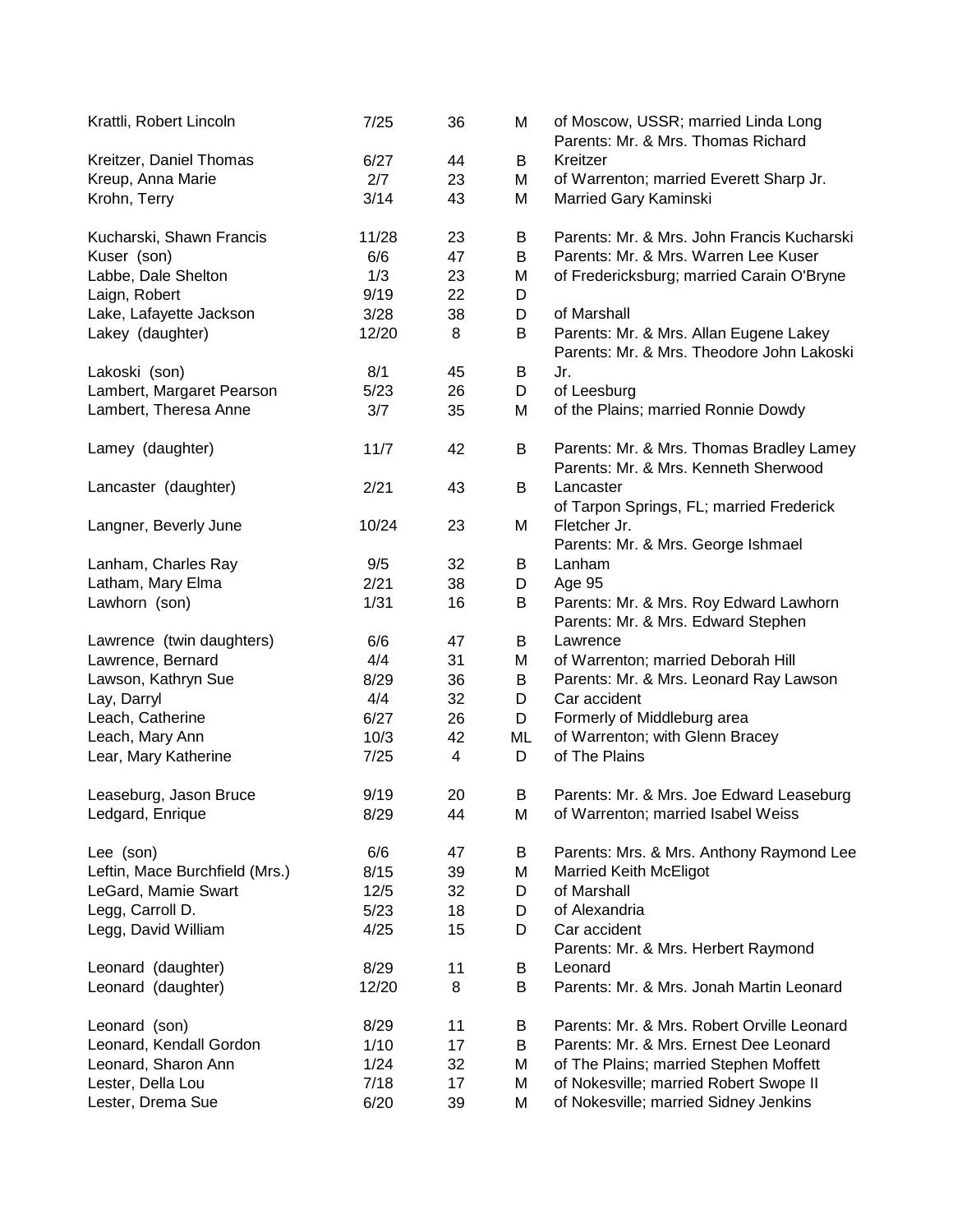| | | | | |
|---|---|---|---|---|
| Krattli, Robert Lincoln | 7/25 | 36 | M | of Moscow, USSR; married Linda Long |
| Kreitzer, Daniel Thomas | 6/27 | 44 | B | Parents: Mr. & Mrs. Thomas Richard Kreitzer |
| Kreup, Anna Marie | 2/7 | 23 | M | of Warrenton; married Everett Sharp Jr. |
| Krohn, Terry | 3/14 | 43 | M | Married Gary Kaminski |
| Kucharski, Shawn Francis | 11/28 | 23 | B | Parents: Mr. & Mrs. John Francis Kucharski |
| Kuser (son) | 6/6 | 47 | B | Parents: Mr. & Mrs. Warren Lee Kuser |
| Labbe, Dale Shelton | 1/3 | 23 | M | of Fredericksburg; married Carain O'Bryne |
| Laign, Robert | 9/19 | 22 | D | |
| Lake, Lafayette Jackson | 3/28 | 38 | D | of Marshall |
| Lakey (daughter) | 12/20 | 8 | B | Parents: Mr. & Mrs. Allan Eugene Lakey |
| Lakoski (son) | 8/1 | 45 | B | Parents: Mr. & Mrs. Theodore John Lakoski Jr. |
| Lambert, Margaret Pearson | 5/23 | 26 | D | of Leesburg |
| Lambert, Theresa Anne | 3/7 | 35 | M | of the Plains; married Ronnie Dowdy |
| Lamey (daughter) | 11/7 | 42 | B | Parents: Mr. & Mrs. Thomas Bradley Lamey |
| Lancaster (daughter) | 2/21 | 43 | B | Parents: Mr. & Mrs. Kenneth Sherwood Lancaster |
| Langner, Beverly June | 10/24 | 23 | M | of Tarpon Springs, FL; married Frederick Fletcher Jr. |
| Lanham, Charles Ray | 9/5 | 32 | B | Parents: Mr. & Mrs. George Ishmael Lanham |
| Latham, Mary Elma | 2/21 | 38 | D | Age 95 |
| Lawhorn (son) | 1/31 | 16 | B | Parents: Mr. & Mrs. Roy Edward Lawhorn |
| Lawrence (twin daughters) | 6/6 | 47 | B | Parents: Mr. & Mrs. Edward Stephen Lawrence |
| Lawrence, Bernard | 4/4 | 31 | M | of Warrenton; married Deborah Hill |
| Lawson, Kathryn Sue | 8/29 | 36 | B | Parents: Mr. & Mrs. Leonard Ray Lawson |
| Lay, Darryl | 4/4 | 32 | D | Car accident |
| Leach, Catherine | 6/27 | 26 | D | Formerly of Middleburg area |
| Leach, Mary Ann | 10/3 | 42 | ML | of Warrenton; with Glenn Bracey |
| Lear, Mary Katherine | 7/25 | 4 | D | of The Plains |
| Leaseburg, Jason Bruce | 9/19 | 20 | B | Parents: Mr. & Mrs. Joe Edward Leaseburg |
| Ledgard, Enrique | 8/29 | 44 | M | of Warrenton; married Isabel Weiss |
| Lee (son) | 6/6 | 47 | B | Parents: Mrs. & Mrs. Anthony Raymond Lee |
| Leftin, Mace Burchfield (Mrs.) | 8/15 | 39 | M | Married Keith McEligot |
| LeGard, Mamie Swart | 12/5 | 32 | D | of Marshall |
| Legg, Carroll D. | 5/23 | 18 | D | of Alexandria |
| Legg, David William | 4/25 | 15 | D | Car accident |
| Leonard (daughter) | 8/29 | 11 | B | Parents: Mr. & Mrs. Herbert Raymond Leonard |
| Leonard (daughter) | 12/20 | 8 | B | Parents: Mr. & Mrs. Jonah Martin Leonard |
| Leonard (son) | 8/29 | 11 | B | Parents: Mr. & Mrs. Robert Orville Leonard |
| Leonard, Kendall Gordon | 1/10 | 17 | B | Parents: Mr. & Mrs. Ernest Dee Leonard |
| Leonard, Sharon Ann | 1/24 | 32 | M | of The Plains; married Stephen Moffett |
| Lester, Della Lou | 7/18 | 17 | M | of Nokesville; married Robert Swope II |
| Lester, Drema Sue | 6/20 | 39 | M | of Nokesville; married Sidney Jenkins |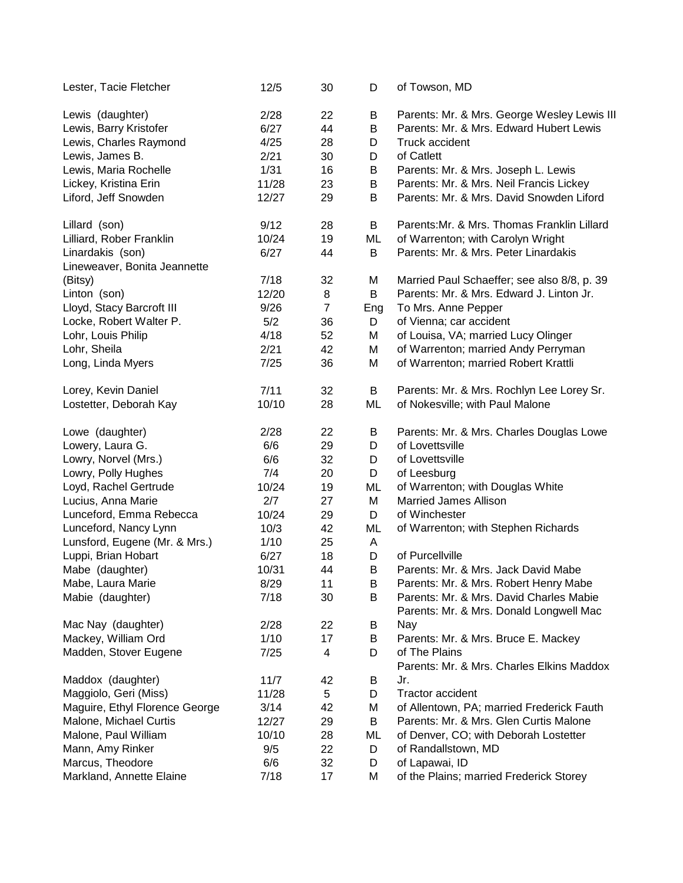| | | | | |
|---|---|---|---|---|
| Lester, Tacie Fletcher | 12/5 | 30 | D | of Towson, MD |
| Lewis (daughter) | 2/28 | 22 | B | Parents: Mr. & Mrs. George Wesley Lewis III |
| Lewis, Barry Kristofer | 6/27 | 44 | B | Parents: Mr. & Mrs. Edward Hubert Lewis |
| Lewis, Charles Raymond | 4/25 | 28 | D | Truck accident |
| Lewis, James B. | 2/21 | 30 | D | of Catlett |
| Lewis, Maria Rochelle | 1/31 | 16 | B | Parents: Mr. & Mrs. Joseph L. Lewis |
| Lickey, Kristina Erin | 11/28 | 23 | B | Parents: Mr. & Mrs. Neil Francis Lickey |
| Liford, Jeff Snowden | 12/27 | 29 | B | Parents: Mr. & Mrs. David Snowden Liford |
| Lillard (son) | 9/12 | 28 | B | Parents:Mr. & Mrs. Thomas Franklin Lillard |
| Lilliard, Rober Franklin | 10/24 | 19 | ML | of Warrenton; with Carolyn Wright |
| Linardakis (son) | 6/27 | 44 | B | Parents: Mr. & Mrs. Peter Linardakis |
| Lineweaver, Bonita Jeannette (Bitsy) | 7/18 | 32 | M | Married Paul Schaeffer; see also 8/8, p. 39 |
| Linton (son) | 12/20 | 8 | B | Parents: Mr. & Mrs. Edward J. Linton Jr. |
| Lloyd, Stacy Barcroft III | 9/26 | 7 | Eng | To Mrs. Anne Pepper |
| Locke, Robert Walter P. | 5/2 | 36 | D | of Vienna; car accident |
| Lohr, Louis Philip | 4/18 | 52 | M | of Louisa, VA; married Lucy Olinger |
| Lohr, Sheila | 2/21 | 42 | M | of Warrenton; married Andy Perryman |
| Long, Linda Myers | 7/25 | 36 | M | of Warrenton; married Robert Krattli |
| Lorey, Kevin Daniel | 7/11 | 32 | B | Parents: Mr. & Mrs. Rochlyn Lee Lorey Sr. |
| Lostetter, Deborah Kay | 10/10 | 28 | ML | of Nokesville; with Paul Malone |
| Lowe (daughter) | 2/28 | 22 | B | Parents: Mr. & Mrs. Charles Douglas Lowe |
| Lowery, Laura G. | 6/6 | 29 | D | of Lovettsville |
| Lowry, Norvel (Mrs.) | 6/6 | 32 | D | of Lovettsville |
| Lowry, Polly Hughes | 7/4 | 20 | D | of Leesburg |
| Loyd, Rachel Gertrude | 10/24 | 19 | ML | of Warrenton; with Douglas White |
| Lucius, Anna Marie | 2/7 | 27 | M | Married James Allison |
| Lunceford, Emma Rebecca | 10/24 | 29 | D | of Winchester |
| Lunceford, Nancy Lynn | 10/3 | 42 | ML | of Warrenton; with Stephen Richards |
| Lunsford, Eugene (Mr. & Mrs.) | 1/10 | 25 | A | |
| Luppi, Brian Hobart | 6/27 | 18 | D | of Purcellville |
| Mabe (daughter) | 10/31 | 44 | B | Parents: Mr. & Mrs. Jack David Mabe |
| Mabe, Laura Marie | 8/29 | 11 | B | Parents: Mr. & Mrs. Robert Henry Mabe |
| Mabie (daughter) | 7/18 | 30 | B | Parents: Mr. & Mrs. David Charles Mabie |
| Mac Nay (daughter) | 2/28 | 22 | B | Parents: Mr. & Mrs. Donald Longwell Mac Nay |
| Mackey, William Ord | 1/10 | 17 | B | Parents: Mr. & Mrs. Bruce E. Mackey |
| Madden, Stover Eugene | 7/25 | 4 | D | of The Plains |
| Maddox (daughter) | 11/7 | 42 | B | Parents: Mr. & Mrs. Charles Elkins Maddox Jr. |
| Maggiolo, Geri (Miss) | 11/28 | 5 | D | Tractor accident |
| Maguire, Ethyl Florence George | 3/14 | 42 | M | of Allentown, PA; married Frederick Fauth |
| Malone, Michael Curtis | 12/27 | 29 | B | Parents: Mr. & Mrs. Glen Curtis Malone |
| Malone, Paul William | 10/10 | 28 | ML | of Denver, CO; with Deborah Lostetter |
| Mann, Amy Rinker | 9/5 | 22 | D | of Randallstown, MD |
| Marcus, Theodore | 6/6 | 32 | D | of Lapawai, ID |
| Markland, Annette Elaine | 7/18 | 17 | M | of the Plains; married Frederick Storey |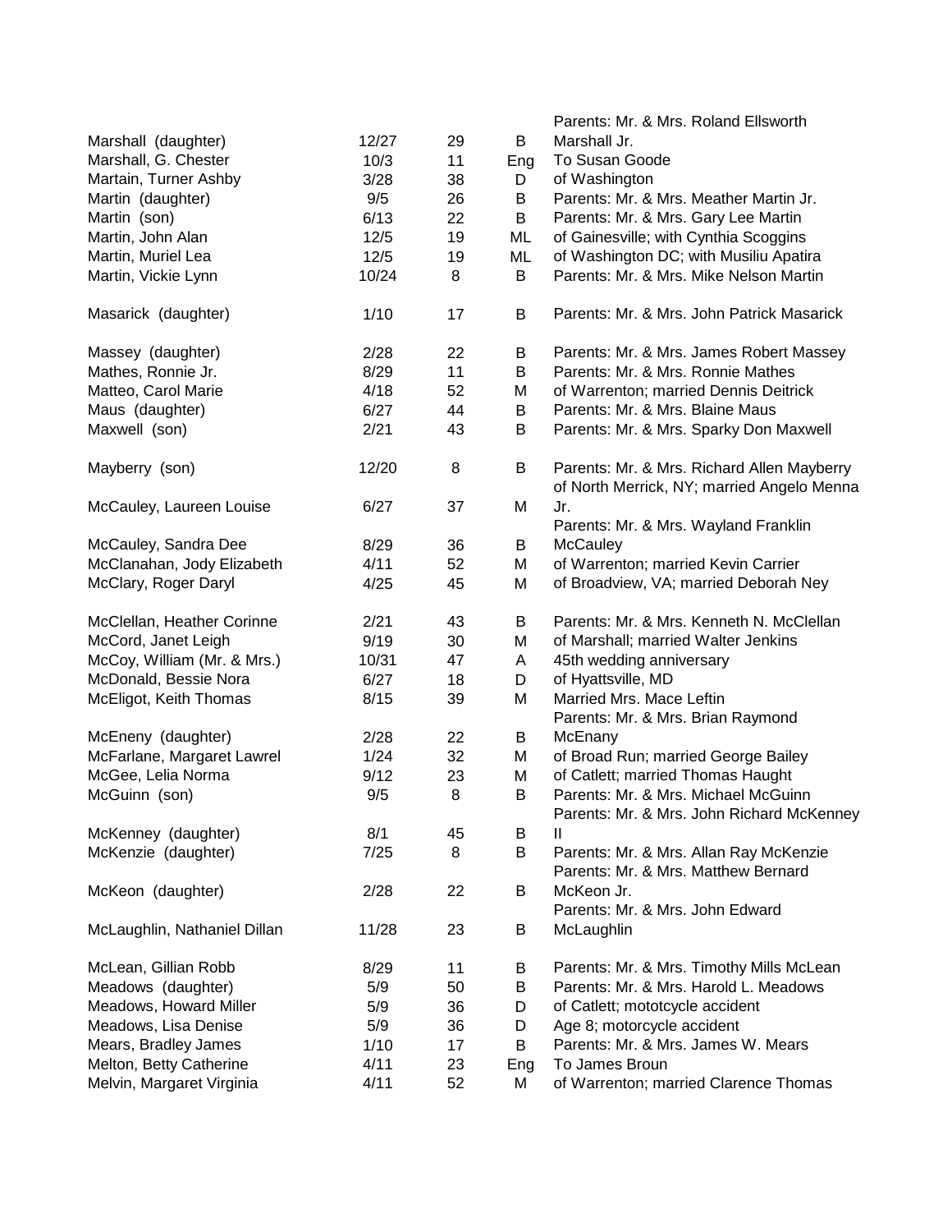| | | | | |
|---|---|---|---|---|
| Marshall (daughter) | 12/27 | 29 | B | Parents: Mr. & Mrs. Roland Ellsworth Marshall Jr. |
| Marshall, G. Chester | 10/3 | 11 | Eng | To Susan Goode |
| Martain, Turner Ashby | 3/28 | 38 | D | of Washington |
| Martin (daughter) | 9/5 | 26 | B | Parents: Mr. & Mrs. Meather Martin Jr. |
| Martin (son) | 6/13 | 22 | B | Parents: Mr. & Mrs. Gary Lee Martin |
| Martin, John Alan | 12/5 | 19 | ML | of Gainesville; with Cynthia Scoggins |
| Martin, Muriel Lea | 12/5 | 19 | ML | of Washington DC; with Musiliu Apatira |
| Martin, Vickie Lynn | 10/24 | 8 | B | Parents: Mr. & Mrs. Mike Nelson Martin |
| Masarick (daughter) | 1/10 | 17 | B | Parents: Mr. & Mrs. John Patrick Masarick |
| Massey (daughter) | 2/28 | 22 | B | Parents: Mr. & Mrs. James Robert Massey |
| Mathes, Ronnie Jr. | 8/29 | 11 | B | Parents: Mr. & Mrs. Ronnie Mathes |
| Matteo, Carol Marie | 4/18 | 52 | M | of Warrenton; married Dennis Deitrick |
| Maus (daughter) | 6/27 | 44 | B | Parents: Mr. & Mrs. Blaine Maus |
| Maxwell (son) | 2/21 | 43 | B | Parents: Mr. & Mrs. Sparky Don Maxwell |
| Mayberry (son) | 12/20 | 8 | B | Parents: Mr. & Mrs. Richard Allen Mayberry |
| McCauley, Laureen Louise | 6/27 | 37 | M | of North Merrick, NY; married Angelo Menna Jr. |
| McCauley, Sandra Dee | 8/29 | 36 | B | Parents: Mr. & Mrs. Wayland Franklin McCauley |
| McClanahan, Jody Elizabeth | 4/11 | 52 | M | of Warrenton; married Kevin Carrier |
| McClary, Roger Daryl | 4/25 | 45 | M | of Broadview, VA; married Deborah Ney |
| McClellan, Heather Corinne | 2/21 | 43 | B | Parents: Mr. & Mrs. Kenneth N. McClellan |
| McCord, Janet Leigh | 9/19 | 30 | M | of Marshall; married Walter Jenkins |
| McCoy, William (Mr. & Mrs.) | 10/31 | 47 | A | 45th wedding anniversary |
| McDonald, Bessie Nora | 6/27 | 18 | D | of Hyattsville, MD |
| McEligot, Keith Thomas | 8/15 | 39 | M | Married Mrs. Mace Leftin |
| McEneny (daughter) | 2/28 | 22 | B | Parents: Mr. & Mrs. Brian Raymond McEnany |
| McFarlane, Margaret Lawrel | 1/24 | 32 | M | of Broad Run; married George Bailey |
| McGee, Lelia Norma | 9/12 | 23 | M | of Catlett; married Thomas Haught |
| McGuinn (son) | 9/5 | 8 | B | Parents: Mr. & Mrs. Michael McGuinn |
| McKenney (daughter) | 8/1 | 45 | B | Parents: Mr. & Mrs. John Richard McKenney II |
| McKenzie (daughter) | 7/25 | 8 | B | Parents: Mr. & Mrs. Allan Ray McKenzie |
| McKeon (daughter) | 2/28 | 22 | B | Parents: Mr. & Mrs. Matthew Bernard McKeon Jr. |
| McLaughlin, Nathaniel Dillan | 11/28 | 23 | B | Parents: Mr. & Mrs. John Edward McLaughlin |
| McLean, Gillian Robb | 8/29 | 11 | B | Parents: Mr. & Mrs. Timothy Mills McLean |
| Meadows (daughter) | 5/9 | 50 | B | Parents: Mr. & Mrs. Harold L. Meadows |
| Meadows, Howard Miller | 5/9 | 36 | D | of Catlett; mototcycle accident |
| Meadows, Lisa Denise | 5/9 | 36 | D | Age 8; motorcycle accident |
| Mears, Bradley James | 1/10 | 17 | B | Parents: Mr. & Mrs. James W. Mears |
| Melton, Betty Catherine | 4/11 | 23 | Eng | To James Broun |
| Melvin, Margaret Virginia | 4/11 | 52 | M | of Warrenton; married Clarence Thomas |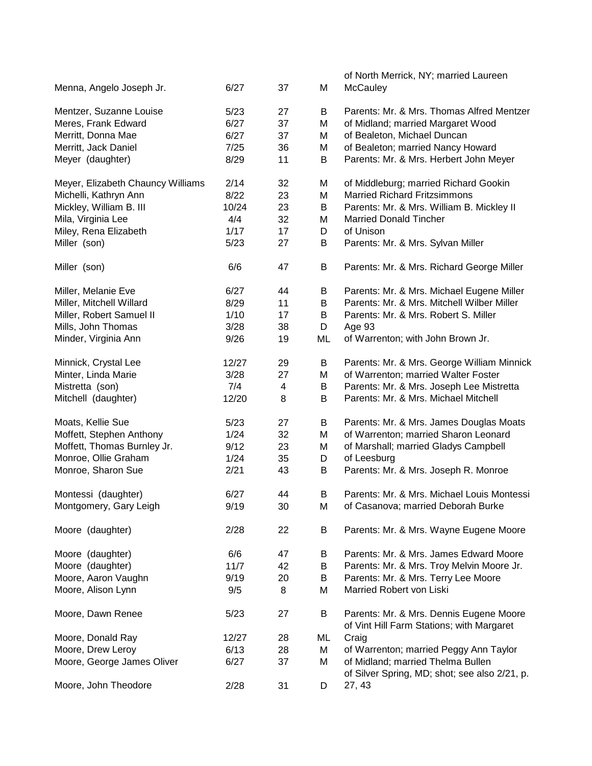| | | | | |
|---|---|---|---|---|
| Menna, Angelo Joseph Jr. | 6/27 | 37 | M | of North Merrick, NY; married Laureen McCauley |
| Mentzer, Suzanne Louise | 5/23 | 27 | B | Parents: Mr. & Mrs. Thomas Alfred Mentzer |
| Meres, Frank Edward | 6/27 | 37 | M | of Midland; married Margaret Wood |
| Merritt, Donna Mae | 6/27 | 37 | M | of Bealeton, Michael Duncan |
| Merritt, Jack Daniel | 7/25 | 36 | M | of Bealeton; married Nancy Howard |
| Meyer (daughter) | 8/29 | 11 | B | Parents: Mr. & Mrs. Herbert John Meyer |
| Meyer, Elizabeth Chauncy Williams | 2/14 | 32 | M | of Middleburg; married Richard Gookin |
| Michelli, Kathryn Ann | 8/22 | 23 | M | Married Richard Fritzsimmons |
| Mickley, William B. III | 10/24 | 23 | B | Parents: Mr. & Mrs. William B. Mickley II |
| Mila, Virginia Lee | 4/4 | 32 | M | Married Donald Tincher |
| Miley, Rena Elizabeth | 1/17 | 17 | D | of Unison |
| Miller (son) | 5/23 | 27 | B | Parents: Mr. & Mrs. Sylvan Miller |
| Miller (son) | 6/6 | 47 | B | Parents: Mr. & Mrs. Richard George Miller |
| Miller, Melanie Eve | 6/27 | 44 | B | Parents: Mr. & Mrs. Michael Eugene Miller |
| Miller, Mitchell Willard | 8/29 | 11 | B | Parents: Mr. & Mrs. Mitchell Wilber Miller |
| Miller, Robert Samuel II | 1/10 | 17 | B | Parents: Mr. & Mrs. Robert S. Miller |
| Mills, John Thomas | 3/28 | 38 | D | Age 93 |
| Minder, Virginia Ann | 9/26 | 19 | ML | of Warrenton; with John Brown Jr. |
| Minnick, Crystal Lee | 12/27 | 29 | B | Parents: Mr. & Mrs. George William Minnick |
| Minter, Linda Marie | 3/28 | 27 | M | of Warrenton; married Walter Foster |
| Mistretta (son) | 7/4 | 4 | B | Parents: Mr. & Mrs. Joseph Lee Mistretta |
| Mitchell (daughter) | 12/20 | 8 | B | Parents: Mr. & Mrs. Michael Mitchell |
| Moats, Kellie Sue | 5/23 | 27 | B | Parents: Mr. & Mrs. James Douglas Moats |
| Moffett, Stephen Anthony | 1/24 | 32 | M | of Warrenton; married Sharon Leonard |
| Moffett, Thomas Burnley Jr. | 9/12 | 23 | M | of Marshall; married Gladys Campbell |
| Monroe, Ollie Graham | 1/24 | 35 | D | of Leesburg |
| Monroe, Sharon Sue | 2/21 | 43 | B | Parents: Mr. & Mrs. Joseph R. Monroe |
| Montessi (daughter) | 6/27 | 44 | B | Parents: Mr. & Mrs. Michael Louis Montessi |
| Montgomery, Gary Leigh | 9/19 | 30 | M | of Casanova; married Deborah Burke |
| Moore (daughter) | 2/28 | 22 | B | Parents: Mr. & Mrs. Wayne Eugene Moore |
| Moore (daughter) | 6/6 | 47 | B | Parents: Mr. & Mrs. James Edward Moore |
| Moore (daughter) | 11/7 | 42 | B | Parents: Mr. & Mrs. Troy Melvin Moore Jr. |
| Moore, Aaron Vaughn | 9/19 | 20 | B | Parents: Mr. & Mrs. Terry Lee Moore |
| Moore, Alison Lynn | 9/5 | 8 | M | Married Robert von Liski |
| Moore, Dawn Renee | 5/23 | 27 | B | Parents: Mr. & Mrs. Dennis Eugene Moore |
| Moore, Donald Ray | 12/27 | 28 | ML | of Vint Hill Farm Stations; with Margaret Craig |
| Moore, Drew Leroy | 6/13 | 28 | M | of Warrenton; married Peggy Ann Taylor |
| Moore, George James Oliver | 6/27 | 37 | M | of Midland; married Thelma Bullen |
| Moore, John Theodore | 2/28 | 31 | D | of Silver Spring, MD; shot; see also 2/21, p. 27, 43 |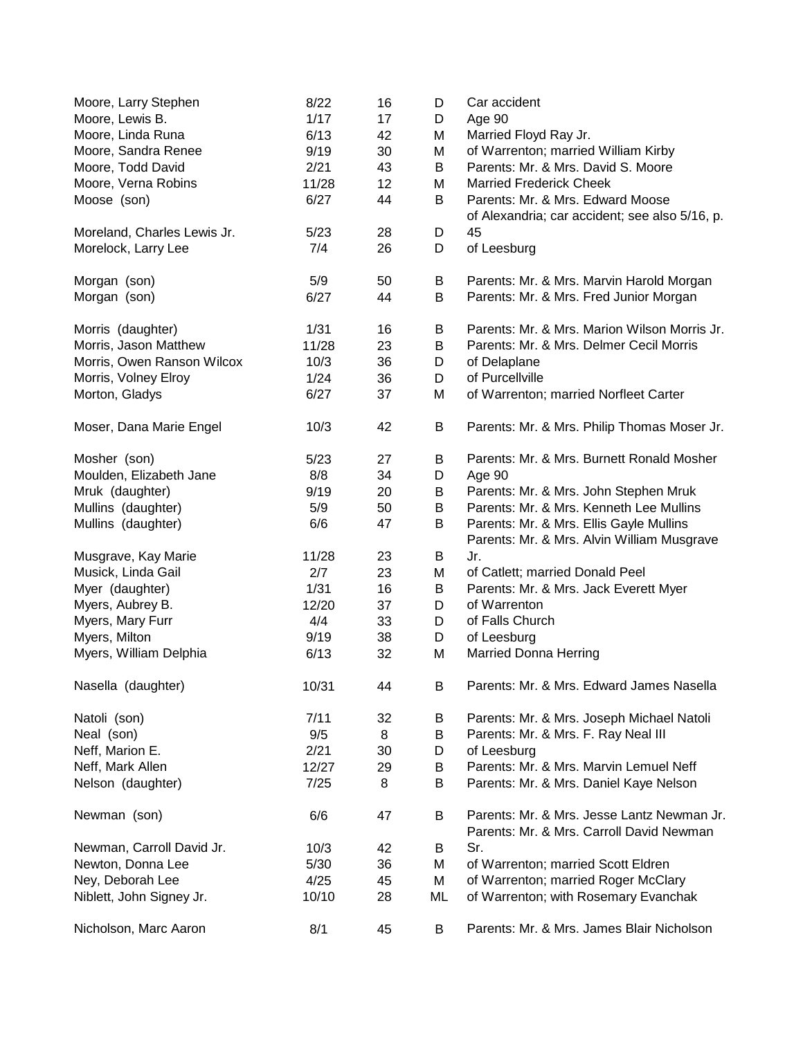| | | | | |
|---|---|---|---|---|
| Moore, Larry Stephen | 8/22 | 16 | D | Car accident |
| Moore, Lewis B. | 1/17 | 17 | D | Age 90 |
| Moore, Linda Runa | 6/13 | 42 | M | Married Floyd Ray Jr. |
| Moore, Sandra Renee | 9/19 | 30 | M | of Warrenton; married William Kirby |
| Moore, Todd David | 2/21 | 43 | B | Parents: Mr. & Mrs. David S. Moore |
| Moore, Verna Robins | 11/28 | 12 | M | Married Frederick Cheek |
| Moose (son) | 6/27 | 44 | B | Parents: Mr. & Mrs. Edward Moose |
| Moreland, Charles Lewis Jr. | 5/23 | 28 | D | of Alexandria; car accident; see also 5/16, p. 45 |
| Morelock, Larry Lee | 7/4 | 26 | D | of Leesburg |
| Morgan (son) | 5/9 | 50 | B | Parents: Mr. & Mrs. Marvin Harold Morgan |
| Morgan (son) | 6/27 | 44 | B | Parents: Mr. & Mrs. Fred Junior Morgan |
| Morris (daughter) | 1/31 | 16 | B | Parents: Mr. & Mrs. Marion Wilson Morris Jr. |
| Morris, Jason Matthew | 11/28 | 23 | B | Parents: Mr. & Mrs. Delmer Cecil Morris |
| Morris, Owen Ranson Wilcox | 10/3 | 36 | D | of Delaplane |
| Morris, Volney Elroy | 1/24 | 36 | D | of Purcellville |
| Morton, Gladys | 6/27 | 37 | M | of Warrenton; married Norfleet Carter |
| Moser, Dana Marie Engel | 10/3 | 42 | B | Parents: Mr. & Mrs. Philip Thomas Moser Jr. |
| Mosher (son) | 5/23 | 27 | B | Parents: Mr. & Mrs. Burnett Ronald Mosher |
| Moulden, Elizabeth Jane | 8/8 | 34 | D | Age 90 |
| Mruk (daughter) | 9/19 | 20 | B | Parents: Mr. & Mrs. John Stephen Mruk |
| Mullins (daughter) | 5/9 | 50 | B | Parents: Mr. & Mrs. Kenneth Lee Mullins |
| Mullins (daughter) | 6/6 | 47 | B | Parents: Mr. & Mrs. Ellis Gayle Mullins |
| Musgrave, Kay Marie | 11/28 | 23 | B | Parents: Mr. & Mrs. Alvin William Musgrave Jr. |
| Musick, Linda Gail | 2/7 | 23 | M | of Catlett; married Donald Peel |
| Myer (daughter) | 1/31 | 16 | B | Parents: Mr. & Mrs. Jack Everett Myer |
| Myers, Aubrey B. | 12/20 | 37 | D | of Warrenton |
| Myers, Mary Furr | 4/4 | 33 | D | of Falls Church |
| Myers, Milton | 9/19 | 38 | D | of Leesburg |
| Myers, William Delphia | 6/13 | 32 | M | Married Donna Herring |
| Nasella (daughter) | 10/31 | 44 | B | Parents: Mr. & Mrs. Edward James Nasella |
| Natoli (son) | 7/11 | 32 | B | Parents: Mr. & Mrs. Joseph Michael Natoli |
| Neal (son) | 9/5 | 8 | B | Parents: Mr. & Mrs. F. Ray Neal III |
| Neff, Marion E. | 2/21 | 30 | D | of Leesburg |
| Neff, Mark Allen | 12/27 | 29 | B | Parents: Mr. & Mrs. Marvin Lemuel Neff |
| Nelson (daughter) | 7/25 | 8 | B | Parents: Mr. & Mrs. Daniel Kaye Nelson |
| Newman (son) | 6/6 | 47 | B | Parents: Mr. & Mrs. Jesse Lantz Newman Jr. |
| Newman, Carroll David Jr. | 10/3 | 42 | B | Parents: Mr. & Mrs. Carroll David Newman Sr. |
| Newton, Donna Lee | 5/30 | 36 | M | of Warrenton; married Scott Eldren |
| Ney, Deborah Lee | 4/25 | 45 | M | of Warrenton; married Roger McClary |
| Niblett, John Signey Jr. | 10/10 | 28 | ML | of Warrenton; with Rosemary Evanchak |
| Nicholson, Marc Aaron | 8/1 | 45 | B | Parents: Mr. & Mrs. James Blair Nicholson |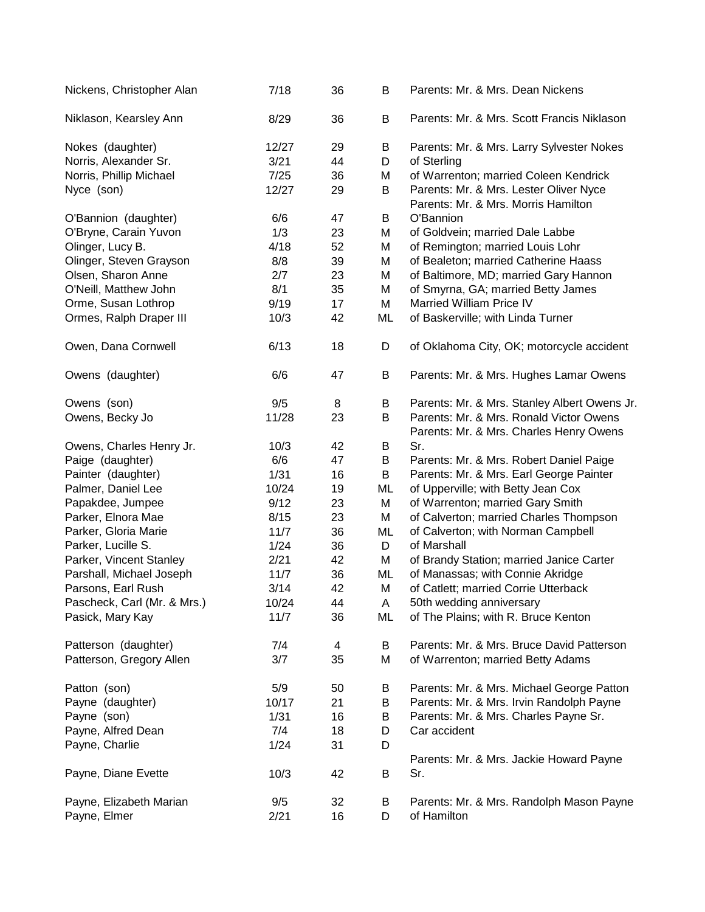| | | | | |
|---|---|---|---|---|
| Nickens, Christopher Alan | 7/18 | 36 | B | Parents: Mr. & Mrs. Dean Nickens |
| Niklason, Kearsley Ann | 8/29 | 36 | B | Parents: Mr. & Mrs. Scott Francis Niklason |
| Nokes (daughter) | 12/27 | 29 | B | Parents: Mr. & Mrs. Larry Sylvester Nokes |
| Norris, Alexander Sr. | 3/21 | 44 | D | of Sterling |
| Norris, Phillip Michael | 7/25 | 36 | M | of Warrenton; married Coleen Kendrick |
| Nyce (son) | 12/27 | 29 | B | Parents: Mr. & Mrs. Lester Oliver Nyce |
| O'Bannion (daughter) | 6/6 | 47 | B | Parents: Mr. & Mrs. Morris Hamilton O'Bannion |
| O'Bryne, Carain Yuvon | 1/3 | 23 | M | of Goldvein; married Dale Labbe |
| Olinger, Lucy B. | 4/18 | 52 | M | of Remington; married Louis Lohr |
| Olinger, Steven Grayson | 8/8 | 39 | M | of Bealeton; married Catherine Haass |
| Olsen, Sharon Anne | 2/7 | 23 | M | of Baltimore, MD; married Gary Hannon |
| O'Neill, Matthew John | 8/1 | 35 | M | of Smyrna, GA; married Betty James |
| Orme, Susan Lothrop | 9/19 | 17 | M | Married William Price IV |
| Ormes, Ralph Draper III | 10/3 | 42 | ML | of Baskerville; with Linda Turner |
| Owen, Dana Cornwell | 6/13 | 18 | D | of Oklahoma City, OK; motorcycle accident |
| Owens (daughter) | 6/6 | 47 | B | Parents: Mr. & Mrs. Hughes Lamar Owens |
| Owens (son) | 9/5 | 8 | B | Parents: Mr. & Mrs. Stanley Albert Owens Jr. |
| Owens, Becky Jo | 11/28 | 23 | B | Parents: Mr. & Mrs. Ronald Victor Owens |
| Owens, Charles Henry Jr. | 10/3 | 42 | B | Parents: Mr. & Mrs. Charles Henry Owens Sr. |
| Paige (daughter) | 6/6 | 47 | B | Parents: Mr. & Mrs. Robert Daniel Paige |
| Painter (daughter) | 1/31 | 16 | B | Parents: Mr. & Mrs. Earl George Painter |
| Palmer, Daniel Lee | 10/24 | 19 | ML | of Upperville; with Betty Jean Cox |
| Papakdee, Jumpee | 9/12 | 23 | M | of Warrenton; married Gary Smith |
| Parker, Elnora Mae | 8/15 | 23 | M | of Calverton; married Charles Thompson |
| Parker, Gloria Marie | 11/7 | 36 | ML | of Calverton; with Norman Campbell |
| Parker, Lucille S. | 1/24 | 36 | D | of Marshall |
| Parker, Vincent Stanley | 2/21 | 42 | M | of Brandy Station; married Janice Carter |
| Parshall, Michael Joseph | 11/7 | 36 | ML | of Manassas; with Connie Akridge |
| Parsons, Earl Rush | 3/14 | 42 | M | of Catlett; married Corrie Utterback |
| Pascheck, Carl (Mr. & Mrs.) | 10/24 | 44 | A | 50th wedding anniversary |
| Pasick, Mary Kay | 11/7 | 36 | ML | of The Plains; with R. Bruce Kenton |
| Patterson (daughter) | 7/4 | 4 | B | Parents: Mr. & Mrs. Bruce David Patterson |
| Patterson, Gregory Allen | 3/7 | 35 | M | of Warrenton; married Betty Adams |
| Patton (son) | 5/9 | 50 | B | Parents: Mr. & Mrs. Michael George Patton |
| Payne (daughter) | 10/17 | 21 | B | Parents: Mr. & Mrs. Irvin Randolph Payne |
| Payne (son) | 1/31 | 16 | B | Parents: Mr. & Mrs. Charles Payne Sr. |
| Payne, Alfred Dean | 7/4 | 18 | D | Car accident |
| Payne, Charlie | 1/24 | 31 | D | |
| Payne, Diane Evette | 10/3 | 42 | B | Parents: Mr. & Mrs. Jackie Howard Payne Sr. |
| Payne, Elizabeth Marian | 9/5 | 32 | B | Parents: Mr. & Mrs. Randolph Mason Payne |
| Payne, Elmer | 2/21 | 16 | D | of Hamilton |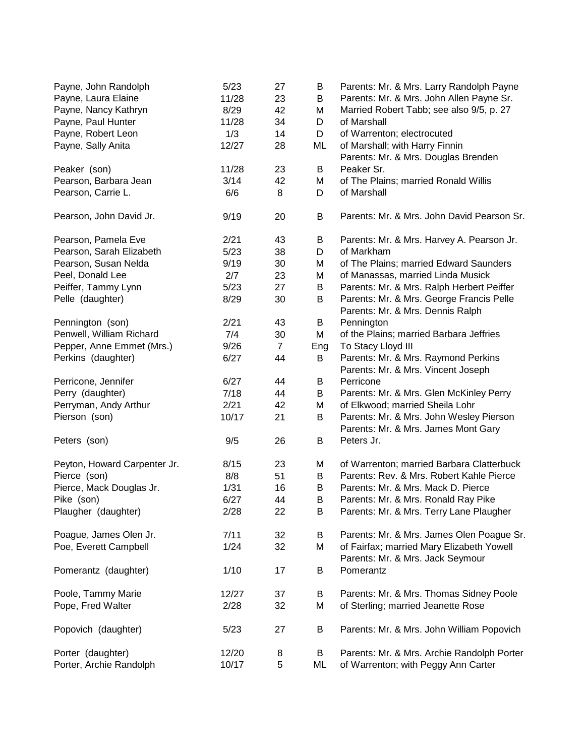| | | | | |
|---|---|---|---|---|
| Payne, John Randolph | 5/23 | 27 | B | Parents: Mr. & Mrs. Larry Randolph Payne |
| Payne, Laura Elaine | 11/28 | 23 | B | Parents: Mr. & Mrs. John Allen Payne Sr. |
| Payne, Nancy Kathryn | 8/29 | 42 | M | Married Robert Tabb; see also 9/5, p. 27 |
| Payne, Paul Hunter | 11/28 | 34 | D | of Marshall |
| Payne, Robert Leon | 1/3 | 14 | D | of Warrenton; electrocuted |
| Payne, Sally Anita | 12/27 | 28 | ML | of Marshall; with Harry Finnin |
| Peaker (son) | 11/28 | 23 | B | Parents: Mr. & Mrs. Douglas Brenden Peaker Sr. |
| Pearson, Barbara Jean | 3/14 | 42 | M | of The Plains; married Ronald Willis |
| Pearson, Carrie L. | 6/6 | 8 | D | of Marshall |
| Pearson, John David Jr. | 9/19 | 20 | B | Parents: Mr. & Mrs. John David Pearson Sr. |
| Pearson, Pamela Eve | 2/21 | 43 | B | Parents: Mr. & Mrs. Harvey A. Pearson Jr. |
| Pearson, Sarah Elizabeth | 5/23 | 38 | D | of Markham |
| Pearson, Susan Nelda | 9/19 | 30 | M | of The Plains; married Edward Saunders |
| Peel, Donald Lee | 2/7 | 23 | M | of Manassas, married Linda Musick |
| Peiffer, Tammy Lynn | 5/23 | 27 | B | Parents: Mr. & Mrs. Ralph Herbert Peiffer |
| Pelle (daughter) | 8/29 | 30 | B | Parents: Mr. & Mrs. George Francis Pelle |
| Pennington (son) | 2/21 | 43 | B | Parents: Mr. & Mrs. Dennis Ralph Pennington |
| Penwell, William Richard | 7/4 | 30 | M | of the Plains; married Barbara Jeffries |
| Pepper, Anne Emmet (Mrs.) | 9/26 | 7 | Eng | To Stacy Lloyd III |
| Perkins (daughter) | 6/27 | 44 | B | Parents: Mr. & Mrs. Raymond Perkins |
| Perricone, Jennifer | 6/27 | 44 | B | Parents: Mr. & Mrs. Vincent Joseph Perricone |
| Perry (daughter) | 7/18 | 44 | B | Parents: Mr. & Mrs. Glen McKinley Perry |
| Perryman, Andy Arthur | 2/21 | 42 | M | of Elkwood; married Sheila Lohr |
| Pierson (son) | 10/17 | 21 | B | Parents: Mr. & Mrs. John Wesley Pierson |
| Peters (son) | 9/5 | 26 | B | Parents: Mr. & Mrs. James Mont Gary Peters Jr. |
| Peyton, Howard Carpenter Jr. | 8/15 | 23 | M | of Warrenton; married Barbara Clatterbuck |
| Pierce (son) | 8/8 | 51 | B | Parents: Rev. & Mrs. Robert Kahle Pierce |
| Pierce, Mack Douglas Jr. | 1/31 | 16 | B | Parents: Mr. & Mrs. Mack D. Pierce |
| Pike (son) | 6/27 | 44 | B | Parents: Mr. & Mrs. Ronald Ray Pike |
| Plaugher (daughter) | 2/28 | 22 | B | Parents: Mr. & Mrs. Terry Lane Plaugher |
| Poague, James Olen Jr. | 7/11 | 32 | B | Parents: Mr. & Mrs. James Olen Poague Sr. |
| Poe, Everett Campbell | 1/24 | 32 | M | of Fairfax; married Mary Elizabeth Yowell |
| Pomerantz (daughter) | 1/10 | 17 | B | Parents: Mr. & Mrs. Jack Seymour Pomerantz |
| Poole, Tammy Marie | 12/27 | 37 | B | Parents: Mr. & Mrs. Thomas Sidney Poole |
| Pope, Fred Walter | 2/28 | 32 | M | of Sterling; married Jeanette Rose |
| Popovich (daughter) | 5/23 | 27 | B | Parents: Mr. & Mrs. John William Popovich |
| Porter (daughter) | 12/20 | 8 | B | Parents: Mr. & Mrs. Archie Randolph Porter |
| Porter, Archie Randolph | 10/17 | 5 | ML | of Warrenton; with Peggy Ann Carter |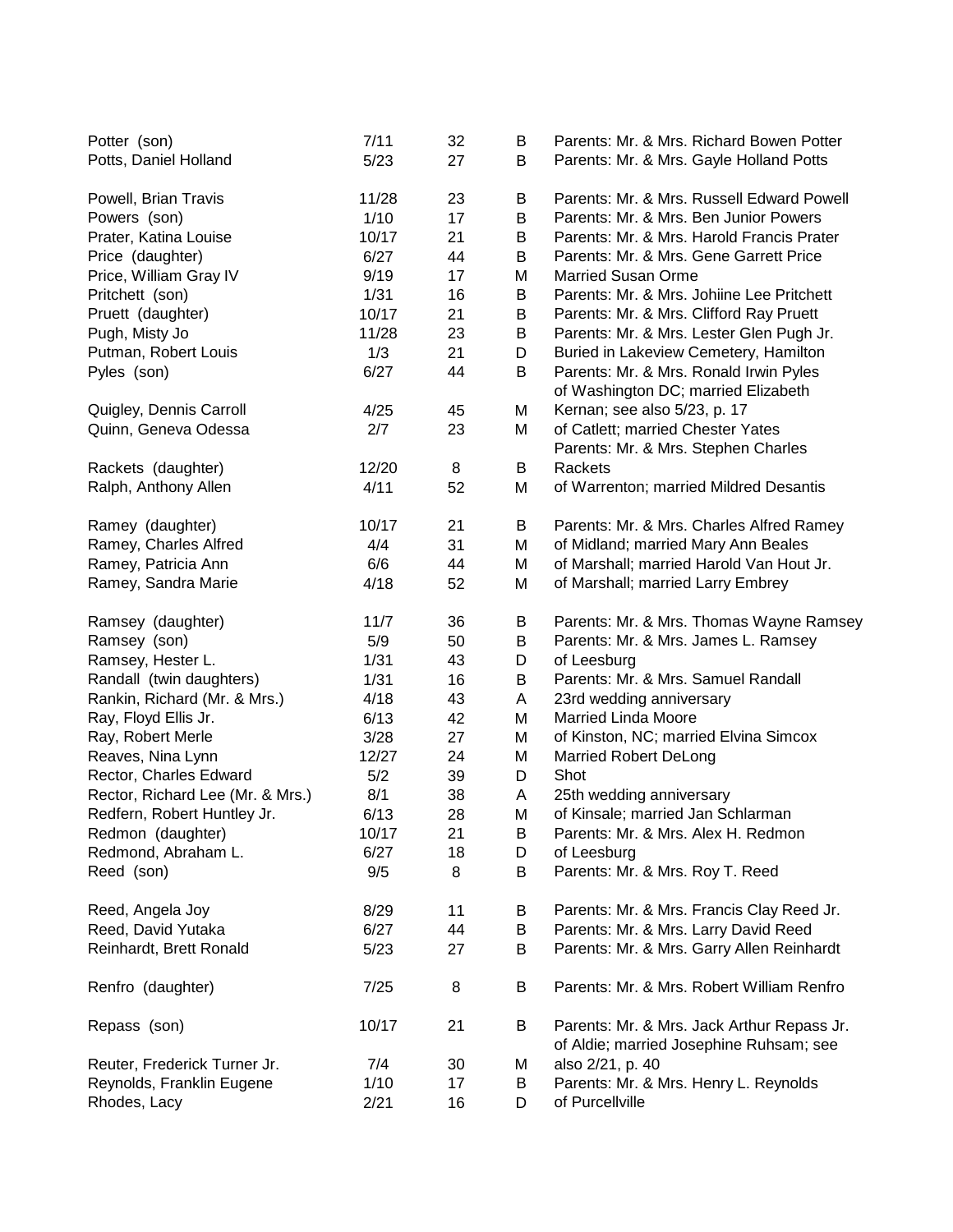| | | | | |
|---|---|---|---|---|
| Potter (son) | 7/11 | 32 | B | Parents: Mr. & Mrs. Richard Bowen Potter |
| Potts, Daniel Holland | 5/23 | 27 | B | Parents: Mr. & Mrs. Gayle Holland Potts |
| Powell, Brian Travis | 11/28 | 23 | B | Parents: Mr. & Mrs. Russell Edward Powell |
| Powers (son) | 1/10 | 17 | B | Parents: Mr. & Mrs. Ben Junior Powers |
| Prater, Katina Louise | 10/17 | 21 | B | Parents: Mr. & Mrs. Harold Francis Prater |
| Price (daughter) | 6/27 | 44 | B | Parents: Mr. & Mrs. Gene Garrett Price |
| Price, William Gray IV | 9/19 | 17 | M | Married Susan Orme |
| Pritchett (son) | 1/31 | 16 | B | Parents: Mr. & Mrs. Johiine Lee Pritchett |
| Pruett (daughter) | 10/17 | 21 | B | Parents: Mr. & Mrs. Clifford Ray Pruett |
| Pugh, Misty Jo | 11/28 | 23 | B | Parents: Mr. & Mrs. Lester Glen Pugh Jr. |
| Putman, Robert Louis | 1/3 | 21 | D | Buried in Lakeview Cemetery, Hamilton |
| Pyles (son) | 6/27 | 44 | B | Parents: Mr. & Mrs. Ronald Irwin Pyles |
| Quigley, Dennis Carroll | 4/25 | 45 | M | of Washington DC; married Elizabeth Kernan; see also 5/23, p. 17 |
| Quinn, Geneva Odessa | 2/7 | 23 | M | of Catlett; married Chester Yates |
| Rackets (daughter) | 12/20 | 8 | B | Parents: Mr. & Mrs. Stephen Charles Rackets |
| Ralph, Anthony Allen | 4/11 | 52 | M | of Warrenton; married Mildred Desantis |
| Ramey (daughter) | 10/17 | 21 | B | Parents: Mr. & Mrs. Charles Alfred Ramey |
| Ramey, Charles Alfred | 4/4 | 31 | M | of Midland; married Mary Ann Beales |
| Ramey, Patricia Ann | 6/6 | 44 | M | of Marshall; married Harold Van Hout Jr. |
| Ramey, Sandra Marie | 4/18 | 52 | M | of Marshall; married Larry Embrey |
| Ramsey (daughter) | 11/7 | 36 | B | Parents: Mr. & Mrs. Thomas Wayne Ramsey |
| Ramsey (son) | 5/9 | 50 | B | Parents: Mr. & Mrs. James L. Ramsey |
| Ramsey, Hester L. | 1/31 | 43 | D | of Leesburg |
| Randall (twin daughters) | 1/31 | 16 | B | Parents: Mr. & Mrs. Samuel Randall |
| Rankin, Richard (Mr. & Mrs.) | 4/18 | 43 | A | 23rd wedding anniversary |
| Ray, Floyd Ellis Jr. | 6/13 | 42 | M | Married Linda Moore |
| Ray, Robert Merle | 3/28 | 27 | M | of Kinston, NC; married Elvina Simcox |
| Reaves, Nina Lynn | 12/27 | 24 | M | Married Robert DeLong |
| Rector, Charles Edward | 5/2 | 39 | D | Shot |
| Rector, Richard Lee (Mr. & Mrs.) | 8/1 | 38 | A | 25th wedding anniversary |
| Redfern, Robert Huntley Jr. | 6/13 | 28 | M | of Kinsale; married Jan Schlarman |
| Redmon (daughter) | 10/17 | 21 | B | Parents: Mr. & Mrs. Alex H. Redmon |
| Redmond, Abraham L. | 6/27 | 18 | D | of Leesburg |
| Reed (son) | 9/5 | 8 | B | Parents: Mr. & Mrs. Roy T. Reed |
| Reed, Angela Joy | 8/29 | 11 | B | Parents: Mr. & Mrs. Francis Clay Reed Jr. |
| Reed, David Yutaka | 6/27 | 44 | B | Parents: Mr. & Mrs. Larry David Reed |
| Reinhardt, Brett Ronald | 5/23 | 27 | B | Parents: Mr. & Mrs. Garry Allen Reinhardt |
| Renfro (daughter) | 7/25 | 8 | B | Parents: Mr. & Mrs. Robert William Renfro |
| Repass (son) | 10/17 | 21 | B | Parents: Mr. & Mrs. Jack Arthur Repass Jr. |
| Reuter, Frederick Turner Jr. | 7/4 | 30 | M | of Aldie; married Josephine Ruhsam; see also 2/21, p. 40 |
| Reynolds, Franklin Eugene | 1/10 | 17 | B | Parents: Mr. & Mrs. Henry L. Reynolds |
| Rhodes, Lacy | 2/21 | 16 | D | of Purcellville |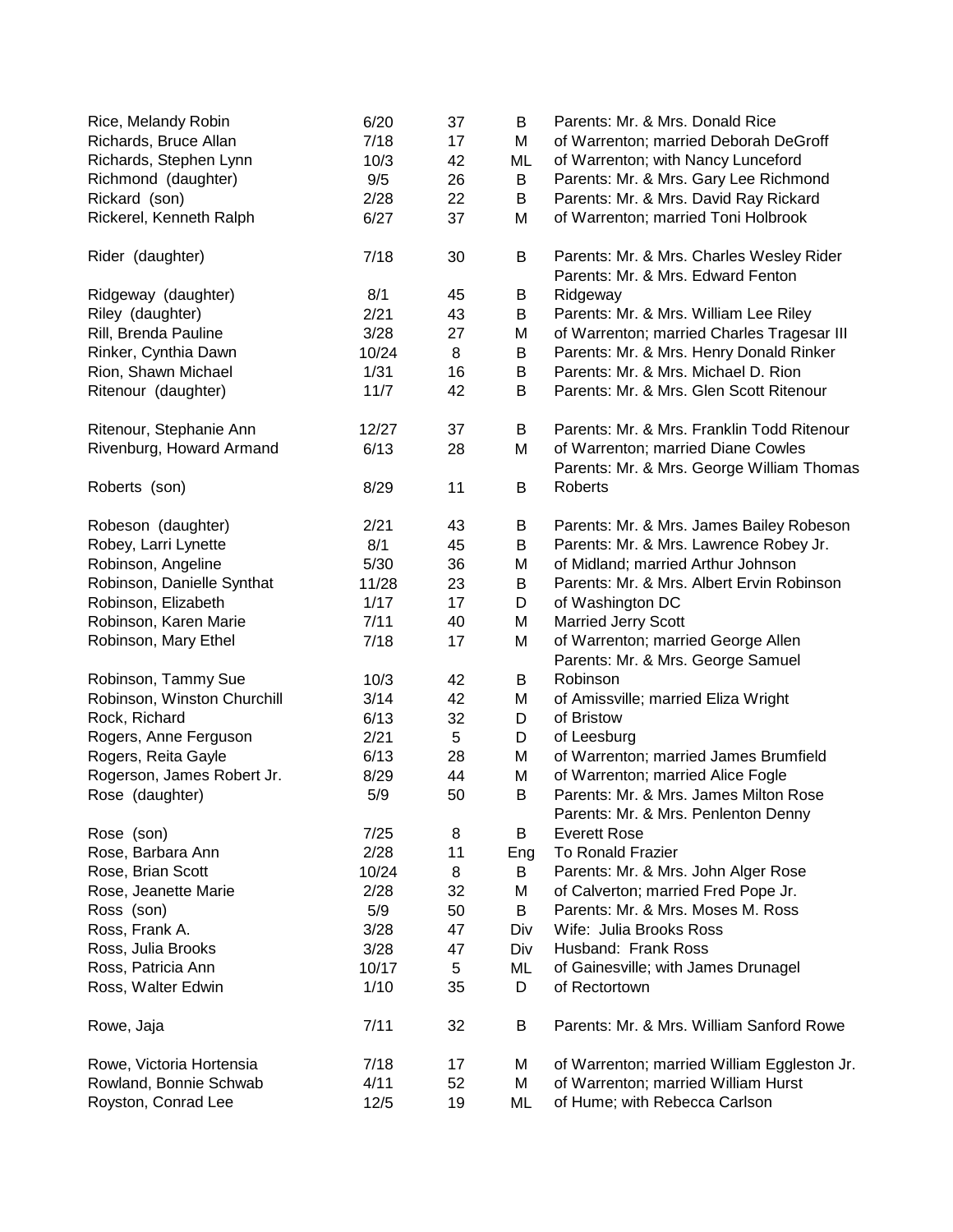| | | | | |
|---|---|---|---|---|
| Rice, Melandy Robin | 6/20 | 37 | B | Parents: Mr. & Mrs. Donald Rice |
| Richards, Bruce Allan | 7/18 | 17 | M | of Warrenton; married Deborah DeGroff |
| Richards, Stephen Lynn | 10/3 | 42 | ML | of Warrenton; with Nancy Lunceford |
| Richmond (daughter) | 9/5 | 26 | B | Parents: Mr. & Mrs. Gary Lee Richmond |
| Rickard (son) | 2/28 | 22 | B | Parents: Mr. & Mrs. David Ray Rickard |
| Rickerel, Kenneth Ralph | 6/27 | 37 | M | of Warrenton; married Toni Holbrook |
| Rider (daughter) | 7/18 | 30 | B | Parents: Mr. & Mrs. Charles Wesley Rider |
| Ridgeway (daughter) | 8/1 | 45 | B | Parents: Mr. & Mrs. Edward Fenton Ridgeway |
| Riley (daughter) | 2/21 | 43 | B | Parents: Mr. & Mrs. William Lee Riley |
| Rill, Brenda Pauline | 3/28 | 27 | M | of Warrenton; married Charles Tragesar III |
| Rinker, Cynthia Dawn | 10/24 | 8 | B | Parents: Mr. & Mrs. Henry Donald Rinker |
| Rion, Shawn Michael | 1/31 | 16 | B | Parents: Mr. & Mrs. Michael D. Rion |
| Ritenour (daughter) | 11/7 | 42 | B | Parents: Mr. & Mrs. Glen Scott Ritenour |
| Ritenour, Stephanie Ann | 12/27 | 37 | B | Parents: Mr. & Mrs. Franklin Todd Ritenour |
| Rivenburg, Howard Armand | 6/13 | 28 | M | of Warrenton; married Diane Cowles |
| Roberts (son) | 8/29 | 11 | B | Parents: Mr. & Mrs. George William Thomas Roberts |
| Robeson (daughter) | 2/21 | 43 | B | Parents: Mr. & Mrs. James Bailey Robeson |
| Robey, Larri Lynette | 8/1 | 45 | B | Parents: Mr. & Mrs. Lawrence Robey Jr. |
| Robinson, Angeline | 5/30 | 36 | M | of Midland; married Arthur Johnson |
| Robinson, Danielle Synthat | 11/28 | 23 | B | Parents: Mr. & Mrs. Albert Ervin Robinson |
| Robinson, Elizabeth | 1/17 | 17 | D | of Washington DC |
| Robinson, Karen Marie | 7/11 | 40 | M | Married Jerry Scott |
| Robinson, Mary Ethel | 7/18 | 17 | M | of Warrenton; married George Allen |
| Robinson, Tammy Sue | 10/3 | 42 | B | Parents: Mr. & Mrs. George Samuel Robinson |
| Robinson, Winston Churchill | 3/14 | 42 | M | of Amissville; married Eliza Wright |
| Rock, Richard | 6/13 | 32 | D | of Bristow |
| Rogers, Anne Ferguson | 2/21 | 5 | D | of Leesburg |
| Rogers, Reita Gayle | 6/13 | 28 | M | of Warrenton; married James Brumfield |
| Rogerson, James Robert Jr. | 8/29 | 44 | M | of Warrenton; married Alice Fogle |
| Rose (daughter) | 5/9 | 50 | B | Parents: Mr. & Mrs. James Milton Rose |
| Rose (son) | 7/25 | 8 | B | Parents: Mr. & Mrs. Penlenton Denny Everett Rose |
| Rose, Barbara Ann | 2/28 | 11 | Eng | To Ronald Frazier |
| Rose, Brian Scott | 10/24 | 8 | B | Parents: Mr. & Mrs. John Alger Rose |
| Rose, Jeanette Marie | 2/28 | 32 | M | of Calverton; married Fred Pope Jr. |
| Ross (son) | 5/9 | 50 | B | Parents: Mr. & Mrs. Moses M. Ross |
| Ross, Frank A. | 3/28 | 47 | Div | Wife: Julia Brooks Ross |
| Ross, Julia Brooks | 3/28 | 47 | Div | Husband: Frank Ross |
| Ross, Patricia Ann | 10/17 | 5 | ML | of Gainesville; with James Drunagel |
| Ross, Walter Edwin | 1/10 | 35 | D | of Rectortown |
| Rowe, Jaja | 7/11 | 32 | B | Parents: Mr. & Mrs. William Sanford Rowe |
| Rowe, Victoria Hortensia | 7/18 | 17 | M | of Warrenton; married William Eggleston Jr. |
| Rowland, Bonnie Schwab | 4/11 | 52 | M | of Warrenton; married William Hurst |
| Royston, Conrad Lee | 12/5 | 19 | ML | of Hume; with Rebecca Carlson |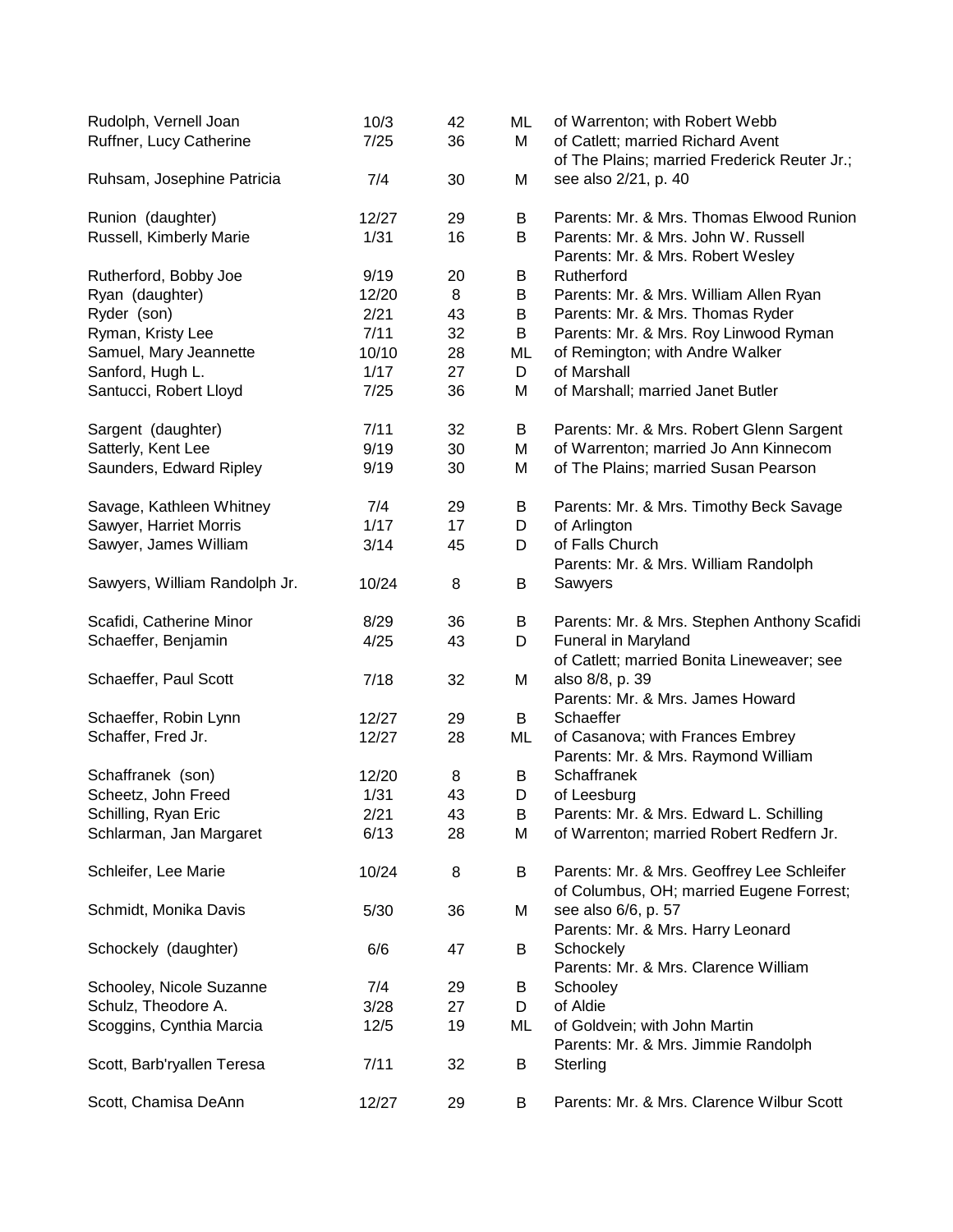| | | | | |
|---|---|---|---|---|
| Rudolph, Vernell Joan | 10/3 | 42 | ML | of Warrenton; with Robert Webb |
| Ruffner, Lucy Catherine | 7/25 | 36 | M | of Catlett; married Richard Avent |
| Ruhsam, Josephine Patricia | 7/4 | 30 | M | of The Plains; married Frederick Reuter Jr.; see also 2/21, p. 40 |
| Runion (daughter) | 12/27 | 29 | B | Parents: Mr. & Mrs. Thomas Elwood Runion |
| Russell, Kimberly Marie | 1/31 | 16 | B | Parents: Mr. & Mrs. John W. Russell |
| Rutherford, Bobby Joe | 9/19 | 20 | B | Parents: Mr. & Mrs. Robert Wesley Rutherford |
| Ryan (daughter) | 12/20 | 8 | B | Parents: Mr. & Mrs. William Allen Ryan |
| Ryder (son) | 2/21 | 43 | B | Parents: Mr. & Mrs. Thomas Ryder |
| Ryman, Kristy Lee | 7/11 | 32 | B | Parents: Mr. & Mrs. Roy Linwood Ryman |
| Samuel, Mary Jeannette | 10/10 | 28 | ML | of Remington; with Andre Walker |
| Sanford, Hugh L. | 1/17 | 27 | D | of Marshall |
| Santucci, Robert Lloyd | 7/25 | 36 | M | of Marshall; married Janet Butler |
| Sargent (daughter) | 7/11 | 32 | B | Parents: Mr. & Mrs. Robert Glenn Sargent |
| Satterly, Kent Lee | 9/19 | 30 | M | of Warrenton; married Jo Ann Kinnecom |
| Saunders, Edward Ripley | 9/19 | 30 | M | of The Plains; married Susan Pearson |
| Savage, Kathleen Whitney | 7/4 | 29 | B | Parents: Mr. & Mrs. Timothy Beck Savage |
| Sawyer, Harriet Morris | 1/17 | 17 | D | of Arlington |
| Sawyer, James William | 3/14 | 45 | D | of Falls Church |
| Sawyers, William Randolph Jr. | 10/24 | 8 | B | Parents: Mr. & Mrs. William Randolph Sawyers |
| Scafidi, Catherine Minor | 8/29 | 36 | B | Parents: Mr. & Mrs. Stephen Anthony Scafidi |
| Schaeffer, Benjamin | 4/25 | 43 | D | Funeral in Maryland |
| Schaeffer, Paul Scott | 7/18 | 32 | M | of Catlett; married Bonita Lineweaver; see also 8/8, p. 39 |
| Schaeffer, Robin Lynn | 12/27 | 29 | B | Parents: Mr. & Mrs. James Howard Schaeffer |
| Schaffer, Fred Jr. | 12/27 | 28 | ML | of Casanova; with Frances Embrey |
| Schaffranek (son) | 12/20 | 8 | B | Parents: Mr. & Mrs. Raymond William Schaffranek |
| Scheetz, John Freed | 1/31 | 43 | D | of Leesburg |
| Schilling, Ryan Eric | 2/21 | 43 | B | Parents: Mr. & Mrs. Edward L. Schilling |
| Schlarman, Jan Margaret | 6/13 | 28 | M | of Warrenton; married Robert Redfern Jr. |
| Schleifer, Lee Marie | 10/24 | 8 | B | Parents: Mr. & Mrs. Geoffrey Lee Schleifer |
| Schmidt, Monika Davis | 5/30 | 36 | M | of Columbus, OH; married Eugene Forrest; see also 6/6, p. 57 |
| Schockely (daughter) | 6/6 | 47 | B | Parents: Mr. & Mrs. Harry Leonard Schockely |
| Schooley, Nicole Suzanne | 7/4 | 29 | B | Parents: Mr. & Mrs. Clarence William Schooley |
| Schulz, Theodore A. | 3/28 | 27 | D | of Aldie |
| Scoggins, Cynthia Marcia | 12/5 | 19 | ML | of Goldvein; with John Martin |
| Scott, Barb'ryallen Teresa | 7/11 | 32 | B | Parents: Mr. & Mrs. Jimmie Randolph Sterling |
| Scott, Chamisa DeAnn | 12/27 | 29 | B | Parents: Mr. & Mrs. Clarence Wilbur Scott |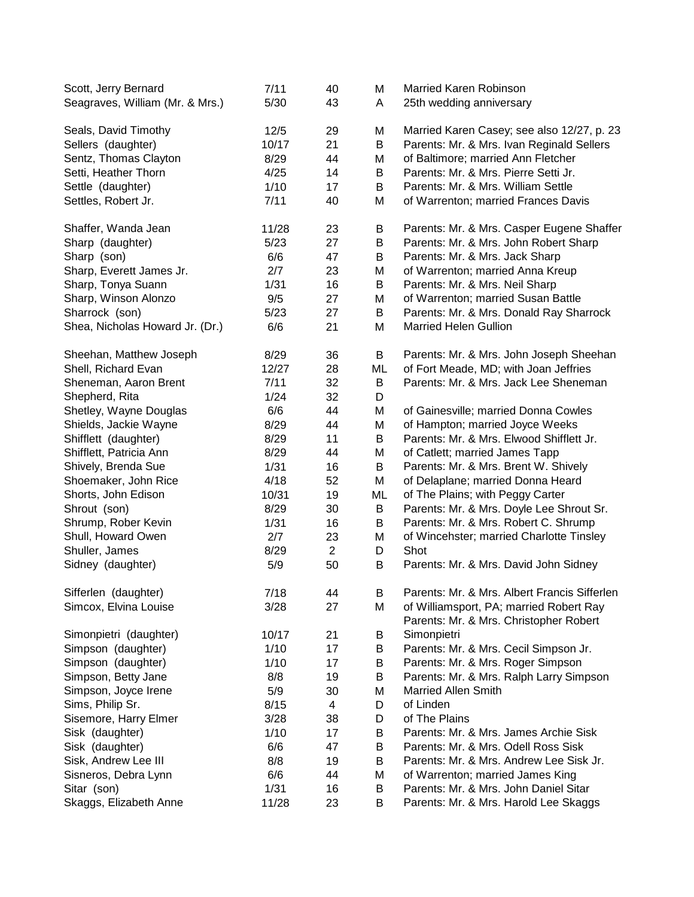| | | | | |
|---|---|---|---|---|
| Scott, Jerry Bernard | 7/11 | 40 | M | Married Karen Robinson |
| Seagraves, William (Mr. & Mrs.) | 5/30 | 43 | A | 25th wedding anniversary |
| | | | | |
| Seals, David Timothy | 12/5 | 29 | M | Married Karen Casey; see also 12/27, p. 23 |
| Sellers (daughter) | 10/17 | 21 | B | Parents: Mr. & Mrs. Ivan Reginald Sellers |
| Sentz, Thomas Clayton | 8/29 | 44 | M | of Baltimore; married Ann Fletcher |
| Setti, Heather Thorn | 4/25 | 14 | B | Parents: Mr. & Mrs. Pierre Setti Jr. |
| Settle (daughter) | 1/10 | 17 | B | Parents: Mr. & Mrs. William Settle |
| Settles, Robert Jr. | 7/11 | 40 | M | of Warrenton; married Frances Davis |
| | | | | |
| Shaffer, Wanda Jean | 11/28 | 23 | B | Parents: Mr. & Mrs. Casper Eugene Shaffer |
| Sharp (daughter) | 5/23 | 27 | B | Parents: Mr. & Mrs. John Robert Sharp |
| Sharp (son) | 6/6 | 47 | B | Parents: Mr. & Mrs. Jack Sharp |
| Sharp, Everett James Jr. | 2/7 | 23 | M | of Warrenton; married Anna Kreup |
| Sharp, Tonya Suann | 1/31 | 16 | B | Parents: Mr. & Mrs. Neil Sharp |
| Sharp, Winson Alonzo | 9/5 | 27 | M | of Warrenton; married Susan Battle |
| Sharrock (son) | 5/23 | 27 | B | Parents: Mr. & Mrs. Donald Ray Sharrock |
| Shea, Nicholas Howard Jr. (Dr.) | 6/6 | 21 | M | Married Helen Gullion |
| | | | | |
| Sheehan, Matthew Joseph | 8/29 | 36 | B | Parents: Mr. & Mrs. John Joseph Sheehan |
| Shell, Richard Evan | 12/27 | 28 | ML | of Fort Meade, MD; with Joan Jeffries |
| Sheneman, Aaron Brent | 7/11 | 32 | B | Parents: Mr. & Mrs. Jack Lee Sheneman |
| Shepherd, Rita | 1/24 | 32 | D | |
| Shetley, Wayne Douglas | 6/6 | 44 | M | of Gainesville; married Donna Cowles |
| Shields, Jackie Wayne | 8/29 | 44 | M | of Hampton; married Joyce Weeks |
| Shifflett (daughter) | 8/29 | 11 | B | Parents: Mr. & Mrs. Elwood Shifflett Jr. |
| Shifflett, Patricia Ann | 8/29 | 44 | M | of Catlett; married James Tapp |
| Shively, Brenda Sue | 1/31 | 16 | B | Parents: Mr. & Mrs. Brent W. Shively |
| Shoemaker, John Rice | 4/18 | 52 | M | of Delaplane; married Donna Heard |
| Shorts, John Edison | 10/31 | 19 | ML | of The Plains; with Peggy Carter |
| Shrout (son) | 8/29 | 30 | B | Parents: Mr. & Mrs. Doyle Lee Shrout Sr. |
| Shrump, Rober Kevin | 1/31 | 16 | B | Parents: Mr. & Mrs. Robert C. Shrump |
| Shull, Howard Owen | 2/7 | 23 | M | of Wincehster; married Charlotte Tinsley |
| Shuller, James | 8/29 | 2 | D | Shot |
| Sidney (daughter) | 5/9 | 50 | B | Parents: Mr. & Mrs. David John Sidney |
| | | | | |
| Sifferlen (daughter) | 7/18 | 44 | B | Parents: Mr. & Mrs. Albert Francis Sifferlen |
| Simcox, Elvina Louise | 3/28 | 27 | M | of Williamsport, PA; married Robert Ray |
| Simonpietri (daughter) | 10/17 | 21 | B | Parents: Mr. & Mrs. Christopher Robert Simonpietri |
| Simpson (daughter) | 1/10 | 17 | B | Parents: Mr. & Mrs. Cecil Simpson Jr. |
| Simpson (daughter) | 1/10 | 17 | B | Parents: Mr. & Mrs. Roger Simpson |
| Simpson, Betty Jane | 8/8 | 19 | B | Parents: Mr. & Mrs. Ralph Larry Simpson |
| Simpson, Joyce Irene | 5/9 | 30 | M | Married Allen Smith |
| Sims, Philip Sr. | 8/15 | 4 | D | of Linden |
| Sisemore, Harry Elmer | 3/28 | 38 | D | of The Plains |
| Sisk (daughter) | 1/10 | 17 | B | Parents: Mr. & Mrs. James Archie Sisk |
| Sisk (daughter) | 6/6 | 47 | B | Parents: Mr. & Mrs. Odell Ross Sisk |
| Sisk, Andrew Lee III | 8/8 | 19 | B | Parents: Mr. & Mrs. Andrew Lee Sisk Jr. |
| Sisneros, Debra Lynn | 6/6 | 44 | M | of Warrenton; married James King |
| Sitar (son) | 1/31 | 16 | B | Parents: Mr. & Mrs. John Daniel Sitar |
| Skaggs, Elizabeth Anne | 11/28 | 23 | B | Parents: Mr. & Mrs. Harold Lee Skaggs |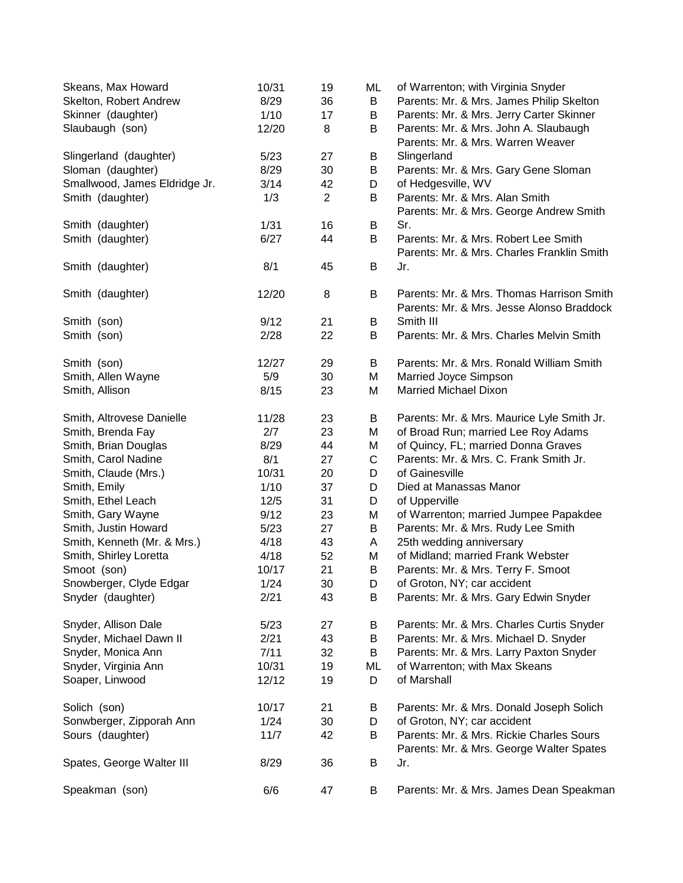| | | | | |
|---|---|---|---|---|
| Skeans, Max Howard | 10/31 | 19 | ML | of Warrenton; with Virginia Snyder |
| Skelton, Robert Andrew | 8/29 | 36 | B | Parents: Mr. & Mrs. James Philip Skelton |
| Skinner (daughter) | 1/10 | 17 | B | Parents: Mr. & Mrs. Jerry Carter Skinner |
| Slaubaugh (son) | 12/20 | 8 | B | Parents: Mr. & Mrs. John A. Slaubaugh |
| Slingerland (daughter) | 5/23 | 27 | B | Parents: Mr. & Mrs. Warren Weaver Slingerland |
| Sloman (daughter) | 8/29 | 30 | B | Parents: Mr. & Mrs. Gary Gene Sloman |
| Smallwood, James Eldridge Jr. | 3/14 | 42 | D | of Hedgesville, WV |
| Smith (daughter) | 1/3 | 2 | B | Parents: Mr. & Mrs. Alan Smith |
| Smith (daughter) | 1/31 | 16 | B | Parents: Mr. & Mrs. George Andrew Smith Sr. |
| Smith (daughter) | 6/27 | 44 | B | Parents: Mr. & Mrs. Robert Lee Smith |
| Smith (daughter) | 8/1 | 45 | B | Parents: Mr. & Mrs. Charles Franklin Smith Jr. |
| Smith (daughter) | 12/20 | 8 | B | Parents: Mr. & Mrs. Thomas Harrison Smith |
| Smith (son) | 9/12 | 21 | B | Parents: Mr. & Mrs. Jesse Alonso Braddock Smith III |
| Smith (son) | 2/28 | 22 | B | Parents: Mr. & Mrs. Charles Melvin Smith |
| Smith (son) | 12/27 | 29 | B | Parents: Mr. & Mrs. Ronald William Smith |
| Smith, Allen Wayne | 5/9 | 30 | M | Married Joyce Simpson |
| Smith, Allison | 8/15 | 23 | M | Married Michael Dixon |
| Smith, Altrovese Danielle | 11/28 | 23 | B | Parents: Mr. & Mrs. Maurice Lyle Smith Jr. |
| Smith, Brenda Fay | 2/7 | 23 | M | of Broad Run; married Lee Roy Adams |
| Smith, Brian Douglas | 8/29 | 44 | M | of Quincy, FL; married Donna Graves |
| Smith, Carol Nadine | 8/1 | 27 | C | Parents: Mr. & Mrs. C. Frank Smith Jr. |
| Smith, Claude (Mrs.) | 10/31 | 20 | D | of Gainesville |
| Smith, Emily | 1/10 | 37 | D | Died at Manassas Manor |
| Smith, Ethel Leach | 12/5 | 31 | D | of Upperville |
| Smith, Gary Wayne | 9/12 | 23 | M | of Warrenton; married Jumpee Papakdee |
| Smith, Justin Howard | 5/23 | 27 | B | Parents: Mr. & Mrs. Rudy Lee Smith |
| Smith, Kenneth (Mr. & Mrs.) | 4/18 | 43 | A | 25th wedding anniversary |
| Smith, Shirley Loretta | 4/18 | 52 | M | of Midland; married Frank Webster |
| Smoot (son) | 10/17 | 21 | B | Parents: Mr. & Mrs. Terry F. Smoot |
| Snowberger, Clyde Edgar | 1/24 | 30 | D | of Groton, NY; car accident |
| Snyder (daughter) | 2/21 | 43 | B | Parents: Mr. & Mrs. Gary Edwin Snyder |
| Snyder, Allison Dale | 5/23 | 27 | B | Parents: Mr. & Mrs. Charles Curtis Snyder |
| Snyder, Michael Dawn II | 2/21 | 43 | B | Parents: Mr. & Mrs. Michael D. Snyder |
| Snyder, Monica Ann | 7/11 | 32 | B | Parents: Mr. & Mrs. Larry Paxton Snyder |
| Snyder, Virginia Ann | 10/31 | 19 | ML | of Warrenton; with Max Skeans |
| Soaper, Linwood | 12/12 | 19 | D | of Marshall |
| Solich (son) | 10/17 | 21 | B | Parents: Mr. & Mrs. Donald Joseph Solich |
| Sonwberger, Zipporah Ann | 1/24 | 30 | D | of Groton, NY; car accident |
| Sours (daughter) | 11/7 | 42 | B | Parents: Mr. & Mrs. Rickie Charles Sours |
| Spates, George Walter III | 8/29 | 36 | B | Parents: Mr. & Mrs. George Walter Spates Jr. |
| Speakman (son) | 6/6 | 47 | B | Parents: Mr. & Mrs. James Dean Speakman |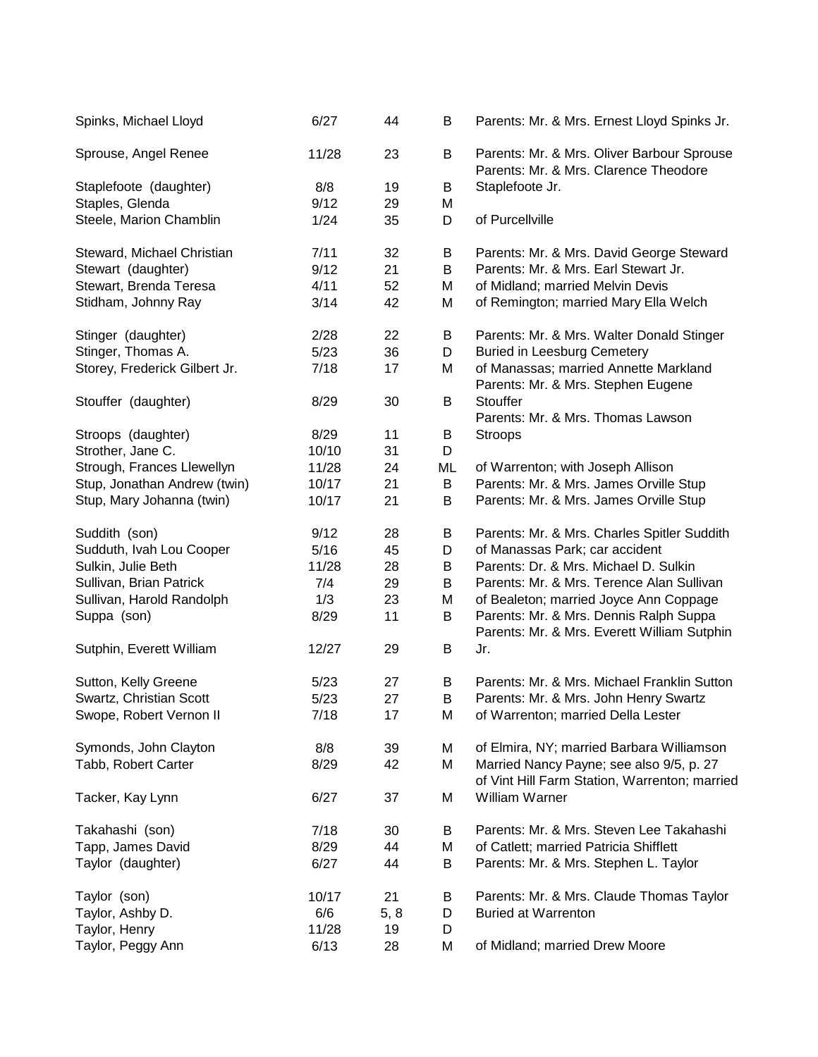| | | | | |
|---|---|---|---|---|
| Spinks, Michael Lloyd | 6/27 | 44 | B | Parents: Mr. & Mrs. Ernest Lloyd Spinks Jr. |
| Sprouse, Angel Renee | 11/28 | 23 | B | Parents: Mr. & Mrs. Oliver Barbour Sprouse |
| Staplefoote (daughter) | 8/8 | 19 | B | Parents: Mr. & Mrs. Clarence Theodore Staplefoote Jr. |
| Staples, Glenda | 9/12 | 29 | M | |
| Steele, Marion Chamblin | 1/24 | 35 | D | of Purcellville |
| Steward, Michael Christian | 7/11 | 32 | B | Parents: Mr. & Mrs. David George Steward |
| Stewart (daughter) | 9/12 | 21 | B | Parents: Mr. & Mrs. Earl Stewart Jr. |
| Stewart, Brenda Teresa | 4/11 | 52 | M | of Midland; married Melvin Devis |
| Stidham, Johnny Ray | 3/14 | 42 | M | of Remington; married Mary Ella Welch |
| Stinger (daughter) | 2/28 | 22 | B | Parents: Mr. & Mrs. Walter Donald Stinger |
| Stinger, Thomas A. | 5/23 | 36 | D | Buried in Leesburg Cemetery |
| Storey, Frederick Gilbert Jr. | 7/18 | 17 | M | of Manassas; married Annette Markland |
| Stouffer (daughter) | 8/29 | 30 | B | Parents: Mr. & Mrs. Stephen Eugene Stouffer |
| Stroops (daughter) | 8/29 | 11 | B | Parents: Mr. & Mrs. Thomas Lawson Stroops |
| Strother, Jane C. | 10/10 | 31 | D | |
| Strough, Frances Llewellyn | 11/28 | 24 | ML | of Warrenton; with Joseph Allison |
| Stup, Jonathan Andrew (twin) | 10/17 | 21 | B | Parents: Mr. & Mrs. James Orville Stup |
| Stup, Mary Johanna (twin) | 10/17 | 21 | B | Parents: Mr. & Mrs. James Orville Stup |
| Suddith (son) | 9/12 | 28 | B | Parents: Mr. & Mrs. Charles Spitler Suddith |
| Sudduth, Ivah Lou Cooper | 5/16 | 45 | D | of Manassas Park; car accident |
| Sulkin, Julie Beth | 11/28 | 28 | B | Parents: Dr. & Mrs. Michael D. Sulkin |
| Sullivan, Brian Patrick | 7/4 | 29 | B | Parents: Mr. & Mrs. Terence Alan Sullivan |
| Sullivan, Harold Randolph | 1/3 | 23 | M | of Bealeton; married Joyce Ann Coppage |
| Suppa (son) | 8/29 | 11 | B | Parents: Mr. & Mrs. Dennis Ralph Suppa |
| Sutphin, Everett William | 12/27 | 29 | B | Parents: Mr. & Mrs. Everett William Sutphin Jr. |
| Sutton, Kelly Greene | 5/23 | 27 | B | Parents: Mr. & Mrs. Michael Franklin Sutton |
| Swartz, Christian Scott | 5/23 | 27 | B | Parents: Mr. & Mrs. John Henry Swartz |
| Swope, Robert Vernon II | 7/18 | 17 | M | of Warrenton; married Della Lester |
| Symonds, John Clayton | 8/8 | 39 | M | of Elmira, NY; married Barbara Williamson |
| Tabb, Robert Carter | 8/29 | 42 | M | Married Nancy Payne; see also 9/5, p. 27 |
| Tacker, Kay Lynn | 6/27 | 37 | M | of Vint Hill Farm Station, Warrenton; married William Warner |
| Takahashi (son) | 7/18 | 30 | B | Parents: Mr. & Mrs. Steven Lee Takahashi |
| Tapp, James David | 8/29 | 44 | M | of Catlett; married Patricia Shifflett |
| Taylor (daughter) | 6/27 | 44 | B | Parents: Mr. & Mrs. Stephen L. Taylor |
| Taylor (son) | 10/17 | 21 | B | Parents: Mr. & Mrs. Claude Thomas Taylor |
| Taylor, Ashby D. | 6/6 | 5, 8 | D | Buried at Warrenton |
| Taylor, Henry | 11/28 | 19 | D | |
| Taylor, Peggy Ann | 6/13 | 28 | M | of Midland; married Drew Moore |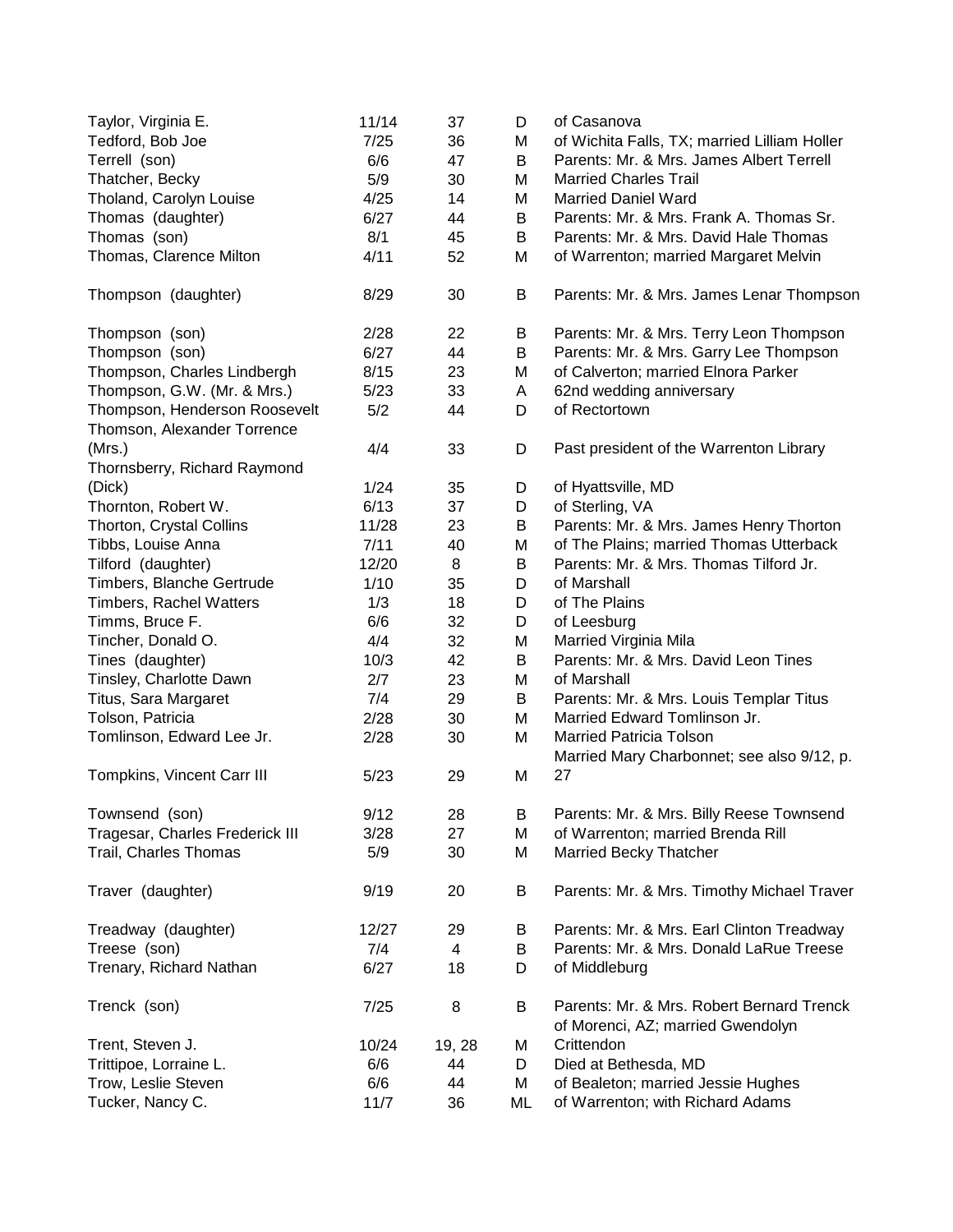| | | | | |
|---|---|---|---|---|
| Taylor, Virginia E. | 11/14 | 37 | D | of Casanova |
| Tedford, Bob Joe | 7/25 | 36 | M | of Wichita Falls, TX; married Lilliam Holler |
| Terrell (son) | 6/6 | 47 | B | Parents: Mr. & Mrs. James Albert Terrell |
| Thatcher, Becky | 5/9 | 30 | M | Married Charles Trail |
| Tholand, Carolyn Louise | 4/25 | 14 | M | Married Daniel Ward |
| Thomas (daughter) | 6/27 | 44 | B | Parents: Mr. & Mrs. Frank A. Thomas Sr. |
| Thomas (son) | 8/1 | 45 | B | Parents: Mr. & Mrs. David Hale Thomas |
| Thomas, Clarence Milton | 4/11 | 52 | M | of Warrenton; married Margaret Melvin |
| Thompson (daughter) | 8/29 | 30 | B | Parents: Mr. & Mrs. James Lenar Thompson |
| Thompson (son) | 2/28 | 22 | B | Parents: Mr. & Mrs. Terry Leon Thompson |
| Thompson (son) | 6/27 | 44 | B | Parents: Mr. & Mrs. Garry Lee Thompson |
| Thompson, Charles Lindbergh | 8/15 | 23 | M | of Calverton; married Elnora Parker |
| Thompson, G.W. (Mr. & Mrs.) | 5/23 | 33 | A | 62nd wedding anniversary |
| Thompson, Henderson Roosevelt | 5/2 | 44 | D | of Rectortown |
| Thomson, Alexander Torrence (Mrs.) | 4/4 | 33 | D | Past president of the Warrenton Library |
| Thornsberry, Richard Raymond (Dick) | 1/24 | 35 | D | of Hyattsville, MD |
| Thornton, Robert W. | 6/13 | 37 | D | of Sterling, VA |
| Thorton, Crystal Collins | 11/28 | 23 | B | Parents: Mr. & Mrs. James Henry Thorton |
| Tibbs, Louise Anna | 7/11 | 40 | M | of The Plains; married Thomas Utterback |
| Tilford (daughter) | 12/20 | 8 | B | Parents: Mr. & Mrs. Thomas Tilford Jr. |
| Timbers, Blanche Gertrude | 1/10 | 35 | D | of Marshall |
| Timbers, Rachel Watters | 1/3 | 18 | D | of The Plains |
| Timms, Bruce F. | 6/6 | 32 | D | of Leesburg |
| Tincher, Donald O. | 4/4 | 32 | M | Married Virginia Mila |
| Tines (daughter) | 10/3 | 42 | B | Parents: Mr. & Mrs. David Leon Tines |
| Tinsley, Charlotte Dawn | 2/7 | 23 | M | of Marshall |
| Titus, Sara Margaret | 7/4 | 29 | B | Parents: Mr. & Mrs. Louis Templar Titus |
| Tolson, Patricia | 2/28 | 30 | M | Married Edward Tomlinson Jr. |
| Tomlinson, Edward Lee Jr. | 2/28 | 30 | M | Married Patricia Tolson |
| Tompkins, Vincent Carr III | 5/23 | 29 | M | Married Mary Charbonnet; see also 9/12, p. 27 |
| Townsend (son) | 9/12 | 28 | B | Parents: Mr. & Mrs. Billy Reese Townsend |
| Tragesar, Charles Frederick III | 3/28 | 27 | M | of Warrenton; married Brenda Rill |
| Trail, Charles Thomas | 5/9 | 30 | M | Married Becky Thatcher |
| Traver (daughter) | 9/19 | 20 | B | Parents: Mr. & Mrs. Timothy Michael Traver |
| Treadway (daughter) | 12/27 | 29 | B | Parents: Mr. & Mrs. Earl Clinton Treadway |
| Treese (son) | 7/4 | 4 | B | Parents: Mr. & Mrs. Donald LaRue Treese |
| Trenary, Richard Nathan | 6/27 | 18 | D | of Middleburg |
| Trenck (son) | 7/25 | 8 | B | Parents: Mr. & Mrs. Robert Bernard Trenck |
| Trent, Steven J. | 10/24 | 19, 28 | M | of Morenci, AZ; married Gwendolyn Crittendon |
| Trittipoe, Lorraine L. | 6/6 | 44 | D | Died at Bethesda, MD |
| Trow, Leslie Steven | 6/6 | 44 | M | of Bealeton; married Jessie Hughes |
| Tucker, Nancy C. | 11/7 | 36 | ML | of Warrenton; with Richard Adams |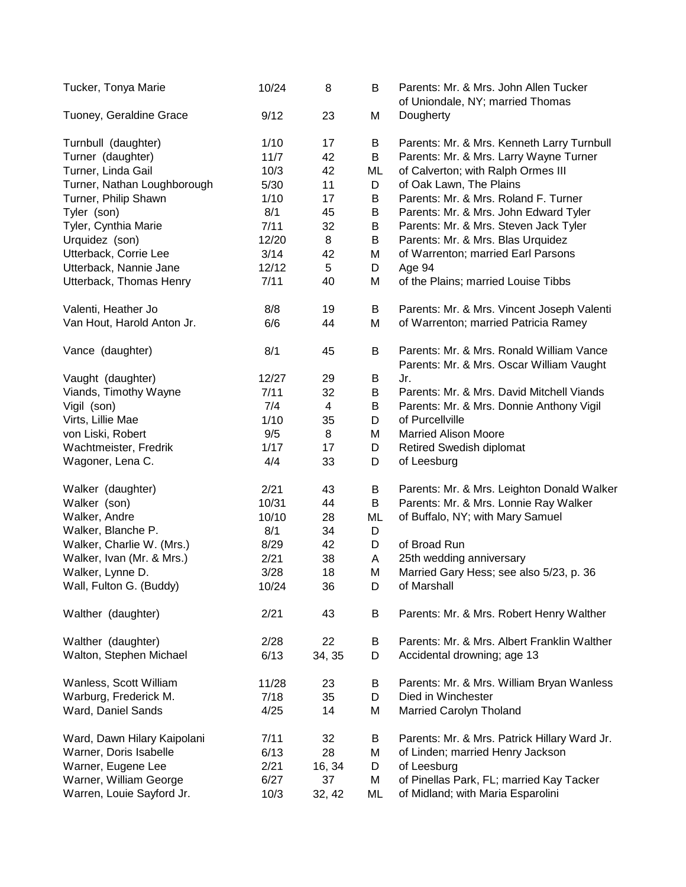| | | | | |
|---|---|---|---|---|
| Tucker, Tonya Marie | 10/24 | 8 | B | Parents: Mr. & Mrs. John Allen Tucker |
| Tuoney, Geraldine Grace | 9/12 | 23 | M | of Uniondale, NY; married Thomas Dougherty |
| Turnbull (daughter) | 1/10 | 17 | B | Parents: Mr. & Mrs. Kenneth Larry Turnbull |
| Turner (daughter) | 11/7 | 42 | B | Parents: Mr. & Mrs. Larry Wayne Turner |
| Turner, Linda Gail | 10/3 | 42 | ML | of Calverton; with Ralph Ormes III |
| Turner, Nathan Loughborough | 5/30 | 11 | D | of Oak Lawn, The Plains |
| Turner, Philip Shawn | 1/10 | 17 | B | Parents: Mr. & Mrs. Roland F. Turner |
| Tyler (son) | 8/1 | 45 | B | Parents: Mr. & Mrs. John Edward Tyler |
| Tyler, Cynthia Marie | 7/11 | 32 | B | Parents: Mr. & Mrs. Steven Jack Tyler |
| Urquidez (son) | 12/20 | 8 | B | Parents: Mr. & Mrs. Blas Urquidez |
| Utterback, Corrie Lee | 3/14 | 42 | M | of Warrenton; married Earl Parsons |
| Utterback, Nannie Jane | 12/12 | 5 | D | Age 94 |
| Utterback, Thomas Henry | 7/11 | 40 | M | of the Plains; married Louise Tibbs |
| Valenti, Heather Jo | 8/8 | 19 | B | Parents: Mr. & Mrs. Vincent Joseph Valenti |
| Van Hout, Harold Anton Jr. | 6/6 | 44 | M | of Warrenton; married Patricia Ramey |
| Vance (daughter) | 8/1 | 45 | B | Parents: Mr. & Mrs. Ronald William Vance |
| Vaught (daughter) | 12/27 | 29 | B | Parents: Mr. & Mrs. Oscar William Vaught Jr. |
| Viands, Timothy Wayne | 7/11 | 32 | B | Parents: Mr. & Mrs. David Mitchell Viands |
| Vigil (son) | 7/4 | 4 | B | Parents: Mr. & Mrs. Donnie Anthony Vigil |
| Virts, Lillie Mae | 1/10 | 35 | D | of Purcellville |
| von Liski, Robert | 9/5 | 8 | M | Married Alison Moore |
| Wachtmeister, Fredrik | 1/17 | 17 | D | Retired Swedish diplomat |
| Wagoner, Lena C. | 4/4 | 33 | D | of Leesburg |
| Walker (daughter) | 2/21 | 43 | B | Parents: Mr. & Mrs. Leighton Donald Walker |
| Walker (son) | 10/31 | 44 | B | Parents: Mr. & Mrs. Lonnie Ray Walker |
| Walker, Andre | 10/10 | 28 | ML | of Buffalo, NY; with Mary Samuel |
| Walker, Blanche P. | 8/1 | 34 | D | |
| Walker, Charlie W. (Mrs.) | 8/29 | 42 | D | of Broad Run |
| Walker, Ivan (Mr. & Mrs.) | 2/21 | 38 | A | 25th wedding anniversary |
| Walker, Lynne D. | 3/28 | 18 | M | Married Gary Hess; see also 5/23, p. 36 |
| Wall, Fulton G. (Buddy) | 10/24 | 36 | D | of Marshall |
| Walther (daughter) | 2/21 | 43 | B | Parents: Mr. & Mrs. Robert Henry Walther |
| Walther (daughter) | 2/28 | 22 | B | Parents: Mr. & Mrs. Albert Franklin Walther |
| Walton, Stephen Michael | 6/13 | 34, 35 | D | Accidental drowning; age 13 |
| Wanless, Scott William | 11/28 | 23 | B | Parents: Mr. & Mrs. William Bryan Wanless |
| Warburg, Frederick M. | 7/18 | 35 | D | Died in Winchester |
| Ward, Daniel Sands | 4/25 | 14 | M | Married Carolyn Tholand |
| Ward, Dawn Hilary Kaipolani | 7/11 | 32 | B | Parents: Mr. & Mrs. Patrick Hillary Ward Jr. |
| Warner, Doris Isabelle | 6/13 | 28 | M | of Linden; married Henry Jackson |
| Warner, Eugene Lee | 2/21 | 16, 34 | D | of Leesburg |
| Warner, William George | 6/27 | 37 | M | of Pinellas Park, FL; married Kay Tacker |
| Warren, Louie Sayford Jr. | 10/3 | 32, 42 | ML | of Midland; with Maria Esparolini |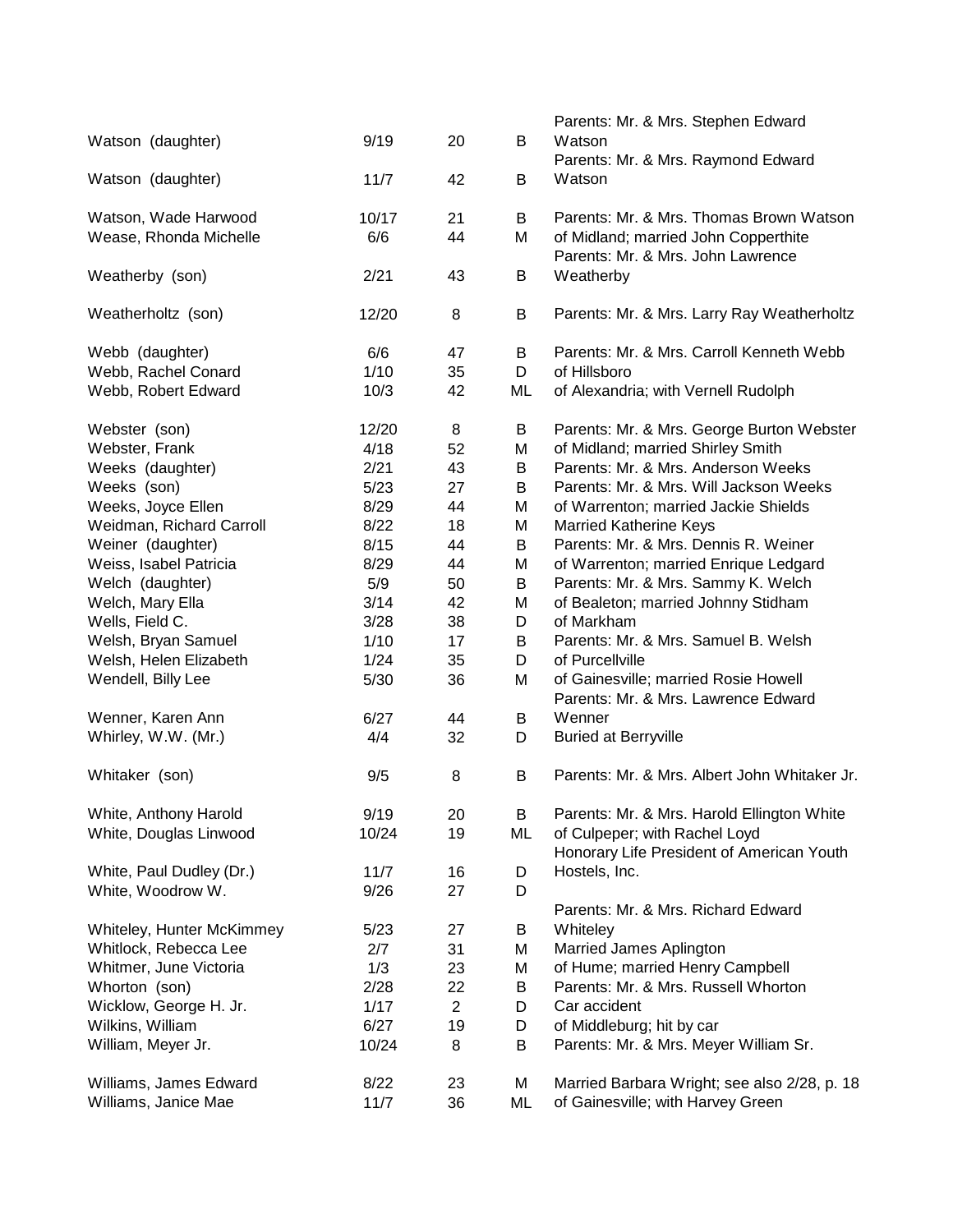| | | | | |
|---|---|---|---|---|
| Watson (daughter) | 9/19 | 20 | B | Parents: Mr. & Mrs. Stephen Edward Watson |
| Watson (daughter) | 11/7 | 42 | B | Parents: Mr. & Mrs. Raymond Edward Watson |
| Watson, Wade Harwood | 10/17 | 21 | B | Parents: Mr. & Mrs. Thomas Brown Watson |
| Wease, Rhonda Michelle | 6/6 | 44 | M | of Midland; married John Copperthite |
| Weatherby (son) | 2/21 | 43 | B | Parents: Mr. & Mrs. John Lawrence Weatherby |
| Weatherholtz (son) | 12/20 | 8 | B | Parents: Mr. & Mrs. Larry Ray Weatherholtz |
| Webb (daughter) | 6/6 | 47 | B | Parents: Mr. & Mrs. Carroll Kenneth Webb |
| Webb, Rachel Conard | 1/10 | 35 | D | of Hillsboro |
| Webb, Robert Edward | 10/3 | 42 | ML | of Alexandria; with Vernell Rudolph |
| Webster (son) | 12/20 | 8 | B | Parents: Mr. & Mrs. George Burton Webster |
| Webster, Frank | 4/18 | 52 | M | of Midland; married Shirley Smith |
| Weeks (daughter) | 2/21 | 43 | B | Parents: Mr. & Mrs. Anderson Weeks |
| Weeks (son) | 5/23 | 27 | B | Parents: Mr. & Mrs. Will Jackson Weeks |
| Weeks, Joyce Ellen | 8/29 | 44 | M | of Warrenton; married Jackie Shields |
| Weidman, Richard Carroll | 8/22 | 18 | M | Married Katherine Keys |
| Weiner (daughter) | 8/15 | 44 | B | Parents: Mr. & Mrs. Dennis R. Weiner |
| Weiss, Isabel Patricia | 8/29 | 44 | M | of Warrenton; married Enrique Ledgard |
| Welch (daughter) | 5/9 | 50 | B | Parents: Mr. & Mrs. Sammy K. Welch |
| Welch, Mary Ella | 3/14 | 42 | M | of Bealeton; married Johnny Stidham |
| Wells, Field C. | 3/28 | 38 | D | of Markham |
| Welsh, Bryan Samuel | 1/10 | 17 | B | Parents: Mr. & Mrs. Samuel B. Welsh |
| Welsh, Helen Elizabeth | 1/24 | 35 | D | of Purcellville |
| Wendell, Billy Lee | 5/30 | 36 | M | of Gainesville; married Rosie Howell |
| Wenner, Karen Ann | 6/27 | 44 | B | Parents: Mr. & Mrs. Lawrence Edward Wenner |
| Whirley, W.W. (Mr.) | 4/4 | 32 | D | Buried at Berryville |
| Whitaker (son) | 9/5 | 8 | B | Parents: Mr. & Mrs. Albert John Whitaker Jr. |
| White, Anthony Harold | 9/19 | 20 | B | Parents: Mr. & Mrs. Harold Ellington White |
| White, Douglas Linwood | 10/24 | 19 | ML | of Culpeper; with Rachel Loyd |
| White, Paul Dudley (Dr.) | 11/7 | 16 | D | Honorary Life President of American Youth Hostels, Inc. |
| White, Woodrow W. | 9/26 | 27 | D | |
| Whiteley, Hunter McKimmey | 5/23 | 27 | B | Parents: Mr. & Mrs. Richard Edward Whiteley |
| Whitlock, Rebecca Lee | 2/7 | 31 | M | Married James Aplington |
| Whitmer, June Victoria | 1/3 | 23 | M | of Hume; married Henry Campbell |
| Whorton (son) | 2/28 | 22 | B | Parents: Mr. & Mrs. Russell Whorton |
| Wicklow, George H. Jr. | 1/17 | 2 | D | Car accident |
| Wilkins, William | 6/27 | 19 | D | of Middleburg; hit by car |
| William, Meyer Jr. | 10/24 | 8 | B | Parents: Mr. & Mrs. Meyer William Sr. |
| Williams, James Edward | 8/22 | 23 | M | Married Barbara Wright; see also 2/28, p. 18 |
| Williams, Janice Mae | 11/7 | 36 | ML | of Gainesville; with Harvey Green |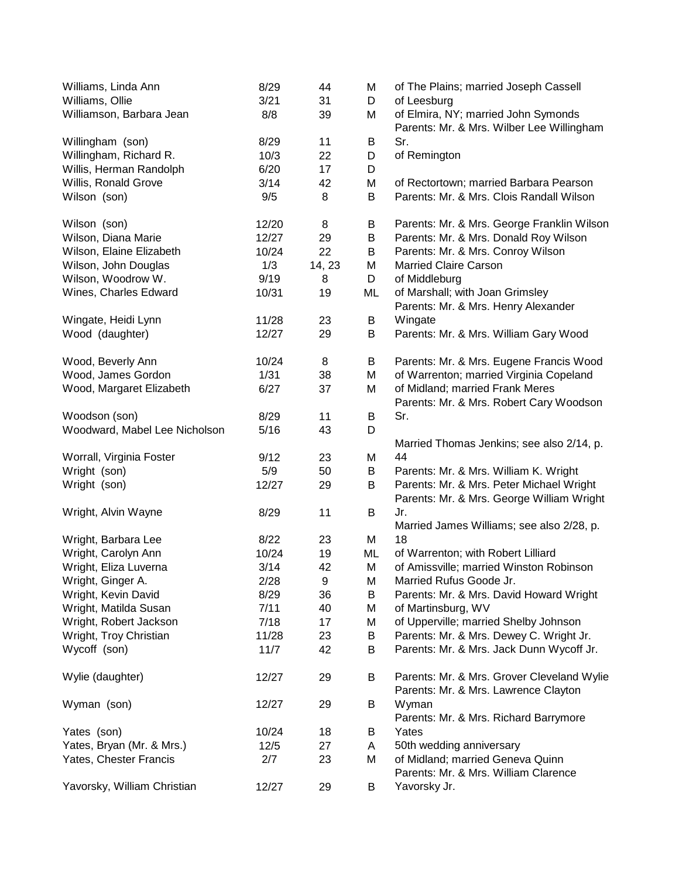| | | | | |
|---|---|---|---|---|
| Williams, Linda Ann | 8/29 | 44 | M | of The Plains; married Joseph Cassell |
| Williams, Ollie | 3/21 | 31 | D | of Leesburg |
| Williamson, Barbara Jean | 8/8 | 39 | M | of Elmira, NY; married John Symonds |
| Willingham (son) | 8/29 | 11 | B | Parents: Mr. & Mrs. Wilber Lee Willingham Sr. |
| Willingham, Richard R. | 10/3 | 22 | D | of Remington |
| Willis, Herman Randolph | 6/20 | 17 | D | |
| Willis, Ronald Grove | 3/14 | 42 | M | of Rectortown; married Barbara Pearson |
| Wilson (son) | 9/5 | 8 | B | Parents: Mr. & Mrs. Clois Randall Wilson |
| Wilson (son) | 12/20 | 8 | B | Parents: Mr. & Mrs. George Franklin Wilson |
| Wilson, Diana Marie | 12/27 | 29 | B | Parents: Mr. & Mrs. Donald Roy Wilson |
| Wilson, Elaine Elizabeth | 10/24 | 22 | B | Parents: Mr. & Mrs. Conroy Wilson |
| Wilson, John Douglas | 1/3 | 14, 23 | M | Married Claire Carson |
| Wilson, Woodrow W. | 9/19 | 8 | D | of Middleburg |
| Wines, Charles Edward | 10/31 | 19 | ML | of Marshall; with Joan Grimsley |
| Wingate, Heidi Lynn | 11/28 | 23 | B | Parents: Mr. & Mrs. Henry Alexander Wingate |
| Wood (daughter) | 12/27 | 29 | B | Parents: Mr. & Mrs. William Gary Wood |
| Wood, Beverly Ann | 10/24 | 8 | B | Parents: Mr. & Mrs. Eugene Francis Wood |
| Wood, James Gordon | 1/31 | 38 | M | of Warrenton; married Virginia Copeland |
| Wood, Margaret Elizabeth | 6/27 | 37 | M | of Midland; married Frank Meres |
| Woodson (son) | 8/29 | 11 | B | Parents: Mr. & Mrs. Robert Cary Woodson Sr. |
| Woodward, Mabel Lee Nicholson | 5/16 | 43 | D | |
| Worrall, Virginia Foster | 9/12 | 23 | M | Married Thomas Jenkins; see also 2/14, p. 44 |
| Wright (son) | 5/9 | 50 | B | Parents: Mr. & Mrs. William K. Wright |
| Wright (son) | 12/27 | 29 | B | Parents: Mr. & Mrs. Peter Michael Wright |
| Wright, Alvin Wayne | 8/29 | 11 | B | Parents: Mr. & Mrs. George William Wright Jr. |
| Wright, Barbara Lee | 8/22 | 23 | M | Married James Williams; see also 2/28, p. 18 |
| Wright, Carolyn Ann | 10/24 | 19 | ML | of Warrenton; with Robert Lilliard |
| Wright, Eliza Luverna | 3/14 | 42 | M | of Amissville; married Winston Robinson |
| Wright, Ginger A. | 2/28 | 9 | M | Married Rufus Goode Jr. |
| Wright, Kevin David | 8/29 | 36 | B | Parents: Mr. & Mrs. David Howard Wright |
| Wright, Matilda Susan | 7/11 | 40 | M | of Martinsburg, WV |
| Wright, Robert Jackson | 7/18 | 17 | M | of Upperville; married Shelby Johnson |
| Wright, Troy Christian | 11/28 | 23 | B | Parents: Mr. & Mrs. Dewey C. Wright Jr. |
| Wycoff (son) | 11/7 | 42 | B | Parents: Mr. & Mrs. Jack Dunn Wycoff Jr. |
| Wylie (daughter) | 12/27 | 29 | B | Parents: Mr. & Mrs. Grover Cleveland Wylie |
| Wyman (son) | 12/27 | 29 | B | Parents: Mr. & Mrs. Lawrence Clayton Wyman |
| Yates (son) | 10/24 | 18 | B | Parents: Mr. & Mrs. Richard Barrymore Yates |
| Yates, Bryan (Mr. & Mrs.) | 12/5 | 27 | A | 50th wedding anniversary |
| Yates, Chester Francis | 2/7 | 23 | M | of Midland; married Geneva Quinn |
| Yavorsky, William Christian | 12/27 | 29 | B | Parents: Mr. & Mrs. William Clarence Yavorsky Jr. |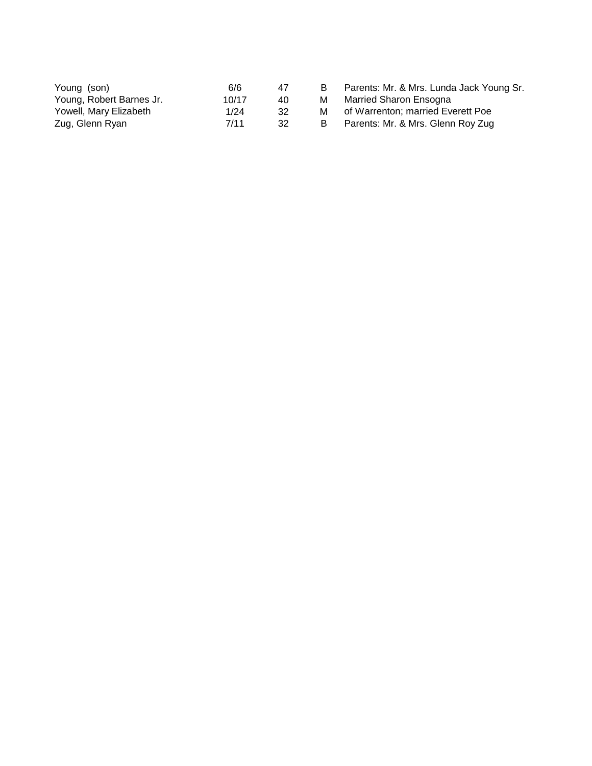| | | | | |
|---|---|---|---|---|
| Young (son) | 6/6 | 47 | B | Parents: Mr. & Mrs. Lunda Jack Young Sr. |
| Young, Robert Barnes Jr. | 10/17 | 40 | M | Married Sharon Ensogna |
| Yowell, Mary Elizabeth | 1/24 | 32 | M | of Warrenton; married Everett Poe |
| Zug, Glenn Ryan | 7/11 | 32 | B | Parents: Mr. & Mrs. Glenn Roy Zug |